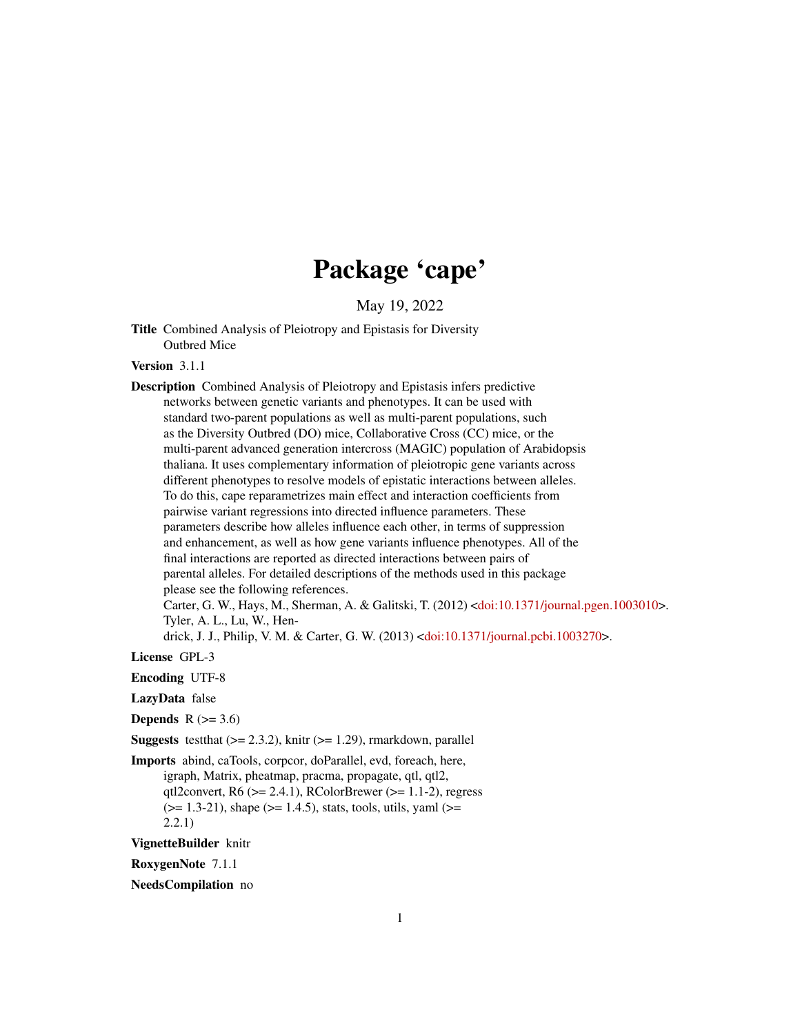# Package 'cape'

May 19, 2022

**Title** Combined Analysis of Pleiotropy and Epistasis for Diversity Outbred Mice

**Version** 3.1.1

**Description** Combined Analysis of Pleiotropy and Epistasis infers predictive networks between genetic variants and phenotypes. It can be used with standard two-parent populations as well as multi-parent populations, such as the Diversity Outbred (DO) mice, Collaborative Cross (CC) mice, or the multi-parent advanced generation intercross (MAGIC) population of Arabidopsis thaliana. It uses complementary information of pleiotropic gene variants across different phenotypes to resolve models of epistatic interactions between alleles. To do this, cape reparametrizes main effect and interaction coefficients from pairwise variant regressions into directed influence parameters. These parameters describe how alleles influence each other, in terms of suppression and enhancement, as well as how gene variants influence phenotypes. All of the final interactions are reported as directed interactions between pairs of parental alleles. For detailed descriptions of the methods used in this package please see the following references.
Carter, G. W., Hays, M., Sherman, A. & Galitski, T. (2012) <doi:10.1371/journal.pgen.1003010>.
Tyler, A. L., Lu, W., Hendrick, J. J., Philip, V. M. & Carter, G. W. (2013) <doi:10.1371/journal.pcbi.1003270>.

**License** GPL-3

**Encoding** UTF-8

**LazyData** false

**Depends** R (>= 3.6)

**Suggests** testthat (>= 2.3.2), knitr (>= 1.29), rmarkdown, parallel

**Imports** abind, caTools, corpcor, doParallel, evd, foreach, here, igraph, Matrix, pheatmap, pracma, propagate, qtl, qtl2, qtl2convert, R6 (>= 2.4.1), RColorBrewer (>= 1.1-2), regress (>= 1.3-21), shape (>= 1.4.5), stats, tools, utils, yaml (>= 2.2.1)

**VignetteBuilder** knitr

**RoxygenNote** 7.1.1

**NeedsCompilation** no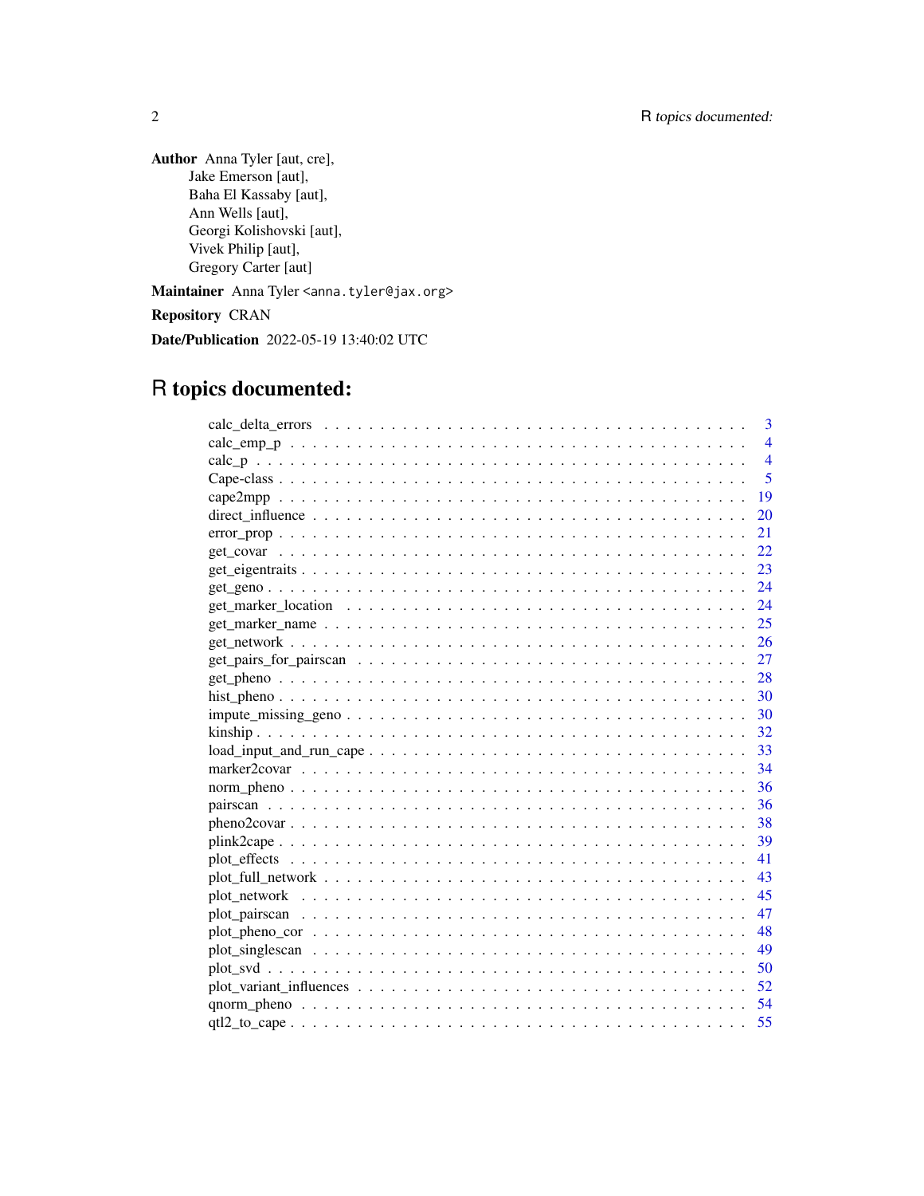**Author** Anna Tyler [aut, cre],
Jake Emerson [aut],
Baha El Kassaby [aut],
Ann Wells [aut],
Georgi Kolishovski [aut],
Vivek Philip [aut],
Gregory Carter [aut]

**Maintainer** Anna Tyler <anna.tyler@jax.org>

**Repository** CRAN

**Date/Publication** 2022-05-19 13:40:02 UTC

# R topics documented:

| | |
|---|---|
| calc_delta_errors | 3 |
| calc_emp_p | 4 |
| calc_p | 4 |
| Cape-class | 5 |
| cape2mpp | 19 |
| direct_influence | 20 |
| error_prop | 21 |
| get_covar | 22 |
| get_eigentraits | 23 |
| get_geno | 24 |
| get_marker_location | 24 |
| get_marker_name | 25 |
| get_network | 26 |
| get_pairs_for_pairscan | 27 |
| get_pheno | 28 |
| hist_pheno | 30 |
| impute_missing_geno | 30 |
| kinship | 32 |
| load_input_and_run_cape | 33 |
| marker2covar | 34 |
| norm_pheno | 36 |
| pairscan | 36 |
| pheno2covar | 38 |
| plink2cape | 39 |
| plot_effects | 41 |
| plot_full_network | 43 |
| plot_network | 45 |
| plot_pairscan | 47 |
| plot_pheno_cor | 48 |
| plot_singlescan | 49 |
| plot_svd | 50 |
| plot_variant_influences | 52 |
| qnorm_pheno | 54 |
| qtl2_to_cape | 55 |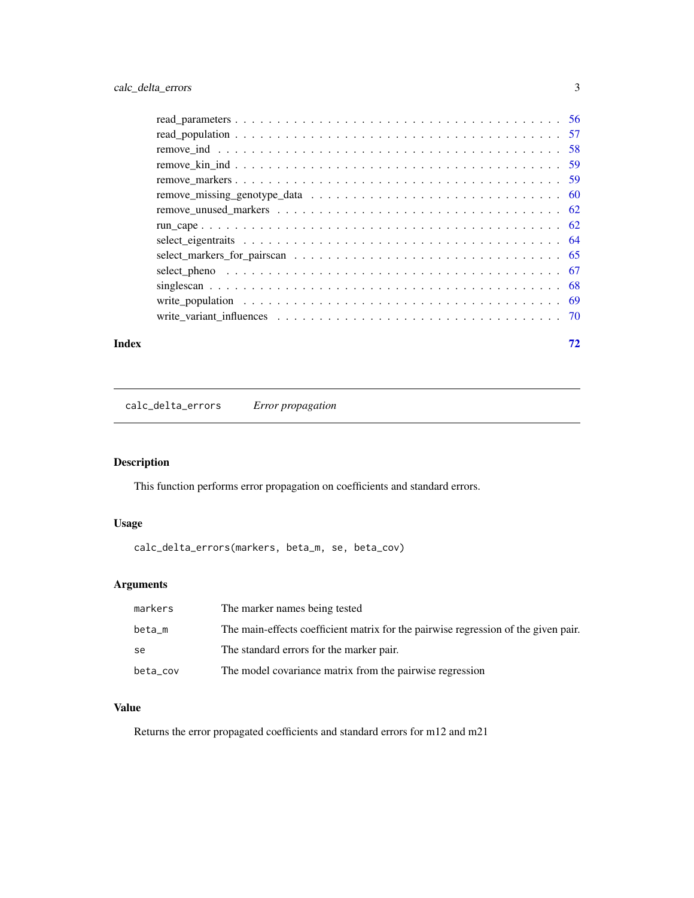read_parameters . . . . . . . . . . . . . . . . . . . . . . . . . . . . . . . . . . . . 56
read_population . . . . . . . . . . . . . . . . . . . . . . . . . . . . . . . . . . . . 57
remove_ind . . . . . . . . . . . . . . . . . . . . . . . . . . . . . . . . . . . . . . 58
remove_kin_ind . . . . . . . . . . . . . . . . . . . . . . . . . . . . . . . . . . . . 59
remove_markers . . . . . . . . . . . . . . . . . . . . . . . . . . . . . . . . . . . . 59
remove_missing_genotype_data . . . . . . . . . . . . . . . . . . . . . . . . . . . . 60
remove_unused_markers . . . . . . . . . . . . . . . . . . . . . . . . . . . . . . . . 62
run_cape . . . . . . . . . . . . . . . . . . . . . . . . . . . . . . . . . . . . . . . 62
select_eigentraits . . . . . . . . . . . . . . . . . . . . . . . . . . . . . . . . . . 64
select_markers_for_pairscan . . . . . . . . . . . . . . . . . . . . . . . . . . . . . 65
select_pheno . . . . . . . . . . . . . . . . . . . . . . . . . . . . . . . . . . . . . 67
singlescan . . . . . . . . . . . . . . . . . . . . . . . . . . . . . . . . . . . . . . 68
write_population . . . . . . . . . . . . . . . . . . . . . . . . . . . . . . . . . . . 69
write_variant_influences . . . . . . . . . . . . . . . . . . . . . . . . . . . . . . . 70

**Index** **72**

---

# calc_delta_errors *Error propagation*

## Description

This function performs error propagation on coefficients and standard errors.

## Usage

```
calc_delta_errors(markers, beta_m, se, beta_cov)
```

## Arguments

| | |
|---|---|
| markers | The marker names being tested |
| beta_m | The main-effects coefficient matrix for the pairwise regression of the given pair. |
| se | The standard errors for the marker pair. |
| beta_cov | The model covariance matrix from the pairwise regression |

## Value

Returns the error propagated coefficients and standard errors for m12 and m21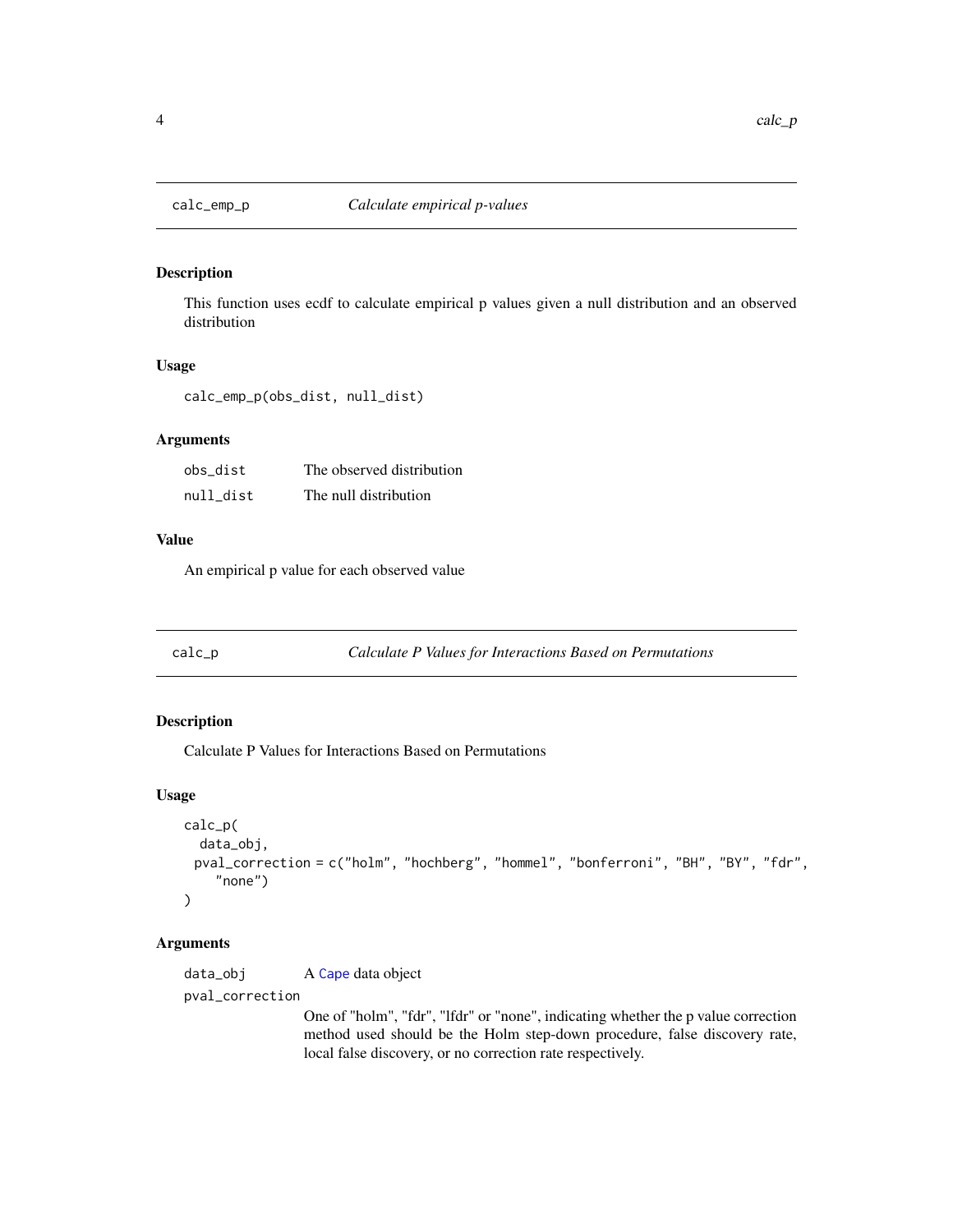## calc_emp_p — *Calculate empirical p-values*

### Description

This function uses ecdf to calculate empirical p values given a null distribution and an observed distribution

### Usage

```
calc_emp_p(obs_dist, null_dist)
```

### Arguments

| | |
|---|---|
| obs_dist | The observed distribution |
| null_dist | The null distribution |

### Value

An empirical p value for each observed value

## calc_p — *Calculate P Values for Interactions Based on Permutations*

### Description

Calculate P Values for Interactions Based on Permutations

### Usage

```
calc_p(
  data_obj,
  pval_correction = c("holm", "hochberg", "hommel", "bonferroni", "BH", "BY", "fdr",
    "none")
)
```

### Arguments

| | |
|---|---|
| data_obj | A Cape data object |
| pval_correction | One of "holm", "fdr", "lfdr" or "none", indicating whether the p value correction method used should be the Holm step-down procedure, false discovery rate, local false discovery, or no correction rate respectively. |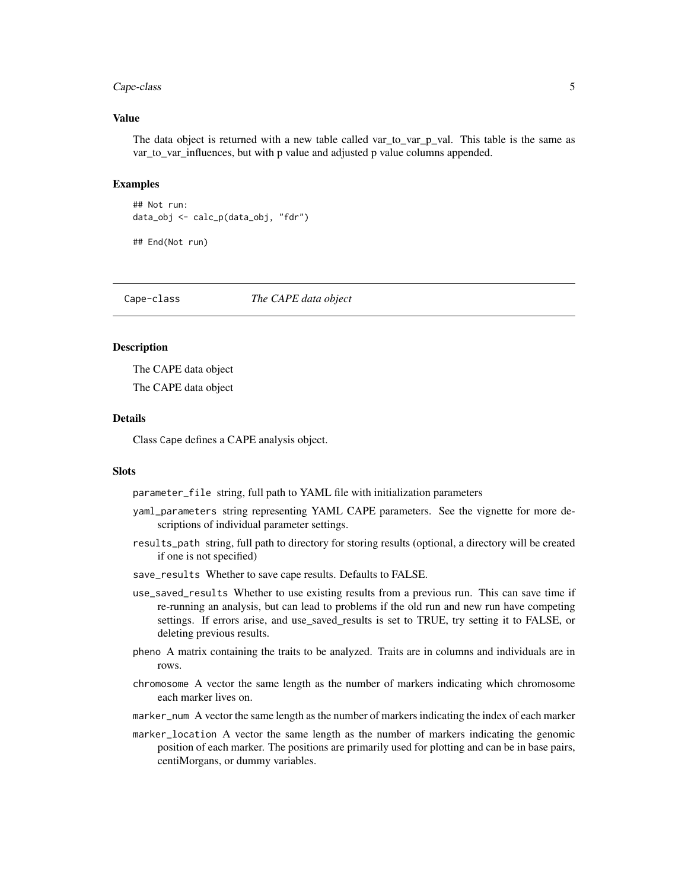### Value

The data object is returned with a new table called var_to_var_p_val. This table is the same as var_to_var_influences, but with p value and adjusted p value columns appended.

### Examples

```
## Not run:
data_obj <- calc_p(data_obj, "fdr")

## End(Not run)
```

---

## Cape-class *The CAPE data object*

---

### Description

The CAPE data object

The CAPE data object

### Details

Class Cape defines a CAPE analysis object.

### Slots

- `parameter_file` string, full path to YAML file with initialization parameters
- `yaml_parameters` string representing YAML CAPE parameters. See the vignette for more descriptions of individual parameter settings.
- `results_path` string, full path to directory for storing results (optional, a directory will be created if one is not specified)
- `save_results` Whether to save cape results. Defaults to FALSE.
- `use_saved_results` Whether to use existing results from a previous run. This can save time if re-running an analysis, but can lead to problems if the old run and new run have competing settings. If errors arise, and use_saved_results is set to TRUE, try setting it to FALSE, or deleting previous results.
- `pheno` A matrix containing the traits to be analyzed. Traits are in columns and individuals are in rows.
- `chromosome` A vector the same length as the number of markers indicating which chromosome each marker lives on.
- `marker_num` A vector the same length as the number of markers indicating the index of each marker
- `marker_location` A vector the same length as the number of markers indicating the genomic position of each marker. The positions are primarily used for plotting and can be in base pairs, centiMorgans, or dummy variables.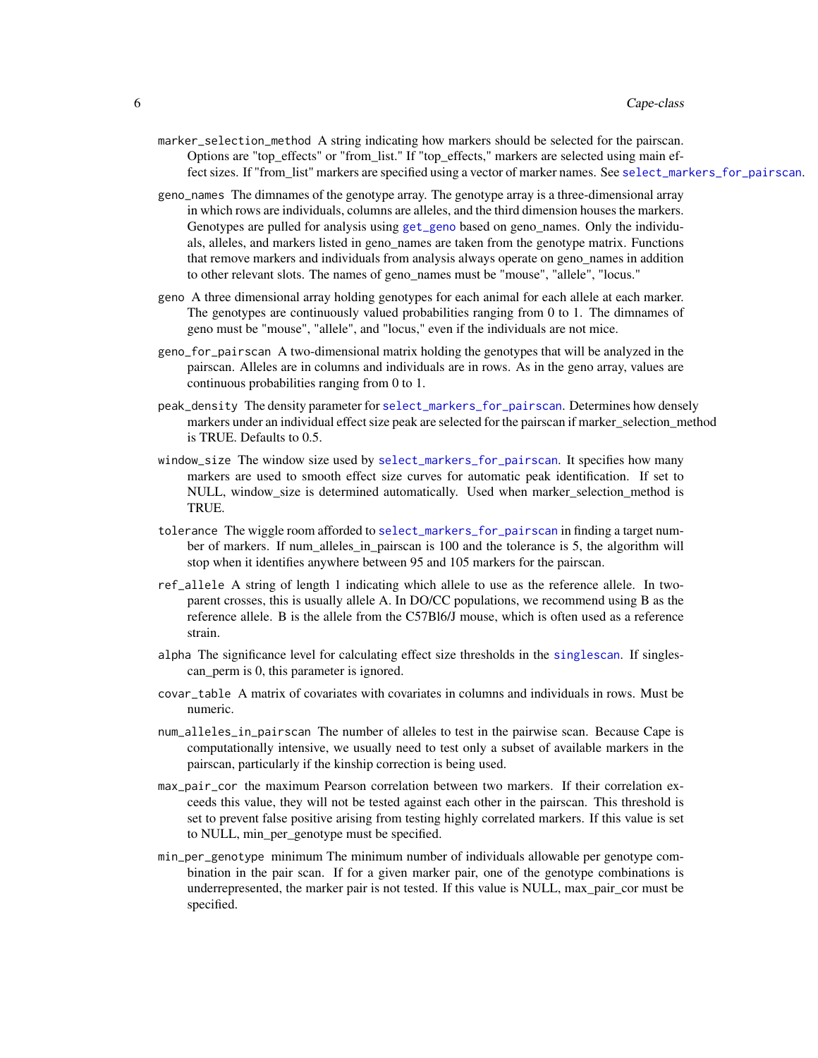`marker_selection_method` A string indicating how markers should be selected for the pairscan. Options are "top_effects" or "from_list." If "top_effects," markers are selected using main effect sizes. If "from_list" markers are specified using a vector of marker names. See select_markers_for_pairscan.

`geno_names` The dimnames of the genotype array. The genotype array is a three-dimensional array in which rows are individuals, columns are alleles, and the third dimension houses the markers. Genotypes are pulled for analysis using get_geno based on geno_names. Only the individuals, alleles, and markers listed in geno_names are taken from the genotype matrix. Functions that remove markers and individuals from analysis always operate on geno_names in addition to other relevant slots. The names of geno_names must be "mouse", "allele", "locus."

`geno` A three dimensional array holding genotypes for each animal for each allele at each marker. The genotypes are continuously valued probabilities ranging from 0 to 1. The dimnames of geno must be "mouse", "allele", and "locus," even if the individuals are not mice.

`geno_for_pairscan` A two-dimensional matrix holding the genotypes that will be analyzed in the pairscan. Alleles are in columns and individuals are in rows. As in the geno array, values are continuous probabilities ranging from 0 to 1.

`peak_density` The density parameter for select_markers_for_pairscan. Determines how densely markers under an individual effect size peak are selected for the pairscan if marker_selection_method is TRUE. Defaults to 0.5.

`window_size` The window size used by select_markers_for_pairscan. It specifies how many markers are used to smooth effect size curves for automatic peak identification. If set to NULL, window_size is determined automatically. Used when marker_selection_method is TRUE.

`tolerance` The wiggle room afforded to select_markers_for_pairscan in finding a target number of markers. If num_alleles_in_pairscan is 100 and the tolerance is 5, the algorithm will stop when it identifies anywhere between 95 and 105 markers for the pairscan.

`ref_allele` A string of length 1 indicating which allele to use as the reference allele. In two-parent crosses, this is usually allele A. In DO/CC populations, we recommend using B as the reference allele. B is the allele from the C57Bl6/J mouse, which is often used as a reference strain.

`alpha` The significance level for calculating effect size thresholds in the singlescan. If singlescan_perm is 0, this parameter is ignored.

`covar_table` A matrix of covariates with covariates in columns and individuals in rows. Must be numeric.

`num_alleles_in_pairscan` The number of alleles to test in the pairwise scan. Because Cape is computationally intensive, we usually need to test only a subset of available markers in the pairscan, particularly if the kinship correction is being used.

`max_pair_cor` the maximum Pearson correlation between two markers. If their correlation exceeds this value, they will not be tested against each other in the pairscan. This threshold is set to prevent false positive arising from testing highly correlated markers. If this value is set to NULL, min_per_genotype must be specified.

`min_per_genotype` minimum The minimum number of individuals allowable per genotype combination in the pair scan. If for a given marker pair, one of the genotype combinations is underrepresented, the marker pair is not tested. If this value is NULL, max_pair_cor must be specified.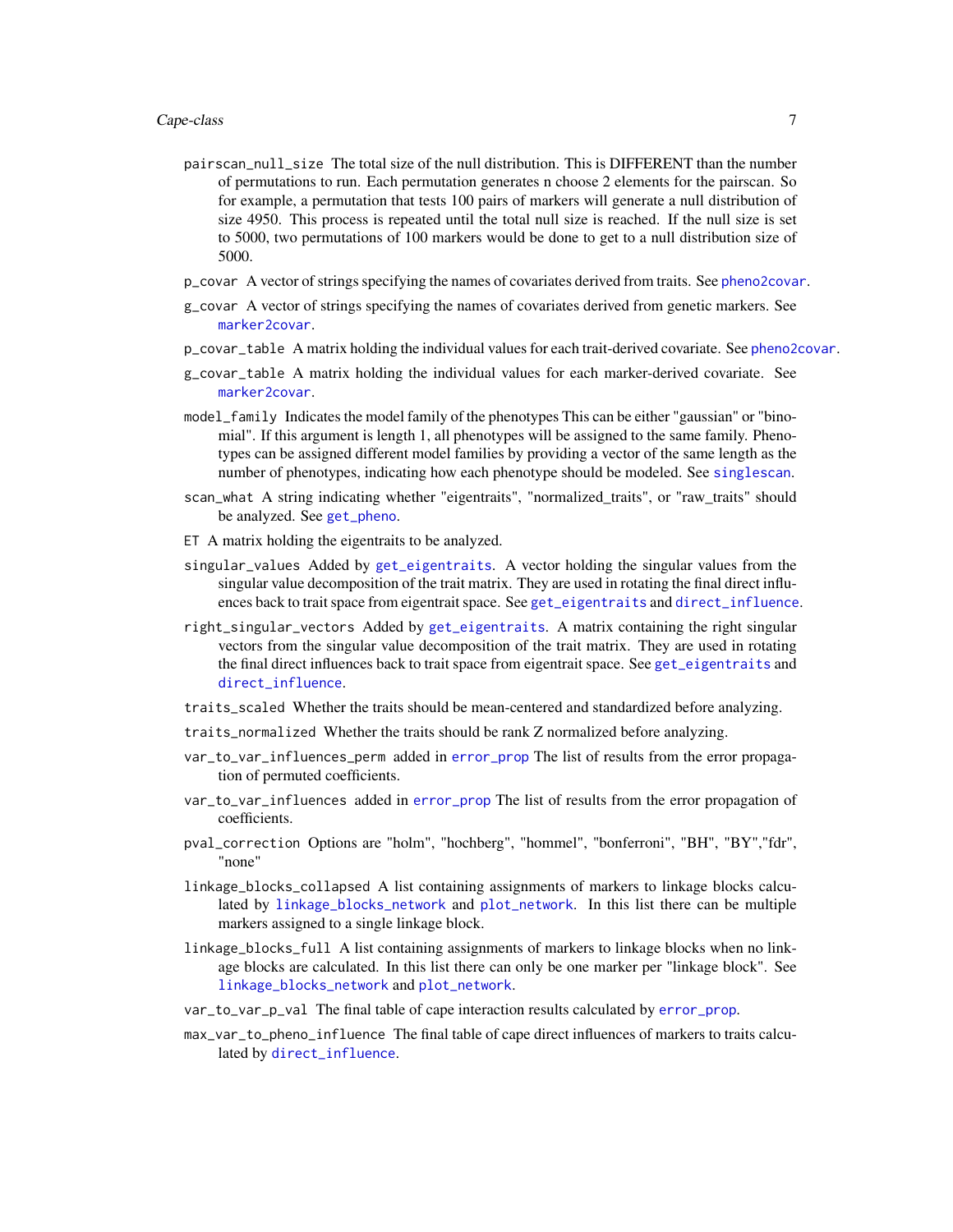`pairscan_null_size` The total size of the null distribution. This is DIFFERENT than the number of permutations to run. Each permutation generates n choose 2 elements for the pairscan. So for example, a permutation that tests 100 pairs of markers will generate a null distribution of size 4950. This process is repeated until the total null size is reached. If the null size is set to 5000, two permutations of 100 markers would be done to get to a null distribution size of 5000.

`p_covar` A vector of strings specifying the names of covariates derived from traits. See `pheno2covar`.

`g_covar` A vector of strings specifying the names of covariates derived from genetic markers. See `marker2covar`.

`p_covar_table` A matrix holding the individual values for each trait-derived covariate. See `pheno2covar`.

`g_covar_table` A matrix holding the individual values for each marker-derived covariate. See `marker2covar`.

`model_family` Indicates the model family of the phenotypes This can be either "gaussian" or "binomial". If this argument is length 1, all phenotypes will be assigned to the same family. Phenotypes can be assigned different model families by providing a vector of the same length as the number of phenotypes, indicating how each phenotype should be modeled. See `singlescan`.

`scan_what` A string indicating whether "eigentraits", "normalized_traits", or "raw_traits" should be analyzed. See `get_pheno`.

`ET` A matrix holding the eigentraits to be analyzed.

`singular_values` Added by `get_eigentraits`. A vector holding the singular values from the singular value decomposition of the trait matrix. They are used in rotating the final direct influences back to trait space from eigentrait space. See `get_eigentraits` and `direct_influence`.

`right_singular_vectors` Added by `get_eigentraits`. A matrix containing the right singular vectors from the singular value decomposition of the trait matrix. They are used in rotating the final direct influences back to trait space from eigentrait space. See `get_eigentraits` and `direct_influence`.

`traits_scaled` Whether the traits should be mean-centered and standardized before analyzing.

`traits_normalized` Whether the traits should be rank Z normalized before analyzing.

`var_to_var_influences_perm` added in `error_prop` The list of results from the error propagation of permuted coefficients.

`var_to_var_influences` added in `error_prop` The list of results from the error propagation of coefficients.

`pval_correction` Options are "holm", "hochberg", "hommel", "bonferroni", "BH", "BY","fdr", "none"

`linkage_blocks_collapsed` A list containing assignments of markers to linkage blocks calculated by `linkage_blocks_network` and `plot_network`. In this list there can be multiple markers assigned to a single linkage block.

`linkage_blocks_full` A list containing assignments of markers to linkage blocks when no linkage blocks are calculated. In this list there can only be one marker per "linkage block". See `linkage_blocks_network` and `plot_network`.

`var_to_var_p_val` The final table of cape interaction results calculated by `error_prop`.

`max_var_to_pheno_influence` The final table of cape direct influences of markers to traits calculated by `direct_influence`.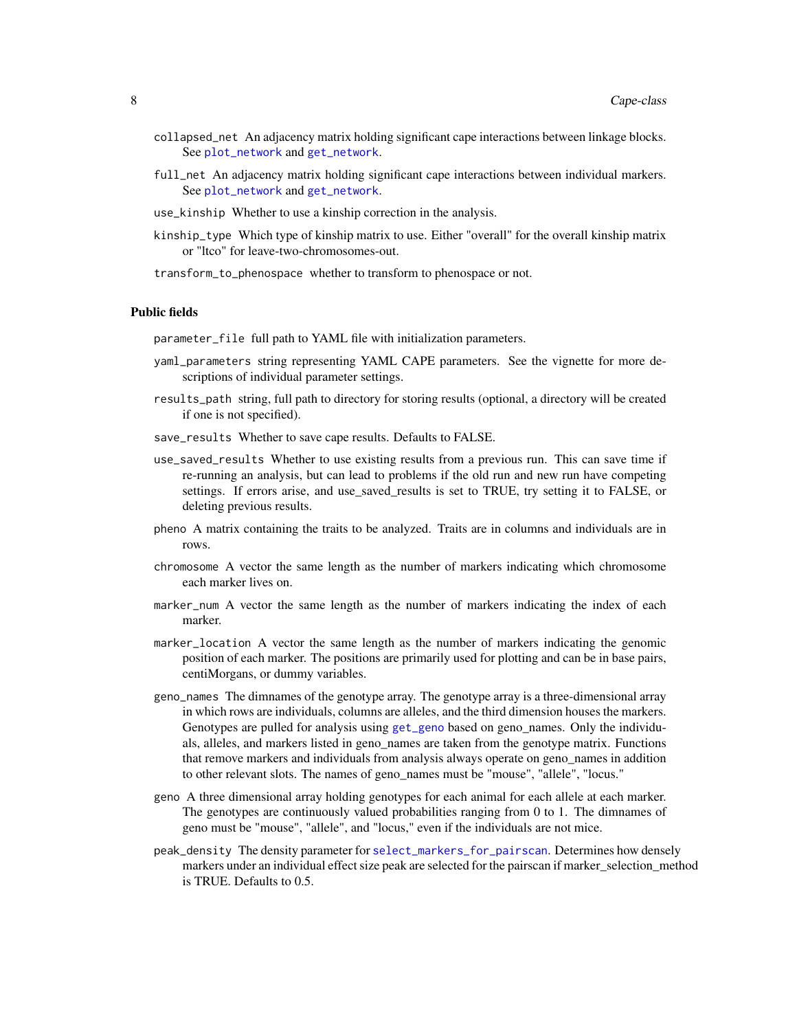`collapsed_net` An adjacency matrix holding significant cape interactions between linkage blocks. See `plot_network` and `get_network`.

`full_net` An adjacency matrix holding significant cape interactions between individual markers. See `plot_network` and `get_network`.

`use_kinship` Whether to use a kinship correction in the analysis.

`kinship_type` Which type of kinship matrix to use. Either "overall" for the overall kinship matrix or "ltco" for leave-two-chromosomes-out.

`transform_to_phenospace` whether to transform to phenospace or not.

### Public fields

`parameter_file` full path to YAML file with initialization parameters.

`yaml_parameters` string representing YAML CAPE parameters. See the vignette for more descriptions of individual parameter settings.

`results_path` string, full path to directory for storing results (optional, a directory will be created if one is not specified).

`save_results` Whether to save cape results. Defaults to FALSE.

`use_saved_results` Whether to use existing results from a previous run. This can save time if re-running an analysis, but can lead to problems if the old run and new run have competing settings. If errors arise, and use_saved_results is set to TRUE, try setting it to FALSE, or deleting previous results.

`pheno` A matrix containing the traits to be analyzed. Traits are in columns and individuals are in rows.

`chromosome` A vector the same length as the number of markers indicating which chromosome each marker lives on.

`marker_num` A vector the same length as the number of markers indicating the index of each marker.

`marker_location` A vector the same length as the number of markers indicating the genomic position of each marker. The positions are primarily used for plotting and can be in base pairs, centiMorgans, or dummy variables.

`geno_names` The dimnames of the genotype array. The genotype array is a three-dimensional array in which rows are individuals, columns are alleles, and the third dimension houses the markers. Genotypes are pulled for analysis using `get_geno` based on geno_names. Only the individuals, alleles, and markers listed in geno_names are taken from the genotype matrix. Functions that remove markers and individuals from analysis always operate on geno_names in addition to other relevant slots. The names of geno_names must be "mouse", "allele", "locus."

`geno` A three dimensional array holding genotypes for each animal for each allele at each marker. The genotypes are continuously valued probabilities ranging from 0 to 1. The dimnames of geno must be "mouse", "allele", and "locus," even if the individuals are not mice.

`peak_density` The density parameter for `select_markers_for_pairscan`. Determines how densely markers under an individual effect size peak are selected for the pairscan if marker_selection_method is TRUE. Defaults to 0.5.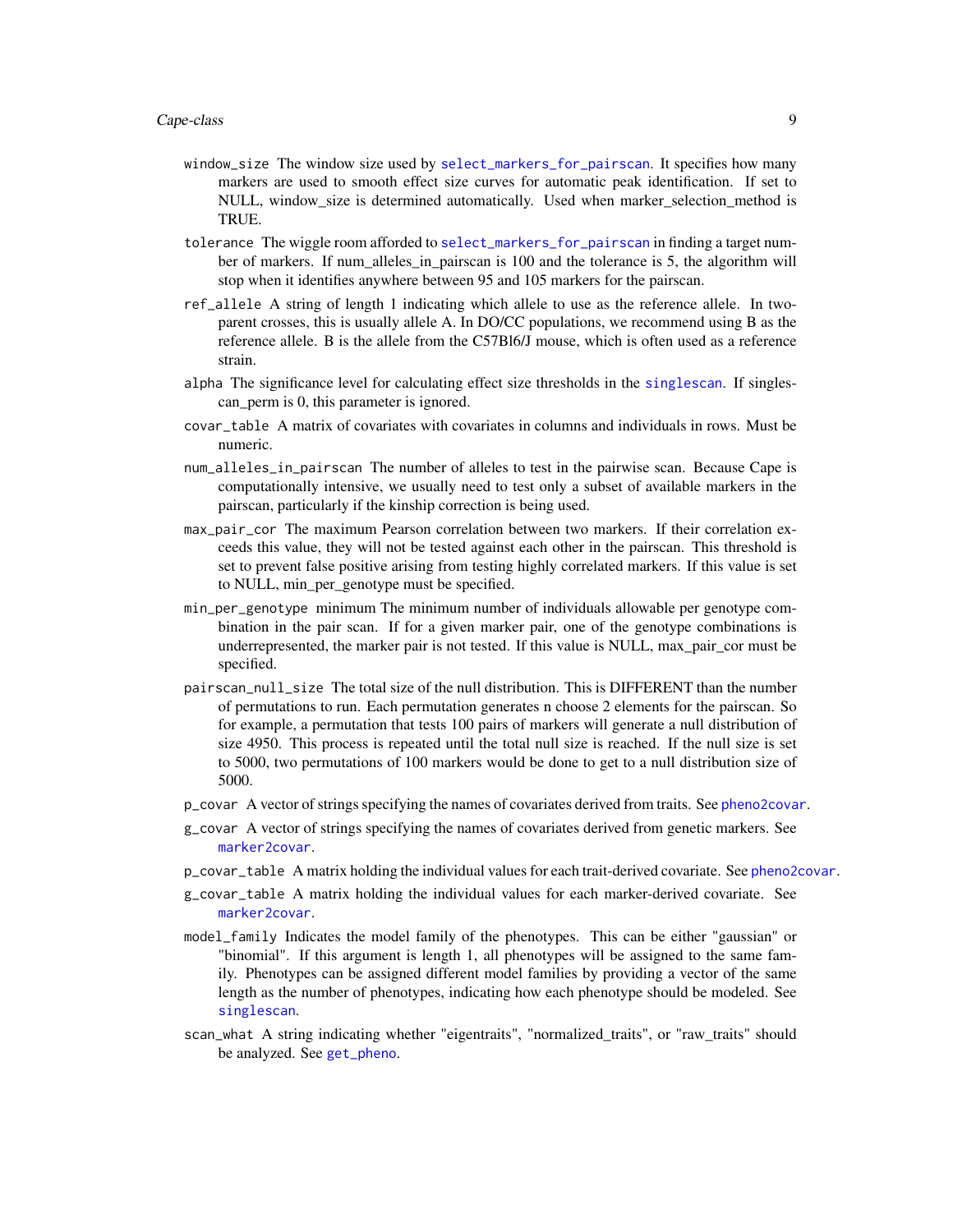window_size The window size used by select_markers_for_pairscan. It specifies how many markers are used to smooth effect size curves for automatic peak identification. If set to NULL, window_size is determined automatically. Used when marker_selection_method is TRUE.

tolerance The wiggle room afforded to select_markers_for_pairscan in finding a target number of markers. If num_alleles_in_pairscan is 100 and the tolerance is 5, the algorithm will stop when it identifies anywhere between 95 and 105 markers for the pairscan.

ref_allele A string of length 1 indicating which allele to use as the reference allele. In two-parent crosses, this is usually allele A. In DO/CC populations, we recommend using B as the reference allele. B is the allele from the C57Bl6/J mouse, which is often used as a reference strain.

alpha The significance level for calculating effect size thresholds in the singlescan. If singlescan_perm is 0, this parameter is ignored.

covar_table A matrix of covariates with covariates in columns and individuals in rows. Must be numeric.

num_alleles_in_pairscan The number of alleles to test in the pairwise scan. Because Cape is computationally intensive, we usually need to test only a subset of available markers in the pairscan, particularly if the kinship correction is being used.

max_pair_cor The maximum Pearson correlation between two markers. If their correlation exceeds this value, they will not be tested against each other in the pairscan. This threshold is set to prevent false positive arising from testing highly correlated markers. If this value is set to NULL, min_per_genotype must be specified.

min_per_genotype minimum The minimum number of individuals allowable per genotype combination in the pair scan. If for a given marker pair, one of the genotype combinations is underrepresented, the marker pair is not tested. If this value is NULL, max_pair_cor must be specified.

pairscan_null_size The total size of the null distribution. This is DIFFERENT than the number of permutations to run. Each permutation generates n choose 2 elements for the pairscan. So for example, a permutation that tests 100 pairs of markers will generate a null distribution of size 4950. This process is repeated until the total null size is reached. If the null size is set to 5000, two permutations of 100 markers would be done to get to a null distribution size of 5000.

p_covar A vector of strings specifying the names of covariates derived from traits. See pheno2covar.

g_covar A vector of strings specifying the names of covariates derived from genetic markers. See marker2covar.

p_covar_table A matrix holding the individual values for each trait-derived covariate. See pheno2covar.

g_covar_table A matrix holding the individual values for each marker-derived covariate. See marker2covar.

model_family Indicates the model family of the phenotypes. This can be either "gaussian" or "binomial". If this argument is length 1, all phenotypes will be assigned to the same family. Phenotypes can be assigned different model families by providing a vector of the same length as the number of phenotypes, indicating how each phenotype should be modeled. See singlescan.

scan_what A string indicating whether "eigentraits", "normalized_traits", or "raw_traits" should be analyzed. See get_pheno.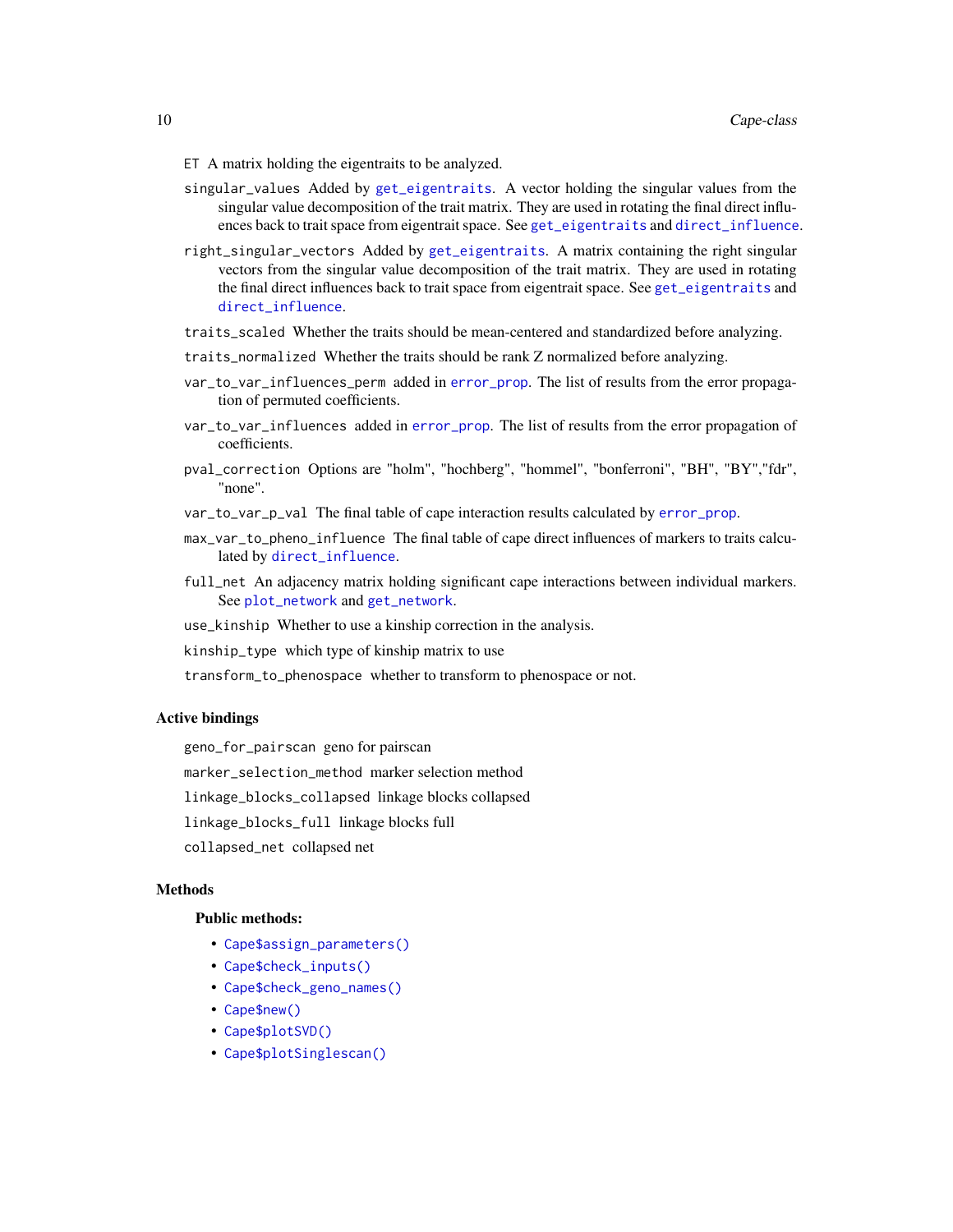`ET` A matrix holding the eigentraits to be analyzed.

`singular_values` Added by `get_eigentraits`. A vector holding the singular values from the singular value decomposition of the trait matrix. They are used in rotating the final direct influences back to trait space from eigentrait space. See `get_eigentraits` and `direct_influence`.

`right_singular_vectors` Added by `get_eigentraits`. A matrix containing the right singular vectors from the singular value decomposition of the trait matrix. They are used in rotating the final direct influences back to trait space from eigentrait space. See `get_eigentraits` and `direct_influence`.

`traits_scaled` Whether the traits should be mean-centered and standardized before analyzing.

`traits_normalized` Whether the traits should be rank Z normalized before analyzing.

`var_to_var_influences_perm` added in `error_prop`. The list of results from the error propagation of permuted coefficients.

`var_to_var_influences` added in `error_prop`. The list of results from the error propagation of coefficients.

`pval_correction` Options are "holm", "hochberg", "hommel", "bonferroni", "BH", "BY","fdr", "none".

`var_to_var_p_val` The final table of cape interaction results calculated by `error_prop`.

`max_var_to_pheno_influence` The final table of cape direct influences of markers to traits calculated by `direct_influence`.

`full_net` An adjacency matrix holding significant cape interactions between individual markers. See `plot_network` and `get_network`.

`use_kinship` Whether to use a kinship correction in the analysis.

`kinship_type` which type of kinship matrix to use

`transform_to_phenospace` whether to transform to phenospace or not.

### Active bindings

`geno_for_pairscan` geno for pairscan

`marker_selection_method` marker selection method

`linkage_blocks_collapsed` linkage blocks collapsed

`linkage_blocks_full` linkage blocks full

`collapsed_net` collapsed net

### Methods

#### Public methods:

- `Cape$assign_parameters()`
- `Cape$check_inputs()`
- `Cape$check_geno_names()`
- `Cape$new()`
- `Cape$plotSVD()`
- `Cape$plotSinglescan()`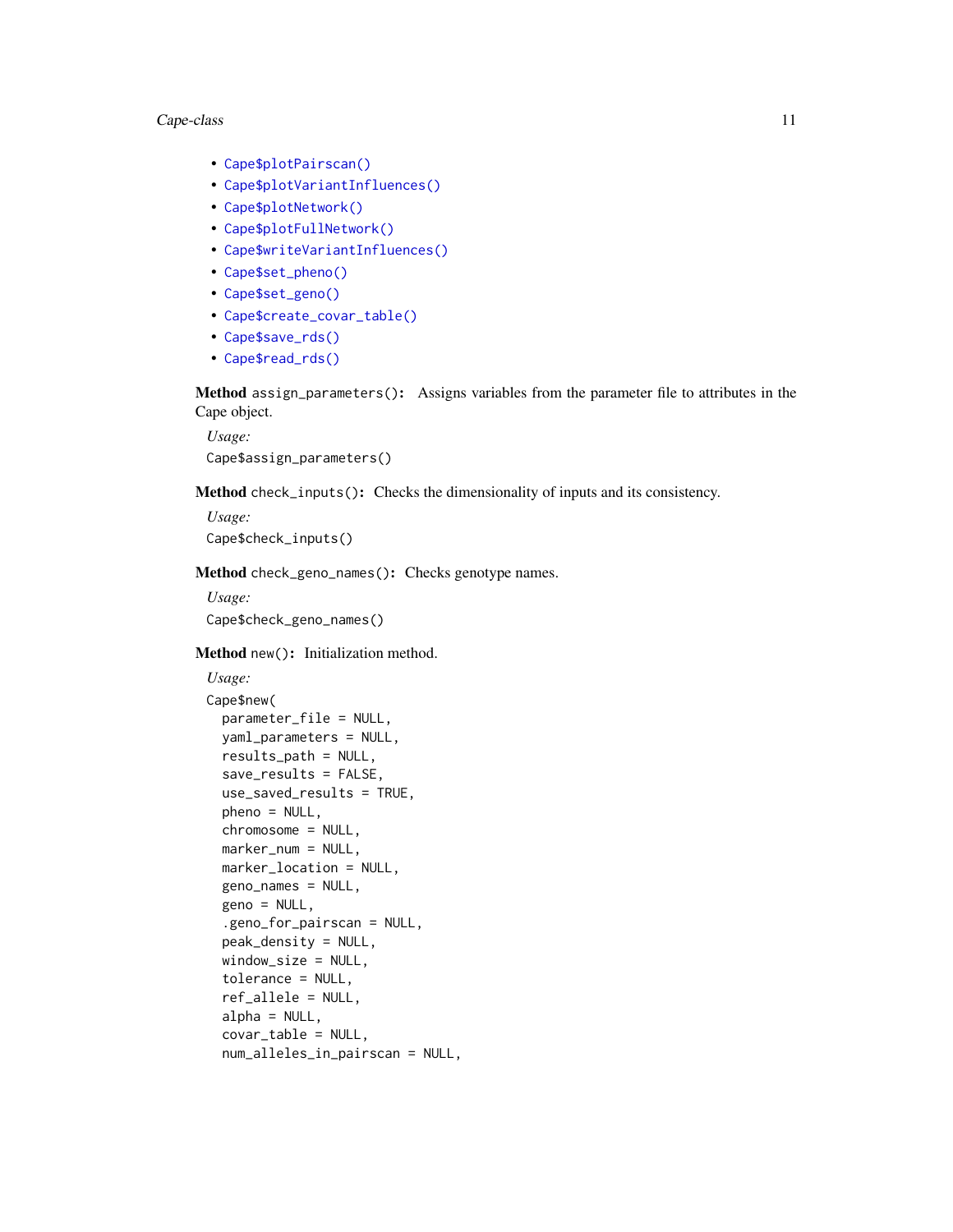- Cape$plotPairscan()
- Cape$plotVariantInfluences()
- Cape$plotNetwork()
- Cape$plotFullNetwork()
- Cape$writeVariantInfluences()
- Cape$set_pheno()
- Cape$set_geno()
- Cape$create_covar_table()
- Cape$save_rds()
- Cape$read_rds()

**Method** `assign_parameters()`**:** Assigns variables from the parameter file to attributes in the Cape object.

*Usage:*

```
Cape$assign_parameters()
```

**Method** `check_inputs()`**:** Checks the dimensionality of inputs and its consistency.

*Usage:*

```
Cape$check_inputs()
```

**Method** `check_geno_names()`**:** Checks genotype names.

*Usage:*

```
Cape$check_geno_names()
```

**Method** `new()`**:** Initialization method.

*Usage:*

```
Cape$new(
  parameter_file = NULL,
  yaml_parameters = NULL,
  results_path = NULL,
  save_results = FALSE,
  use_saved_results = TRUE,
  pheno = NULL,
  chromosome = NULL,
  marker_num = NULL,
  marker_location = NULL,
  geno_names = NULL,
  geno = NULL,
  .geno_for_pairscan = NULL,
  peak_density = NULL,
  window_size = NULL,
  tolerance = NULL,
  ref_allele = NULL,
  alpha = NULL,
  covar_table = NULL,
  num_alleles_in_pairscan = NULL,
```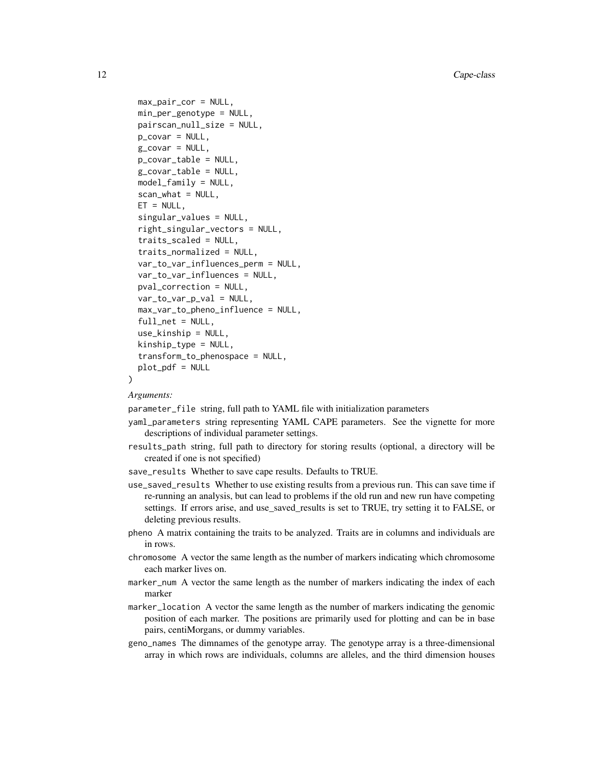```
  max_pair_cor = NULL,
  min_per_genotype = NULL,
  pairscan_null_size = NULL,
  p_covar = NULL,
  g_covar = NULL,
  p_covar_table = NULL,
  g_covar_table = NULL,
  model_family = NULL,
  scan_what = NULL,
  ET = NULL,
  singular_values = NULL,
  right_singular_vectors = NULL,
  traits_scaled = NULL,
  traits_normalized = NULL,
  var_to_var_influences_perm = NULL,
  var_to_var_influences = NULL,
  pval_correction = NULL,
  var_to_var_p_val = NULL,
  max_var_to_pheno_influence = NULL,
  full_net = NULL,
  use_kinship = NULL,
  kinship_type = NULL,
  transform_to_phenospace = NULL,
  plot_pdf = NULL
)
```

*Arguments:*

`parameter_file` string, full path to YAML file with initialization parameters

`yaml_parameters` string representing YAML CAPE parameters. See the vignette for more descriptions of individual parameter settings.

`results_path` string, full path to directory for storing results (optional, a directory will be created if one is not specified)

`save_results` Whether to save cape results. Defaults to TRUE.

`use_saved_results` Whether to use existing results from a previous run. This can save time if re-running an analysis, but can lead to problems if the old run and new run have competing settings. If errors arise, and use_saved_results is set to TRUE, try setting it to FALSE, or deleting previous results.

`pheno` A matrix containing the traits to be analyzed. Traits are in columns and individuals are in rows.

`chromosome` A vector the same length as the number of markers indicating which chromosome each marker lives on.

`marker_num` A vector the same length as the number of markers indicating the index of each marker

`marker_location` A vector the same length as the number of markers indicating the genomic position of each marker. The positions are primarily used for plotting and can be in base pairs, centiMorgans, or dummy variables.

`geno_names` The dimnames of the genotype array. The genotype array is a three-dimensional array in which rows are individuals, columns are alleles, and the third dimension houses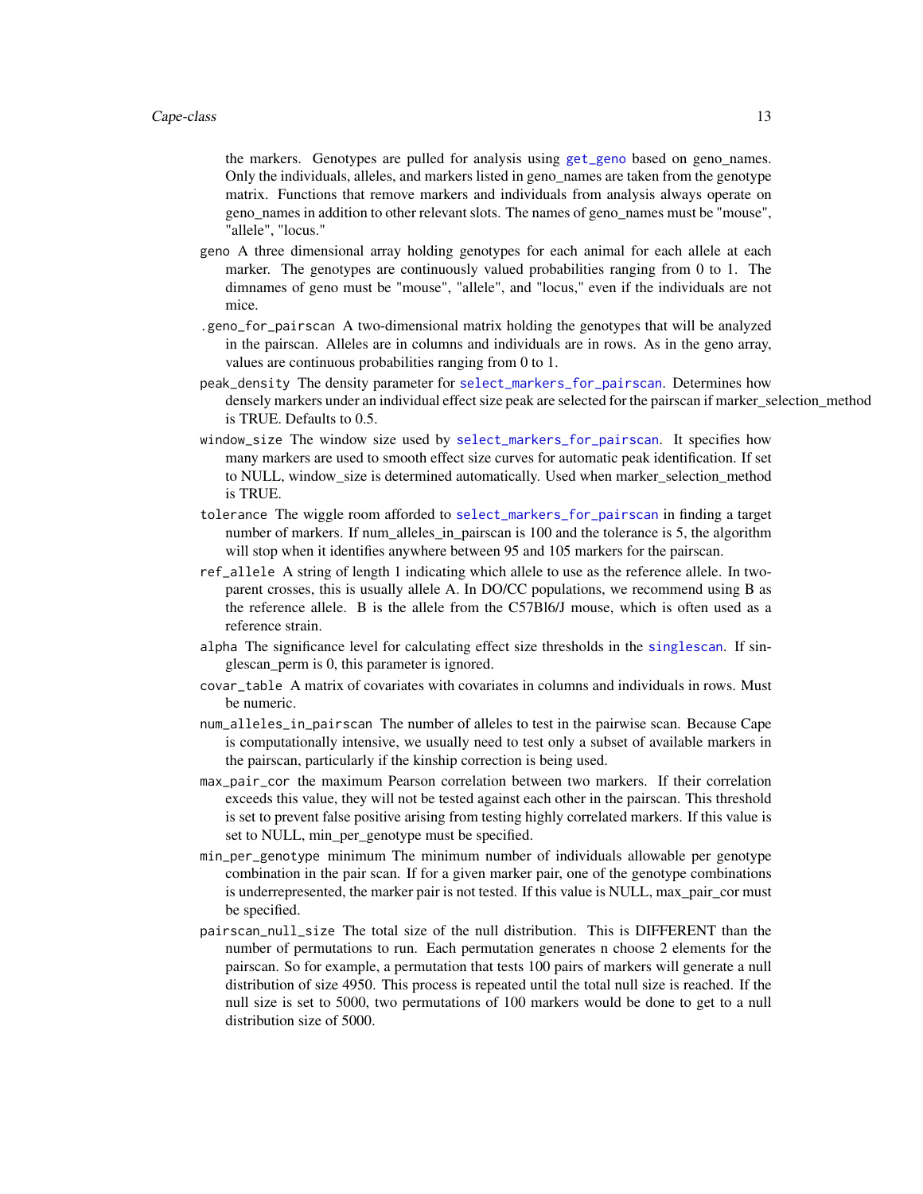the markers. Genotypes are pulled for analysis using get_geno based on geno_names. Only the individuals, alleles, and markers listed in geno_names are taken from the genotype matrix. Functions that remove markers and individuals from analysis always operate on geno_names in addition to other relevant slots. The names of geno_names must be "mouse", "allele", "locus."

- `geno` A three dimensional array holding genotypes for each animal for each allele at each marker. The genotypes are continuously valued probabilities ranging from 0 to 1. The dimnames of geno must be "mouse", "allele", and "locus," even if the individuals are not mice.
- `.geno_for_pairscan` A two-dimensional matrix holding the genotypes that will be analyzed in the pairscan. Alleles are in columns and individuals are in rows. As in the geno array, values are continuous probabilities ranging from 0 to 1.
- `peak_density` The density parameter for select_markers_for_pairscan. Determines how densely markers under an individual effect size peak are selected for the pairscan if marker_selection_method is TRUE. Defaults to 0.5.
- `window_size` The window size used by select_markers_for_pairscan. It specifies how many markers are used to smooth effect size curves for automatic peak identification. If set to NULL, window_size is determined automatically. Used when marker_selection_method is TRUE.
- `tolerance` The wiggle room afforded to select_markers_for_pairscan in finding a target number of markers. If num_alleles_in_pairscan is 100 and the tolerance is 5, the algorithm will stop when it identifies anywhere between 95 and 105 markers for the pairscan.
- `ref_allele` A string of length 1 indicating which allele to use as the reference allele. In two-parent crosses, this is usually allele A. In DO/CC populations, we recommend using B as the reference allele. B is the allele from the C57Bl6/J mouse, which is often used as a reference strain.
- `alpha` The significance level for calculating effect size thresholds in the singlescan. If singlescan_perm is 0, this parameter is ignored.
- `covar_table` A matrix of covariates with covariates in columns and individuals in rows. Must be numeric.
- `num_alleles_in_pairscan` The number of alleles to test in the pairwise scan. Because Cape is computationally intensive, we usually need to test only a subset of available markers in the pairscan, particularly if the kinship correction is being used.
- `max_pair_cor` the maximum Pearson correlation between two markers. If their correlation exceeds this value, they will not be tested against each other in the pairscan. This threshold is set to prevent false positive arising from testing highly correlated markers. If this value is set to NULL, min_per_genotype must be specified.
- `min_per_genotype` minimum The minimum number of individuals allowable per genotype combination in the pair scan. If for a given marker pair, one of the genotype combinations is underrepresented, the marker pair is not tested. If this value is NULL, max_pair_cor must be specified.
- `pairscan_null_size` The total size of the null distribution. This is DIFFERENT than the number of permutations to run. Each permutation generates n choose 2 elements for the pairscan. So for example, a permutation that tests 100 pairs of markers will generate a null distribution of size 4950. This process is repeated until the total null size is reached. If the null size is set to 5000, two permutations of 100 markers would be done to get to a null distribution size of 5000.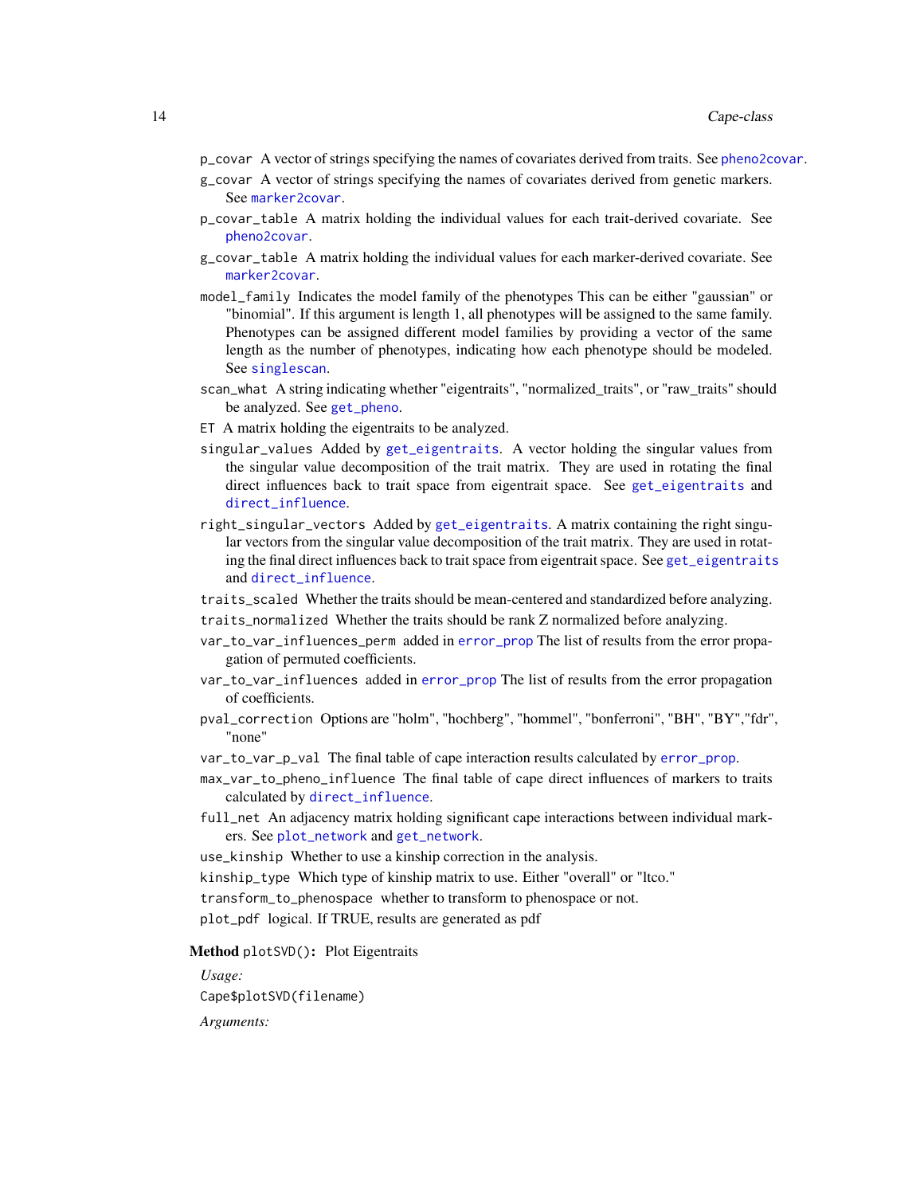`p_covar` A vector of strings specifying the names of covariates derived from traits. See pheno2covar.

`g_covar` A vector of strings specifying the names of covariates derived from genetic markers. See marker2covar.

`p_covar_table` A matrix holding the individual values for each trait-derived covariate. See pheno2covar.

`g_covar_table` A matrix holding the individual values for each marker-derived covariate. See marker2covar.

`model_family` Indicates the model family of the phenotypes This can be either "gaussian" or "binomial". If this argument is length 1, all phenotypes will be assigned to the same family. Phenotypes can be assigned different model families by providing a vector of the same length as the number of phenotypes, indicating how each phenotype should be modeled. See singlescan.

`scan_what` A string indicating whether "eigentraits", "normalized_traits", or "raw_traits" should be analyzed. See get_pheno.

`ET` A matrix holding the eigentraits to be analyzed.

`singular_values` Added by get_eigentraits. A vector holding the singular values from the singular value decomposition of the trait matrix. They are used in rotating the final direct influences back to trait space from eigentrait space. See get_eigentraits and direct_influence.

`right_singular_vectors` Added by get_eigentraits. A matrix containing the right singular vectors from the singular value decomposition of the trait matrix. They are used in rotating the final direct influences back to trait space from eigentrait space. See get_eigentraits and direct_influence.

`traits_scaled` Whether the traits should be mean-centered and standardized before analyzing.

`traits_normalized` Whether the traits should be rank Z normalized before analyzing.

`var_to_var_influences_perm` added in error_prop The list of results from the error propagation of permuted coefficients.

`var_to_var_influences` added in error_prop The list of results from the error propagation of coefficients.

`pval_correction` Options are "holm", "hochberg", "hommel", "bonferroni", "BH", "BY","fdr", "none"

`var_to_var_p_val` The final table of cape interaction results calculated by error_prop.

`max_var_to_pheno_influence` The final table of cape direct influences of markers to traits calculated by direct_influence.

`full_net` An adjacency matrix holding significant cape interactions between individual markers. See plot_network and get_network.

`use_kinship` Whether to use a kinship correction in the analysis.

`kinship_type` Which type of kinship matrix to use. Either "overall" or "ltco."

`transform_to_phenospace` whether to transform to phenospace or not.

`plot_pdf` logical. If TRUE, results are generated as pdf

**Method** `plotSVD()`**:** Plot Eigentraits

*Usage:*

```
Cape$plotSVD(filename)
```

*Arguments:*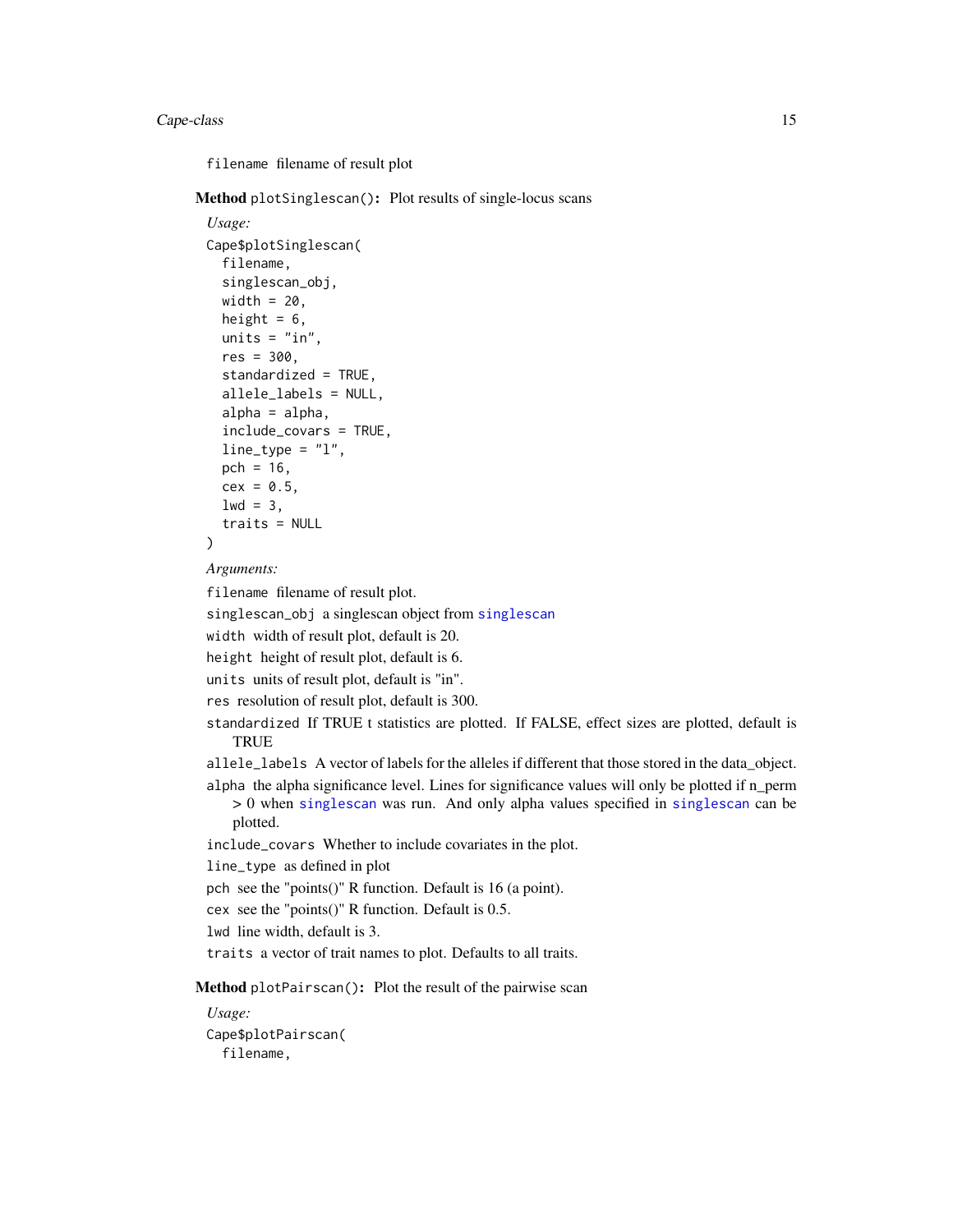`filename` filename of result plot

**Method** `plotSinglescan()`**:** Plot results of single-locus scans

*Usage:*

```
Cape$plotSinglescan(
  filename,
  singlescan_obj,
  width = 20,
  height = 6,
  units = "in",
  res = 300,
  standardized = TRUE,
  allele_labels = NULL,
  alpha = alpha,
  include_covars = TRUE,
  line_type = "l",
  pch = 16,
  cex = 0.5,
  lwd = 3,
  traits = NULL
)
```

*Arguments:*

`filename` filename of result plot.

`singlescan_obj` a singlescan object from singlescan

`width` width of result plot, default is 20.

`height` height of result plot, default is 6.

`units` units of result plot, default is "in".

`res` resolution of result plot, default is 300.

`standardized` If TRUE t statistics are plotted. If FALSE, effect sizes are plotted, default is TRUE

`allele_labels` A vector of labels for the alleles if different that those stored in the data_object.

`alpha` the alpha significance level. Lines for significance values will only be plotted if n_perm > 0 when singlescan was run. And only alpha values specified in singlescan can be plotted.

`include_covars` Whether to include covariates in the plot.

`line_type` as defined in plot

`pch` see the "points()" R function. Default is 16 (a point).

`cex` see the "points()" R function. Default is 0.5.

`lwd` line width, default is 3.

`traits` a vector of trait names to plot. Defaults to all traits.

**Method** `plotPairscan()`**:** Plot the result of the pairwise scan

*Usage:*

```
Cape$plotPairscan(
  filename,
```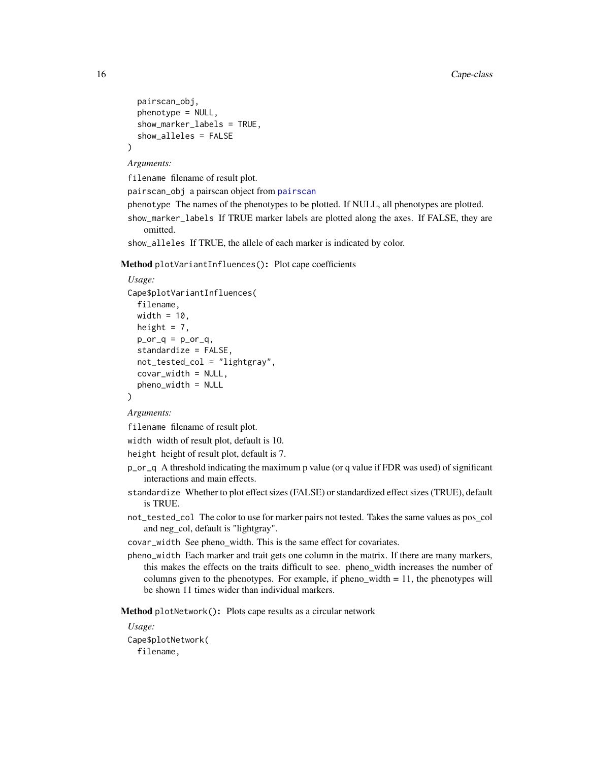```
  pairscan_obj,
  phenotype = NULL,
  show_marker_labels = TRUE,
  show_alleles = FALSE
)
```

*Arguments:*

`filename` filename of result plot.

`pairscan_obj` a pairscan object from `pairscan`

`phenotype` The names of the phenotypes to be plotted. If NULL, all phenotypes are plotted.

`show_marker_labels` If TRUE marker labels are plotted along the axes. If FALSE, they are omitted.

`show_alleles` If TRUE, the allele of each marker is indicated by color.

**Method** `plotVariantInfluences()`**:** Plot cape coefficients

*Usage:*

```
Cape$plotVariantInfluences(
  filename,
  width = 10,
  height = 7,
  p_or_q = p_or_q,
  standardize = FALSE,
  not_tested_col = "lightgray",
  covar_width = NULL,
  pheno_width = NULL
)
```

*Arguments:*

`filename` filename of result plot.

`width` width of result plot, default is 10.

`height` height of result plot, default is 7.

`p_or_q` A threshold indicating the maximum p value (or q value if FDR was used) of significant interactions and main effects.

`standardize` Whether to plot effect sizes (FALSE) or standardized effect sizes (TRUE), default is TRUE.

`not_tested_col` The color to use for marker pairs not tested. Takes the same values as pos_col and neg_col, default is "lightgray".

`covar_width` See pheno_width. This is the same effect for covariates.

`pheno_width` Each marker and trait gets one column in the matrix. If there are many markers, this makes the effects on the traits difficult to see. pheno_width increases the number of columns given to the phenotypes. For example, if pheno_width = 11, the phenotypes will be shown 11 times wider than individual markers.

**Method** `plotNetwork()`**:** Plots cape results as a circular network

*Usage:*

```
Cape$plotNetwork(
  filename,
```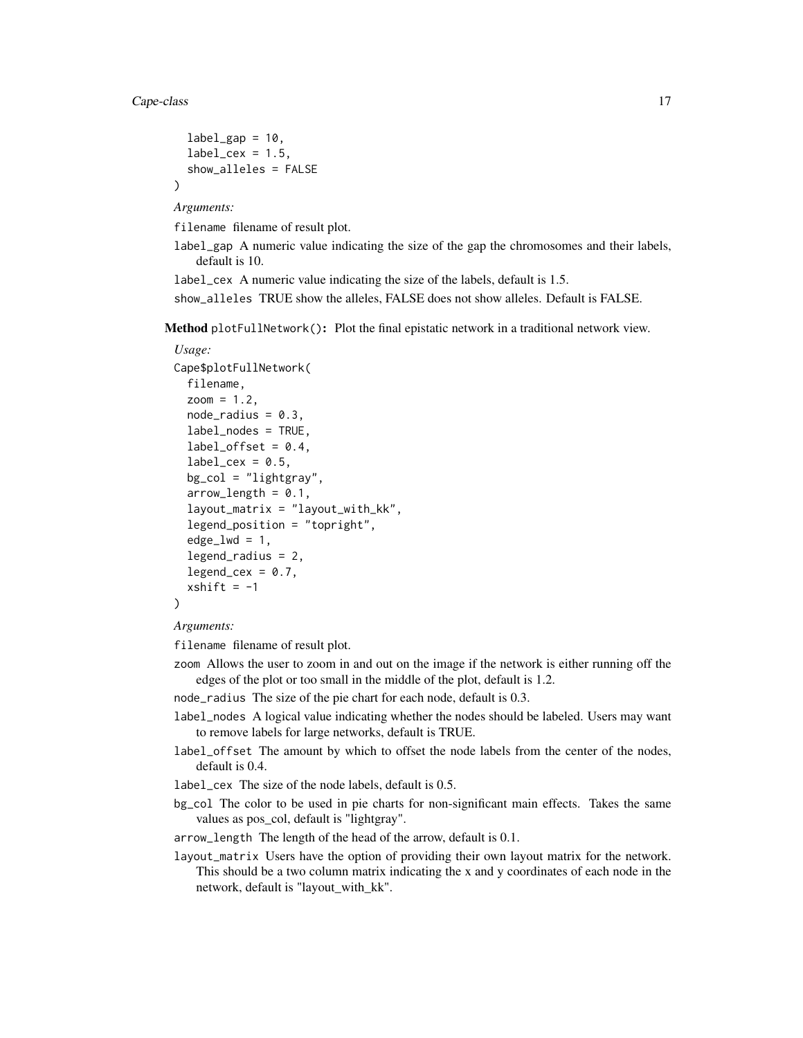```
  label_gap = 10,
  label_cex = 1.5,
  show_alleles = FALSE
)
```

*Arguments:*

`filename` filename of result plot.

`label_gap` A numeric value indicating the size of the gap the chromosomes and their labels, default is 10.

`label_cex` A numeric value indicating the size of the labels, default is 1.5.

`show_alleles` TRUE show the alleles, FALSE does not show alleles. Default is FALSE.

**Method** `plotFullNetwork()`**:** Plot the final epistatic network in a traditional network view.

*Usage:*

```
Cape$plotFullNetwork(
  filename,
  zoom = 1.2,
  node_radius = 0.3,
  label_nodes = TRUE,
  label_offset = 0.4,
  label_cex = 0.5,
  bg_col = "lightgray",
  arrow_length = 0.1,
  layout_matrix = "layout_with_kk",
  legend_position = "topright",
  edge_lwd = 1,
  legend_radius = 2,
  legend_cex = 0.7,
  xshift = -1
)
```

*Arguments:*

`filename` filename of result plot.

`zoom` Allows the user to zoom in and out on the image if the network is either running off the edges of the plot or too small in the middle of the plot, default is 1.2.

`node_radius` The size of the pie chart for each node, default is 0.3.

`label_nodes` A logical value indicating whether the nodes should be labeled. Users may want to remove labels for large networks, default is TRUE.

`label_offset` The amount by which to offset the node labels from the center of the nodes, default is 0.4.

`label_cex` The size of the node labels, default is 0.5.

`bg_col` The color to be used in pie charts for non-significant main effects. Takes the same values as pos_col, default is "lightgray".

`arrow_length` The length of the head of the arrow, default is 0.1.

`layout_matrix` Users have the option of providing their own layout matrix for the network. This should be a two column matrix indicating the x and y coordinates of each node in the network, default is "layout_with_kk".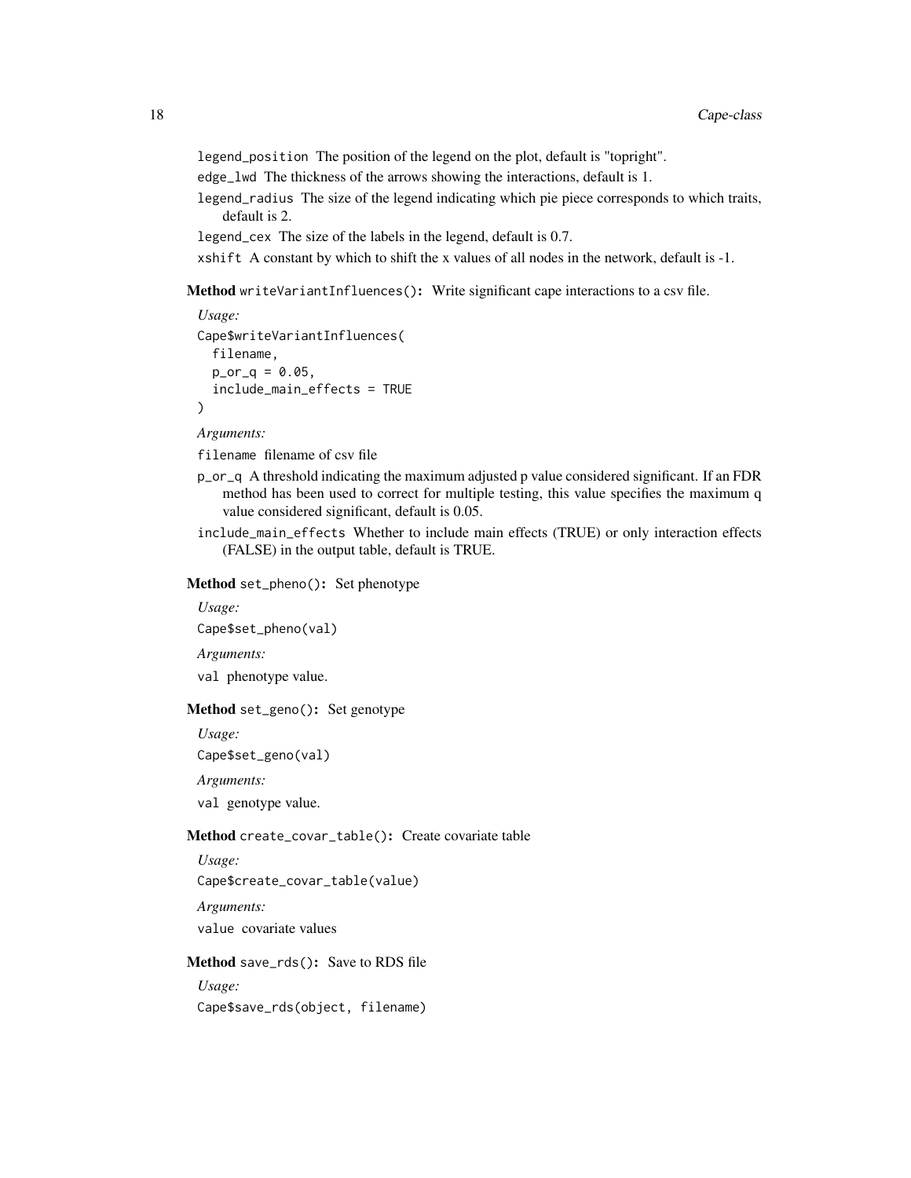legend_position The position of the legend on the plot, default is "topright".

edge_lwd The thickness of the arrows showing the interactions, default is 1.

legend_radius The size of the legend indicating which pie piece corresponds to which traits, default is 2.

legend_cex The size of the labels in the legend, default is 0.7.

xshift A constant by which to shift the x values of all nodes in the network, default is -1.

**Method** `writeVariantInfluences()`**:** Write significant cape interactions to a csv file.

*Usage:*

```
Cape$writeVariantInfluences(
  filename,
  p_or_q = 0.05,
  include_main_effects = TRUE
)
```

*Arguments:*

filename filename of csv file

p_or_q A threshold indicating the maximum adjusted p value considered significant. If an FDR method has been used to correct for multiple testing, this value specifies the maximum q value considered significant, default is 0.05.

include_main_effects Whether to include main effects (TRUE) or only interaction effects (FALSE) in the output table, default is TRUE.

**Method** `set_pheno()`**:** Set phenotype

*Usage:*

```
Cape$set_pheno(val)
```

*Arguments:*

val phenotype value.

**Method** `set_geno()`**:** Set genotype

*Usage:*

```
Cape$set_geno(val)
```

*Arguments:*

val genotype value.

**Method** `create_covar_table()`**:** Create covariate table

*Usage:*

```
Cape$create_covar_table(value)
```

*Arguments:*

value covariate values

**Method** `save_rds()`**:** Save to RDS file

*Usage:*

```
Cape$save_rds(object, filename)
```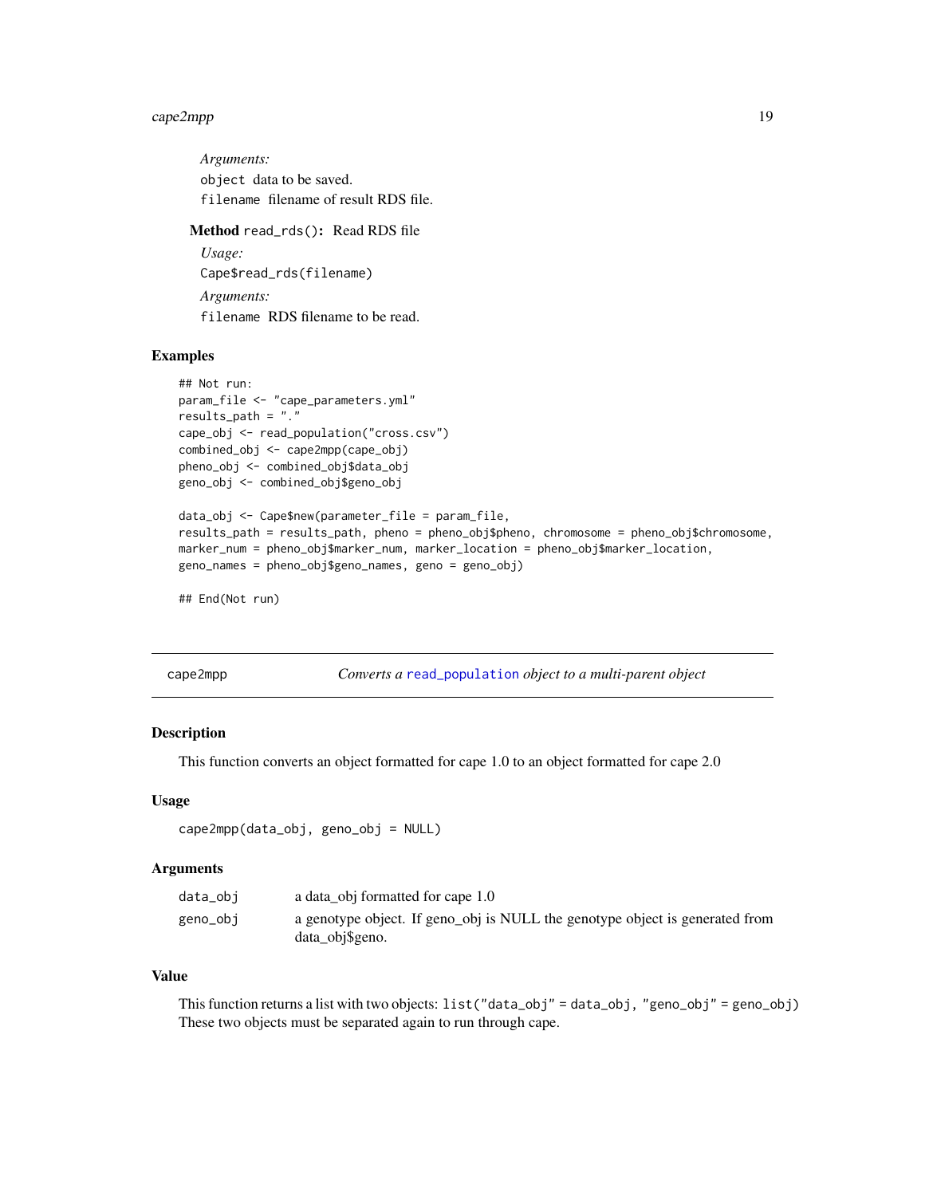*Arguments:*

`object` data to be saved.

`filename` filename of result RDS file.

**Method** `read_rds()`**:** Read RDS file

*Usage:*

```
Cape$read_rds(filename)
```

*Arguments:*

`filename` RDS filename to be read.

### Examples

```
## Not run:
param_file <- "cape_parameters.yml"
results_path = "."
cape_obj <- read_population("cross.csv")
combined_obj <- cape2mpp(cape_obj)
pheno_obj <- combined_obj$data_obj
geno_obj <- combined_obj$geno_obj

data_obj <- Cape$new(parameter_file = param_file,
results_path = results_path, pheno = pheno_obj$pheno, chromosome = pheno_obj$chromosome,
marker_num = pheno_obj$marker_num, marker_location = pheno_obj$marker_location,
geno_names = pheno_obj$geno_names, geno = geno_obj)

## End(Not run)
```

---

## cape2mpp *Converts a* `read_population` *object to a multi-parent object*

### Description

This function converts an object formatted for cape 1.0 to an object formatted for cape 2.0

### Usage

```
cape2mpp(data_obj, geno_obj = NULL)
```

### Arguments

| | |
|---|---|
| `data_obj` | a data_obj formatted for cape 1.0 |
| `geno_obj` | a genotype object. If geno_obj is NULL the genotype object is generated from data_obj$geno. |

### Value

This function returns a list with two objects: `list("data_obj" = data_obj, "geno_obj" = geno_obj)` These two objects must be separated again to run through cape.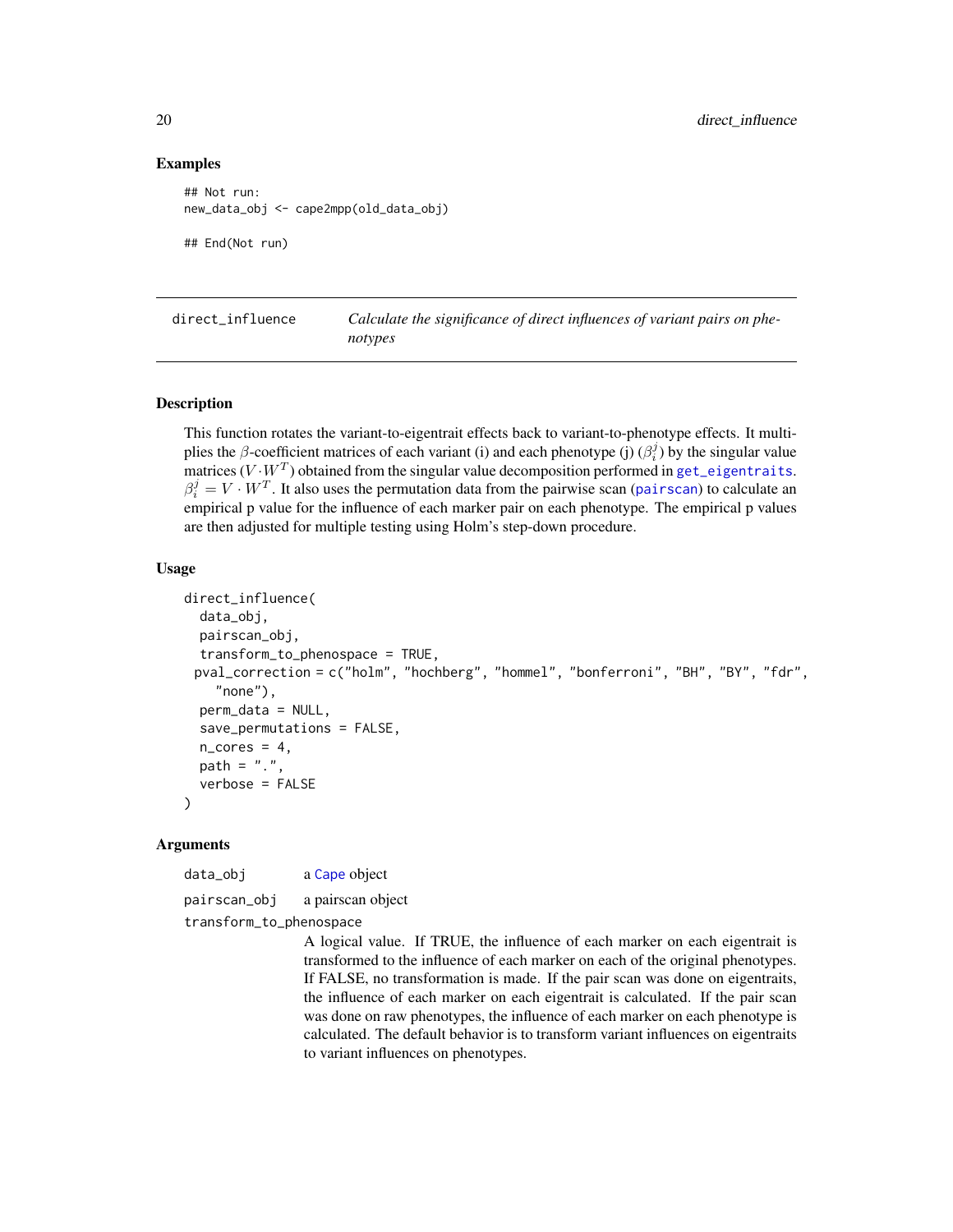## Examples

```
## Not run:
new_data_obj <- cape2mpp(old_data_obj)

## End(Not run)
```

---

`direct_influence` *Calculate the significance of direct influences of variant pairs on phenotypes*

---

### Description

This function rotates the variant-to-eigentrait effects back to variant-to-phenotype effects. It multiplies the $\beta$-coefficient matrices of each variant (i) and each phenotype (j) ($\beta_i^j$) by the singular value matrices ($V \cdot W^T$) obtained from the singular value decomposition performed in get_eigentraits. $\beta_i^j = V \cdot W^T$. It also uses the permutation data from the pairwise scan (pairscan) to calculate an empirical p value for the influence of each marker pair on each phenotype. The empirical p values are then adjusted for multiple testing using Holm's step-down procedure.

### Usage

```
direct_influence(
  data_obj,
  pairscan_obj,
  transform_to_phenospace = TRUE,
  pval_correction = c("holm", "hochberg", "hommel", "bonferroni", "BH", "BY", "fdr",
    "none"),
  perm_data = NULL,
  save_permutations = FALSE,
  n_cores = 4,
  path = ".",
  verbose = FALSE
)
```

### Arguments

`data_obj` a Cape object

`pairscan_obj` a pairscan object

`transform_to_phenospace`
A logical value. If TRUE, the influence of each marker on each eigentrait is transformed to the influence of each marker on each of the original phenotypes. If FALSE, no transformation is made. If the pair scan was done on eigentraits, the influence of each marker on each eigentrait is calculated. If the pair scan was done on raw phenotypes, the influence of each marker on each phenotype is calculated. The default behavior is to transform variant influences on eigentraits to variant influences on phenotypes.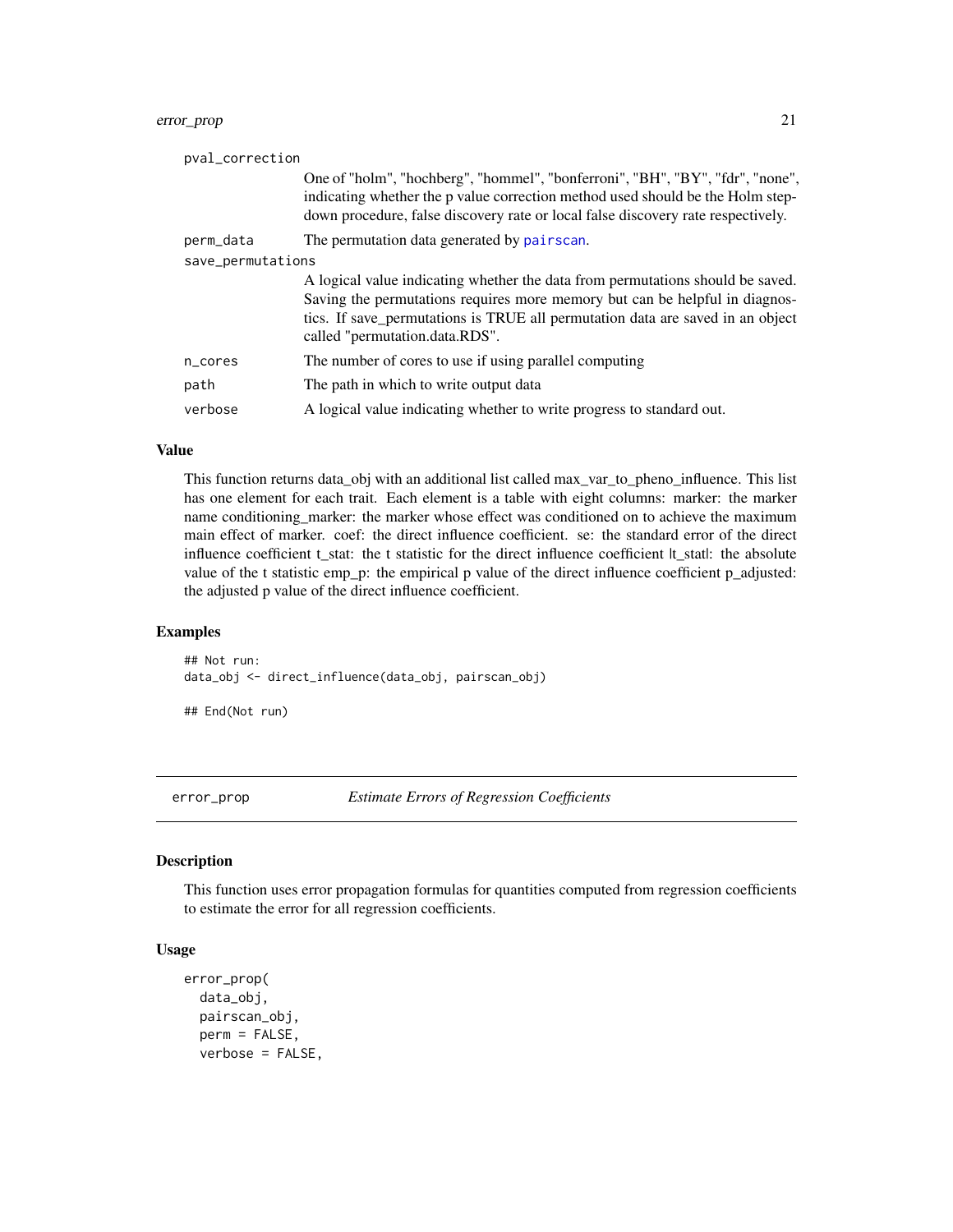pval_correction
: One of "holm", "hochberg", "hommel", "bonferroni", "BH", "BY", "fdr", "none", indicating whether the p value correction method used should be the Holm step-down procedure, false discovery rate or local false discovery rate respectively.

perm_data
: The permutation data generated by pairscan.

save_permutations
: A logical value indicating whether the data from permutations should be saved. Saving the permutations requires more memory but can be helpful in diagnostics. If save_permutations is TRUE all permutation data are saved in an object called "permutation.data.RDS".

n_cores
: The number of cores to use if using parallel computing

path
: The path in which to write output data

verbose
: A logical value indicating whether to write progress to standard out.

### Value

This function returns data_obj with an additional list called max_var_to_pheno_influence. This list has one element for each trait. Each element is a table with eight columns: marker: the marker name conditioning_marker: the marker whose effect was conditioned on to achieve the maximum main effect of marker. coef: the direct influence coefficient. se: the standard error of the direct influence coefficient t_stat: the t statistic for the direct influence coefficient |t_stat|: the absolute value of the t statistic emp_p: the empirical p value of the direct influence coefficient p_adjusted: the adjusted p value of the direct influence coefficient.

### Examples

```
## Not run:
data_obj <- direct_influence(data_obj, pairscan_obj)

## End(Not run)
```

---

## error_prop — *Estimate Errors of Regression Coefficients*

### Description

This function uses error propagation formulas for quantities computed from regression coefficients to estimate the error for all regression coefficients.

### Usage

```
error_prop(
  data_obj,
  pairscan_obj,
  perm = FALSE,
  verbose = FALSE,
```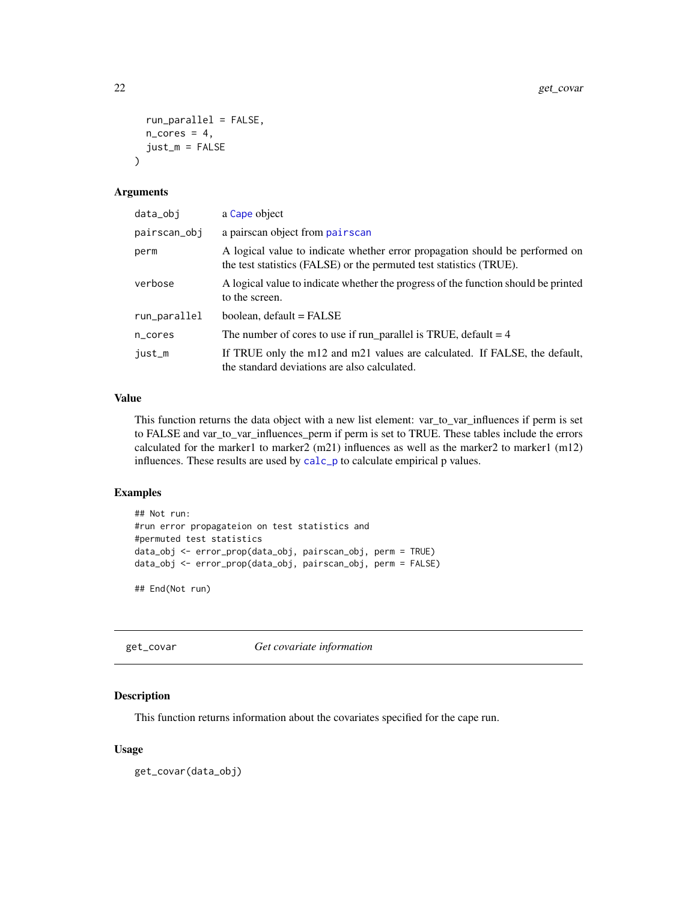```
  run_parallel = FALSE,
  n_cores = 4,
  just_m = FALSE
)
```

### Arguments

| | |
|---|---|
| data_obj | a Cape object |
| pairscan_obj | a pairscan object from pairscan |
| perm | A logical value to indicate whether error propagation should be performed on the test statistics (FALSE) or the permuted test statistics (TRUE). |
| verbose | A logical value to indicate whether the progress of the function should be printed to the screen. |
| run_parallel | boolean, default = FALSE |
| n_cores | The number of cores to use if run_parallel is TRUE, default = 4 |
| just_m | If TRUE only the m12 and m21 values are calculated. If FALSE, the default, the standard deviations are also calculated. |

### Value

This function returns the data object with a new list element: var_to_var_influences if perm is set to FALSE and var_to_var_influences_perm if perm is set to TRUE. These tables include the errors calculated for the marker1 to marker2 (m21) influences as well as the marker2 to marker1 (m12) influences. These results are used by calc_p to calculate empirical p values.

### Examples

```
## Not run:
#run error propagateion on test statistics and
#permuted test statistics
data_obj <- error_prop(data_obj, pairscan_obj, perm = TRUE)
data_obj <- error_prop(data_obj, pairscan_obj, perm = FALSE)

## End(Not run)
```

---

## get_covar    *Get covariate information*

### Description

This function returns information about the covariates specified for the cape run.

### Usage

```
get_covar(data_obj)
```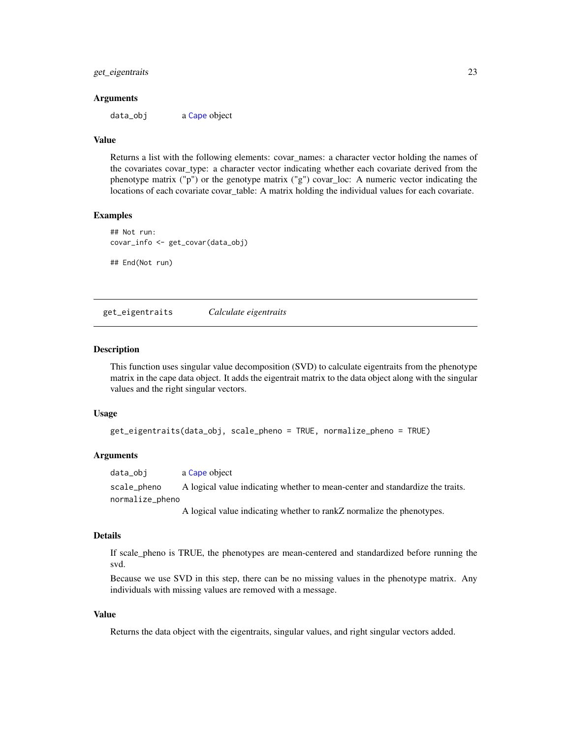### Arguments

data_obj a Cape object

### Value

Returns a list with the following elements: covar_names: a character vector holding the names of the covariates covar_type: a character vector indicating whether each covariate derived from the phenotype matrix ("p") or the genotype matrix ("g") covar_loc: A numeric vector indicating the locations of each covariate covar_table: A matrix holding the individual values for each covariate.

### Examples

```
## Not run:
covar_info <- get_covar(data_obj)

## End(Not run)
```

---

## get_eigentraits *Calculate eigentraits*

---

### Description

This function uses singular value decomposition (SVD) to calculate eigentraits from the phenotype matrix in the cape data object. It adds the eigentrait matrix to the data object along with the singular values and the right singular vectors.

### Usage

```
get_eigentraits(data_obj, scale_pheno = TRUE, normalize_pheno = TRUE)
```

### Arguments

| | |
|---|---|
| data_obj | a Cape object |
| scale_pheno | A logical value indicating whether to mean-center and standardize the traits. |
| normalize_pheno | A logical value indicating whether to rankZ normalize the phenotypes. |

### Details

If scale_pheno is TRUE, the phenotypes are mean-centered and standardized before running the svd.

Because we use SVD in this step, there can be no missing values in the phenotype matrix. Any individuals with missing values are removed with a message.

### Value

Returns the data object with the eigentraits, singular values, and right singular vectors added.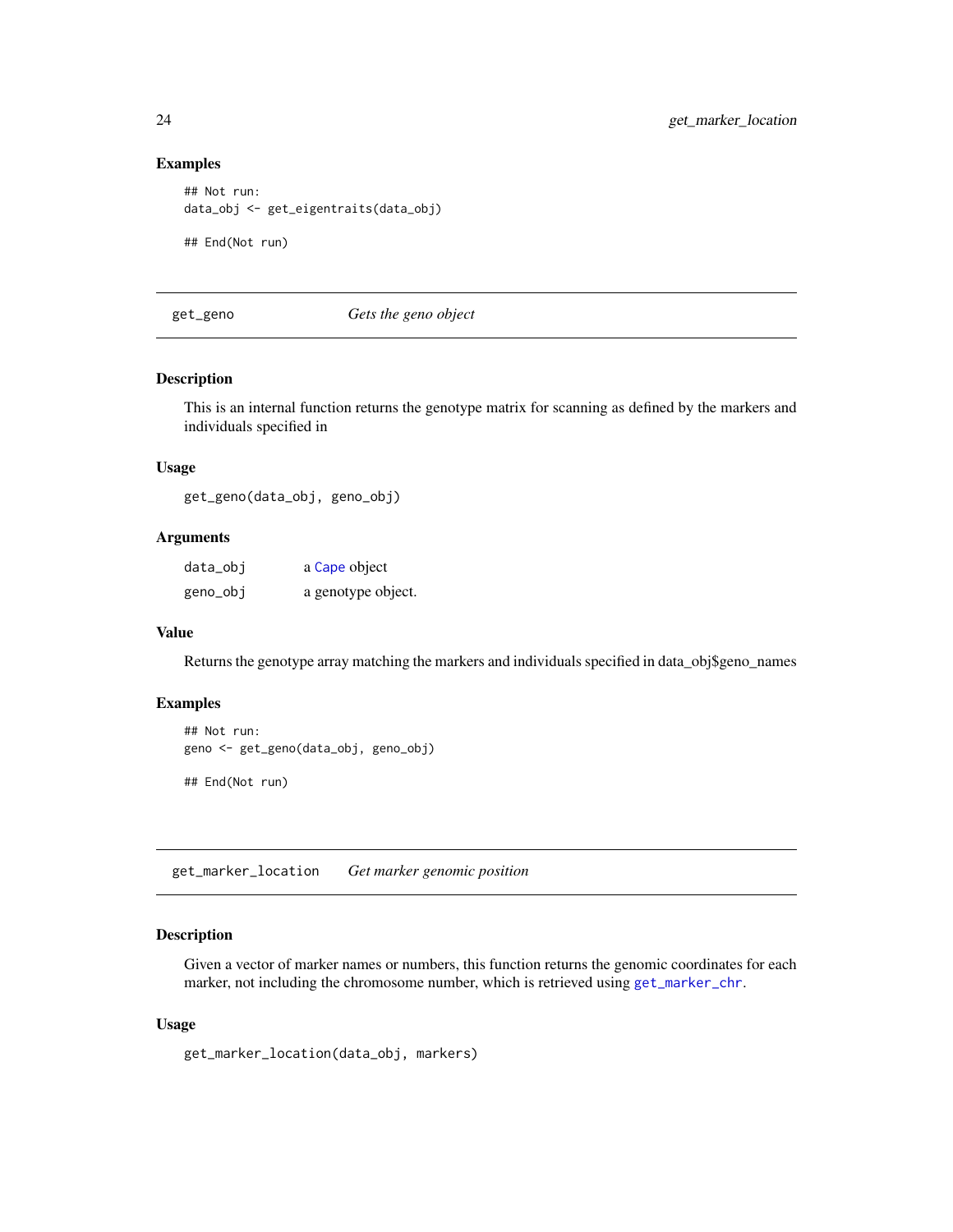### Examples

```
## Not run:
data_obj <- get_eigentraits(data_obj)

## End(Not run)
```

---

## get_geno *Gets the geno object*

### Description

This is an internal function returns the genotype matrix for scanning as defined by the markers and individuals specified in

### Usage

```
get_geno(data_obj, geno_obj)
```

### Arguments

| | |
|---|---|
| data_obj | a Cape object |
| geno_obj | a genotype object. |

### Value

Returns the genotype array matching the markers and individuals specified in data_obj$geno_names

### Examples

```
## Not run:
geno <- get_geno(data_obj, geno_obj)

## End(Not run)
```

---

## get_marker_location *Get marker genomic position*

### Description

Given a vector of marker names or numbers, this function returns the genomic coordinates for each marker, not including the chromosome number, which is retrieved using get_marker_chr.

### Usage

```
get_marker_location(data_obj, markers)
```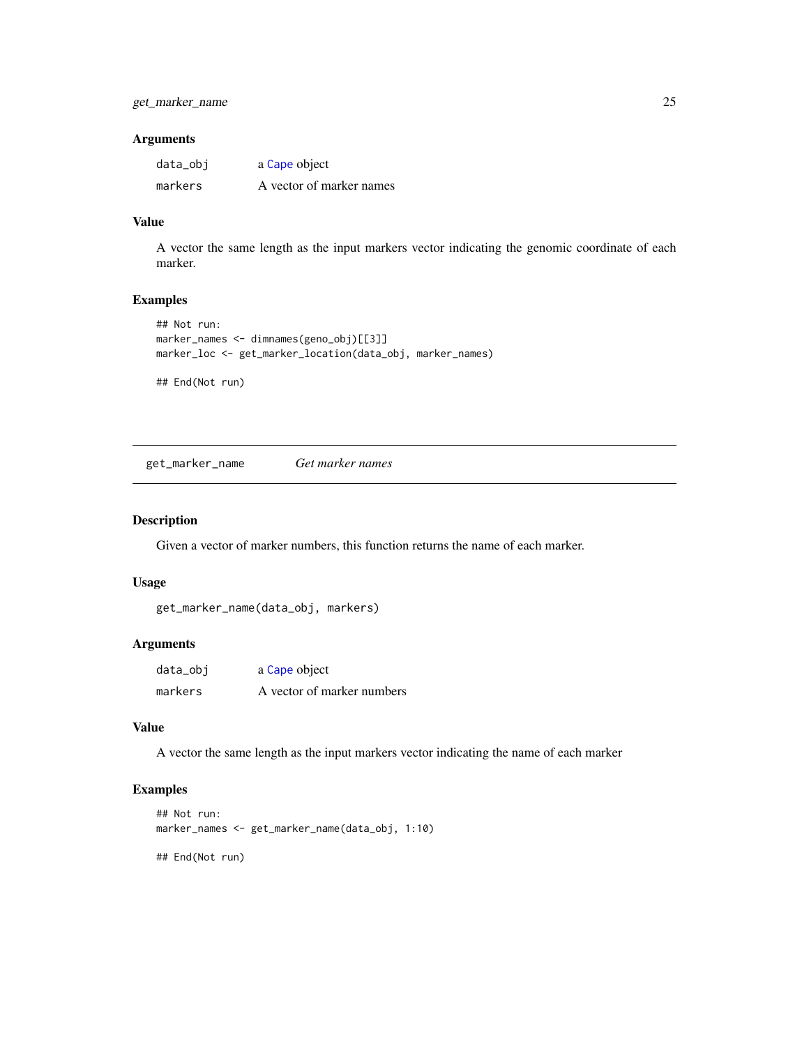### Arguments

| | |
|---|---|
| data_obj | a Cape object |
| markers | A vector of marker names |

### Value

A vector the same length as the input markers vector indicating the genomic coordinate of each marker.

### Examples

```
## Not run:
marker_names <- dimnames(geno_obj)[[3]]
marker_loc <- get_marker_location(data_obj, marker_names)

## End(Not run)
```

---

## get_marker_name *Get marker names*

### Description

Given a vector of marker numbers, this function returns the name of each marker.

### Usage

```
get_marker_name(data_obj, markers)
```

### Arguments

| | |
|---|---|
| data_obj | a Cape object |
| markers | A vector of marker numbers |

### Value

A vector the same length as the input markers vector indicating the name of each marker

### Examples

```
## Not run:
marker_names <- get_marker_name(data_obj, 1:10)

## End(Not run)
```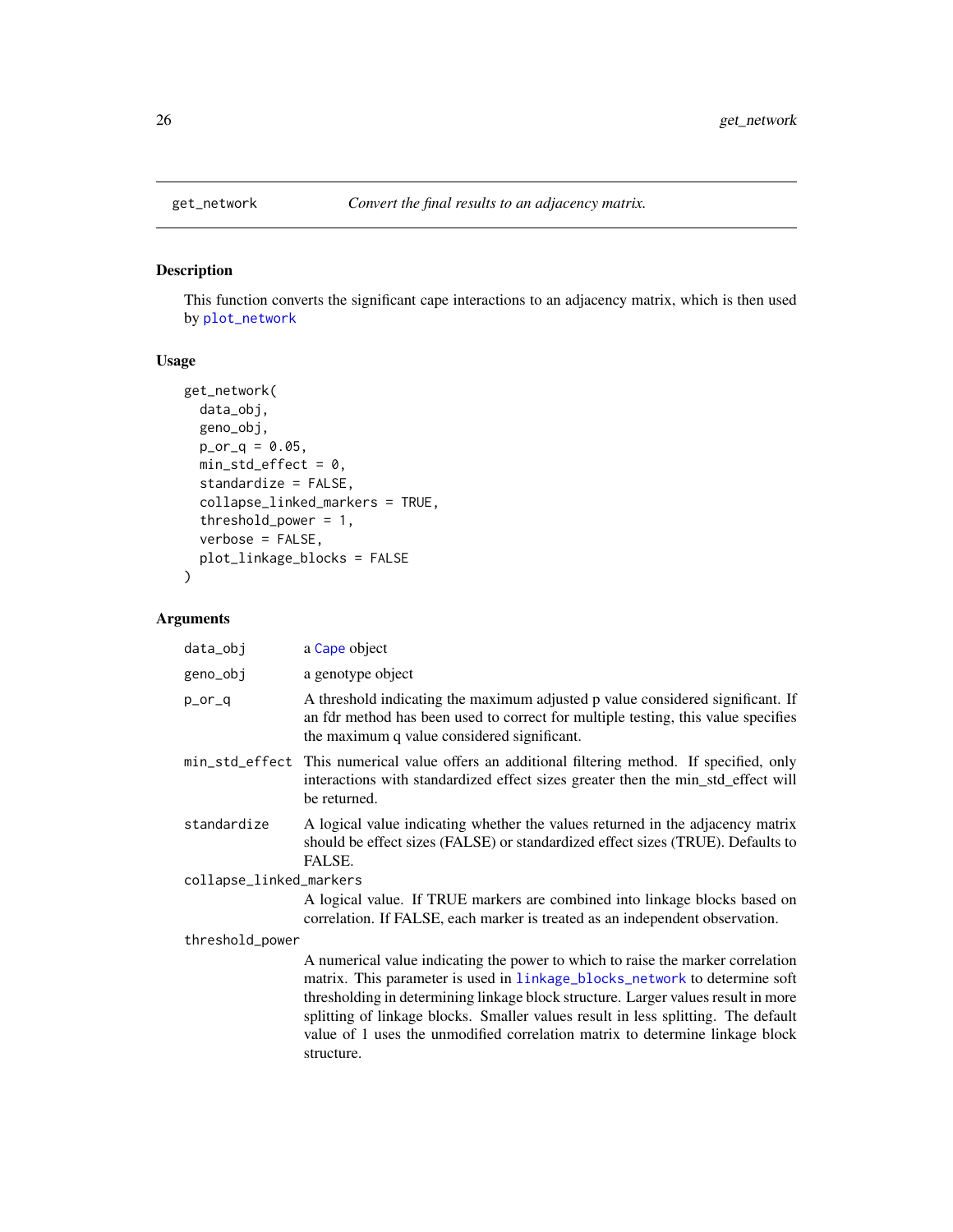## get_network — *Convert the final results to an adjacency matrix.*

### Description

This function converts the significant cape interactions to an adjacency matrix, which is then used by plot_network

### Usage

```
get_network(
  data_obj,
  geno_obj,
  p_or_q = 0.05,
  min_std_effect = 0,
  standardize = FALSE,
  collapse_linked_markers = TRUE,
  threshold_power = 1,
  verbose = FALSE,
  plot_linkage_blocks = FALSE
)
```

### Arguments

| | |
|---|---|
| data_obj | a Cape object |
| geno_obj | a genotype object |
| p_or_q | A threshold indicating the maximum adjusted p value considered significant. If an fdr method has been used to correct for multiple testing, this value specifies the maximum q value considered significant. |
| min_std_effect | This numerical value offers an additional filtering method. If specified, only interactions with standardized effect sizes greater then the min_std_effect will be returned. |
| standardize | A logical value indicating whether the values returned in the adjacency matrix should be effect sizes (FALSE) or standardized effect sizes (TRUE). Defaults to FALSE. |
| collapse_linked_markers | A logical value. If TRUE markers are combined into linkage blocks based on correlation. If FALSE, each marker is treated as an independent observation. |
| threshold_power | A numerical value indicating the power to which to raise the marker correlation matrix. This parameter is used in linkage_blocks_network to determine soft thresholding in determining linkage block structure. Larger values result in more splitting of linkage blocks. Smaller values result in less splitting. The default value of 1 uses the unmodified correlation matrix to determine linkage block structure. |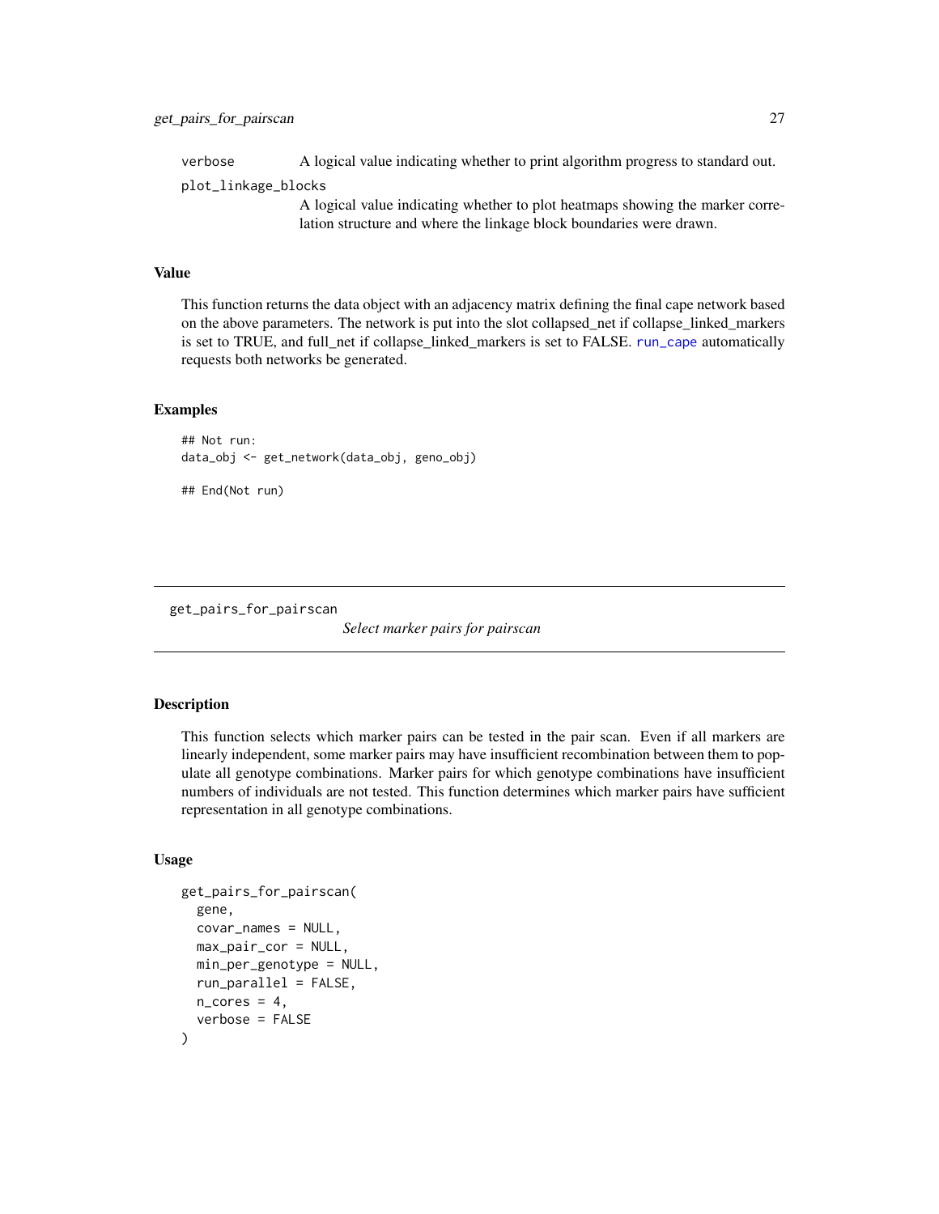verbose A logical value indicating whether to print algorithm progress to standard out.

plot_linkage_blocks
A logical value indicating whether to plot heatmaps showing the marker correlation structure and where the linkage block boundaries were drawn.

### Value

This function returns the data object with an adjacency matrix defining the final cape network based on the above parameters. The network is put into the slot collapsed_net if collapse_linked_markers is set to TRUE, and full_net if collapse_linked_markers is set to FALSE. run_cape automatically requests both networks be generated.

### Examples

```
## Not run:
data_obj <- get_network(data_obj, geno_obj)

## End(Not run)
```

---

## get_pairs_for_pairscan *Select marker pairs for pairscan*

### Description

This function selects which marker pairs can be tested in the pair scan. Even if all markers are linearly independent, some marker pairs may have insufficient recombination between them to populate all genotype combinations. Marker pairs for which genotype combinations have insufficient numbers of individuals are not tested. This function determines which marker pairs have sufficient representation in all genotype combinations.

### Usage

```
get_pairs_for_pairscan(
  gene,
  covar_names = NULL,
  max_pair_cor = NULL,
  min_per_genotype = NULL,
  run_parallel = FALSE,
  n_cores = 4,
  verbose = FALSE
)
```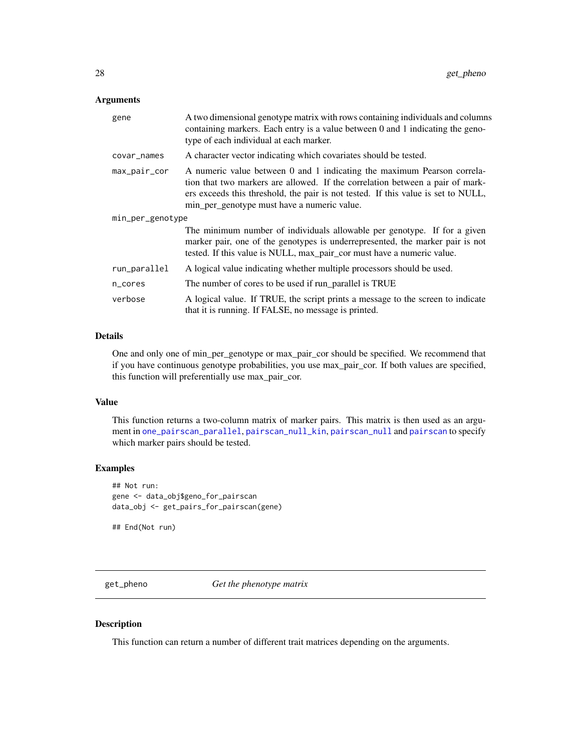### Arguments

- `gene` — A two dimensional genotype matrix with rows containing individuals and columns containing markers. Each entry is a value between 0 and 1 indicating the genotype of each individual at each marker.
- `covar_names` — A character vector indicating which covariates should be tested.
- `max_pair_cor` — A numeric value between 0 and 1 indicating the maximum Pearson correlation that two markers are allowed. If the correlation between a pair of markers exceeds this threshold, the pair is not tested. If this value is set to NULL, min_per_genotype must have a numeric value.
- `min_per_genotype` — The minimum number of individuals allowable per genotype. If for a given marker pair, one of the genotypes is underrepresented, the marker pair is not tested. If this value is NULL, max_pair_cor must have a numeric value.
- `run_parallel` — A logical value indicating whether multiple processors should be used.
- `n_cores` — The number of cores to be used if run_parallel is TRUE
- `verbose` — A logical value. If TRUE, the script prints a message to the screen to indicate that it is running. If FALSE, no message is printed.

### Details

One and only one of min_per_genotype or max_pair_cor should be specified. We recommend that if you have continuous genotype probabilities, you use max_pair_cor. If both values are specified, this function will preferentially use max_pair_cor.

### Value

This function returns a two-column matrix of marker pairs. This matrix is then used as an argument in `one_pairscan_parallel`, `pairscan_null_kin`, `pairscan_null` and `pairscan` to specify which marker pairs should be tested.

### Examples

```
## Not run:
gene <- data_obj$geno_for_pairscan
data_obj <- get_pairs_for_pairscan(gene)

## End(Not run)
```

---

## get_pheno — *Get the phenotype matrix*

### Description

This function can return a number of different trait matrices depending on the arguments.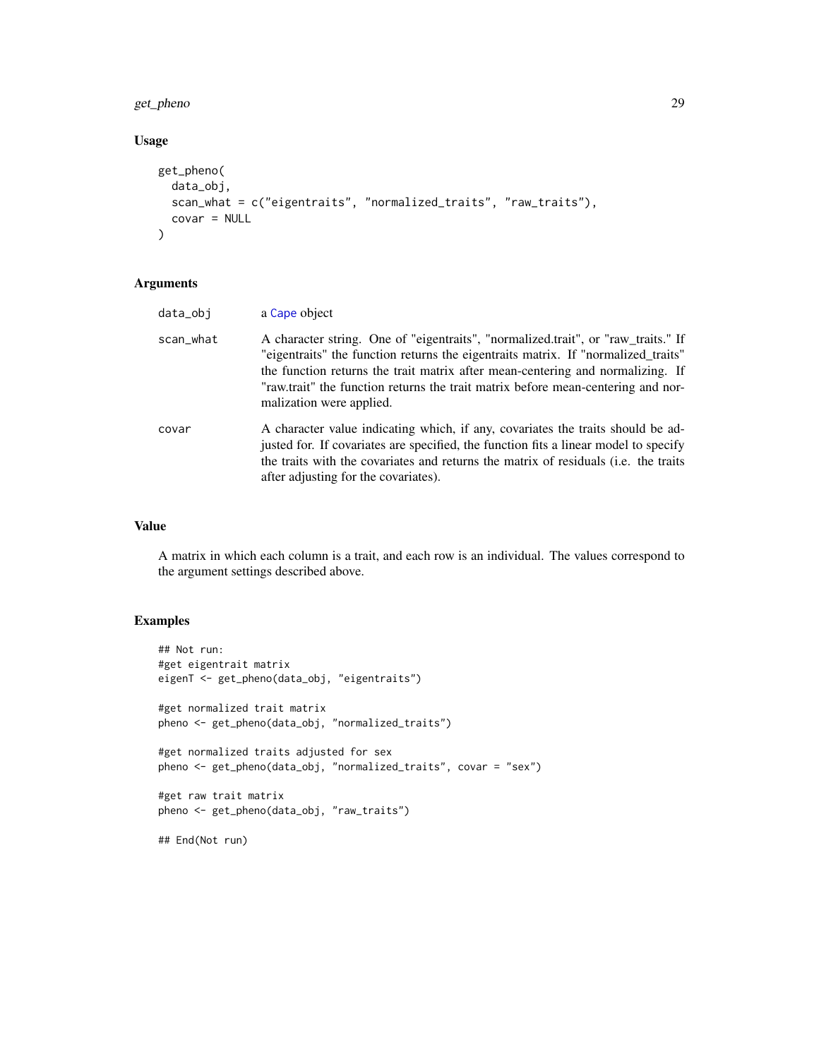## Usage

```
get_pheno(
  data_obj,
  scan_what = c("eigentraits", "normalized_traits", "raw_traits"),
  covar = NULL
)
```

## Arguments

| | |
|---|---|
| data_obj | a Cape object |
| scan_what | A character string. One of "eigentraits", "normalized.trait", or "raw_traits." If "eigentraits" the function returns the eigentraits matrix. If "normalized_traits" the function returns the trait matrix after mean-centering and normalizing. If "raw.trait" the function returns the trait matrix before mean-centering and normalization were applied. |
| covar | A character value indicating which, if any, covariates the traits should be adjusted for. If covariates are specified, the function fits a linear model to specify the traits with the covariates and returns the matrix of residuals (i.e. the traits after adjusting for the covariates). |

## Value

A matrix in which each column is a trait, and each row is an individual. The values correspond to the argument settings described above.

## Examples

```
## Not run:
#get eigentrait matrix
eigenT <- get_pheno(data_obj, "eigentraits")

#get normalized trait matrix
pheno <- get_pheno(data_obj, "normalized_traits")

#get normalized traits adjusted for sex
pheno <- get_pheno(data_obj, "normalized_traits", covar = "sex")

#get raw trait matrix
pheno <- get_pheno(data_obj, "raw_traits")

## End(Not run)
```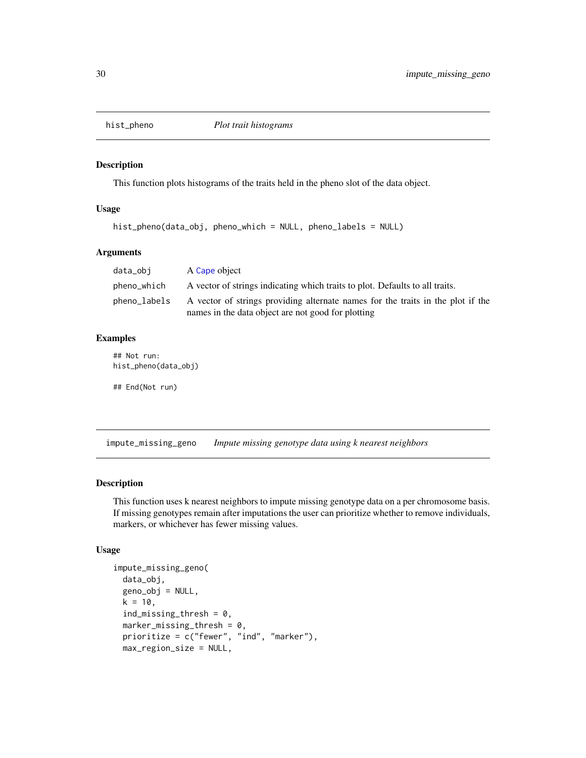## hist_pheno — *Plot trait histograms*

### Description

This function plots histograms of the traits held in the pheno slot of the data object.

### Usage

```
hist_pheno(data_obj, pheno_which = NULL, pheno_labels = NULL)
```

### Arguments

| | |
|---|---|
| data_obj | A Cape object |
| pheno_which | A vector of strings indicating which traits to plot. Defaults to all traits. |
| pheno_labels | A vector of strings providing alternate names for the traits in the plot if the names in the data object are not good for plotting |

### Examples

```
## Not run:
hist_pheno(data_obj)

## End(Not run)
```

## impute_missing_geno — *Impute missing genotype data using k nearest neighbors*

### Description

This function uses k nearest neighbors to impute missing genotype data on a per chromosome basis. If missing genotypes remain after imputations the user can prioritize whether to remove individuals, markers, or whichever has fewer missing values.

### Usage

```
impute_missing_geno(
  data_obj,
  geno_obj = NULL,
  k = 10,
  ind_missing_thresh = 0,
  marker_missing_thresh = 0,
  prioritize = c("fewer", "ind", "marker"),
  max_region_size = NULL,
```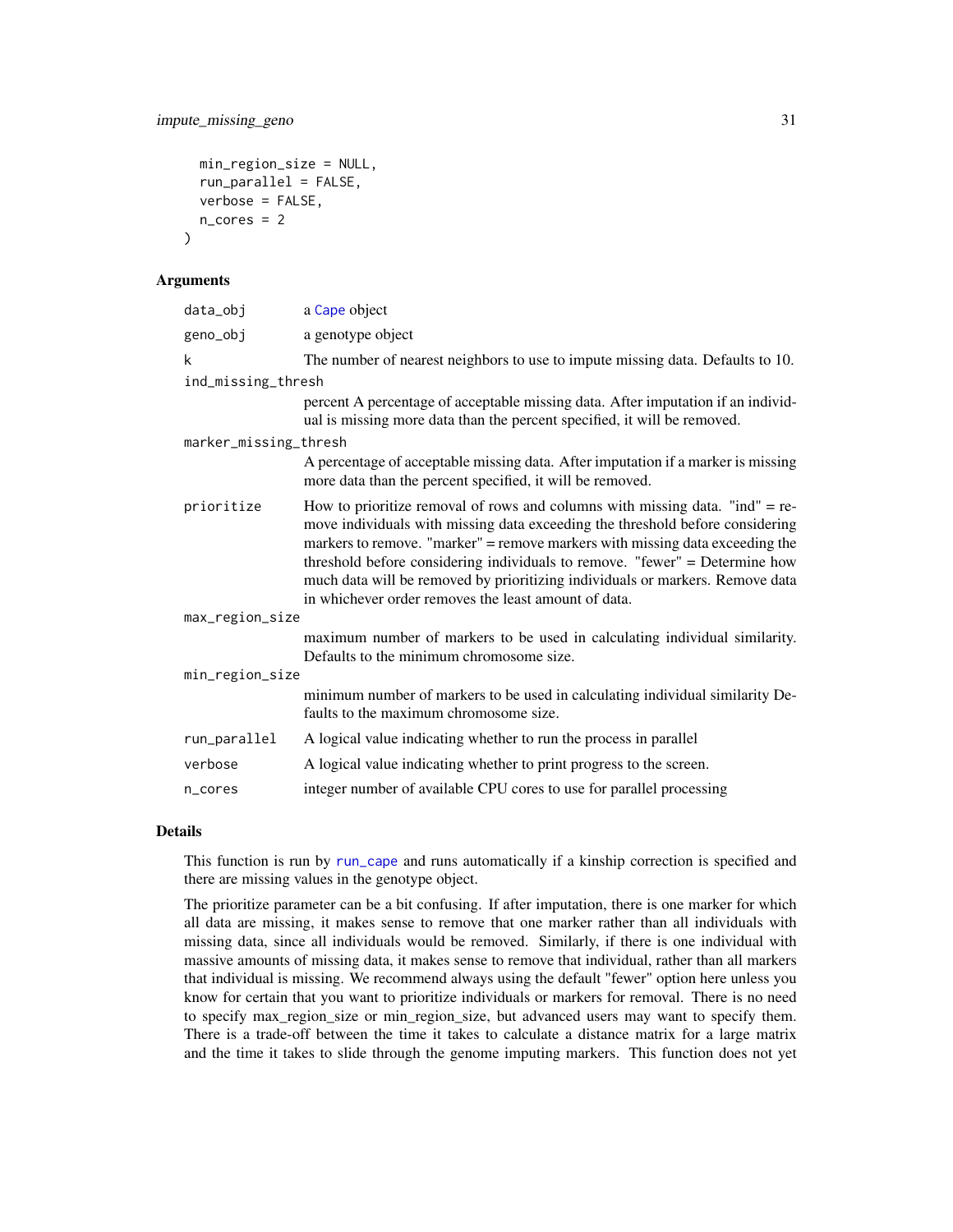```
  min_region_size = NULL,
  run_parallel = FALSE,
  verbose = FALSE,
  n_cores = 2
)
```

### Arguments

| Argument | Description |
| --- | --- |
| data_obj | a Cape object |
| geno_obj | a genotype object |
| k | The number of nearest neighbors to use to impute missing data. Defaults to 10. |
| ind_missing_thresh | percent A percentage of acceptable missing data. After imputation if an individual is missing more data than the percent specified, it will be removed. |
| marker_missing_thresh | A percentage of acceptable missing data. After imputation if a marker is missing more data than the percent specified, it will be removed. |
| prioritize | How to prioritize removal of rows and columns with missing data. "ind" = remove individuals with missing data exceeding the threshold before considering markers to remove. "marker" = remove markers with missing data exceeding the threshold before considering individuals to remove. "fewer" = Determine how much data will be removed by prioritizing individuals or markers. Remove data in whichever order removes the least amount of data. |
| max_region_size | maximum number of markers to be used in calculating individual similarity. Defaults to the minimum chromosome size. |
| min_region_size | minimum number of markers to be used in calculating individual similarity Defaults to the maximum chromosome size. |
| run_parallel | A logical value indicating whether to run the process in parallel |
| verbose | A logical value indicating whether to print progress to the screen. |
| n_cores | integer number of available CPU cores to use for parallel processing |

### Details

This function is run by run_cape and runs automatically if a kinship correction is specified and there are missing values in the genotype object.

The prioritize parameter can be a bit confusing. If after imputation, there is one marker for which all data are missing, it makes sense to remove that one marker rather than all individuals with missing data, since all individuals would be removed. Similarly, if there is one individual with massive amounts of missing data, it makes sense to remove that individual, rather than all markers that individual is missing. We recommend always using the default "fewer" option here unless you know for certain that you want to prioritize individuals or markers for removal. There is no need to specify max_region_size or min_region_size, but advanced users may want to specify them. There is a trade-off between the time it takes to calculate a distance matrix for a large matrix and the time it takes to slide through the genome imputing markers. This function does not yet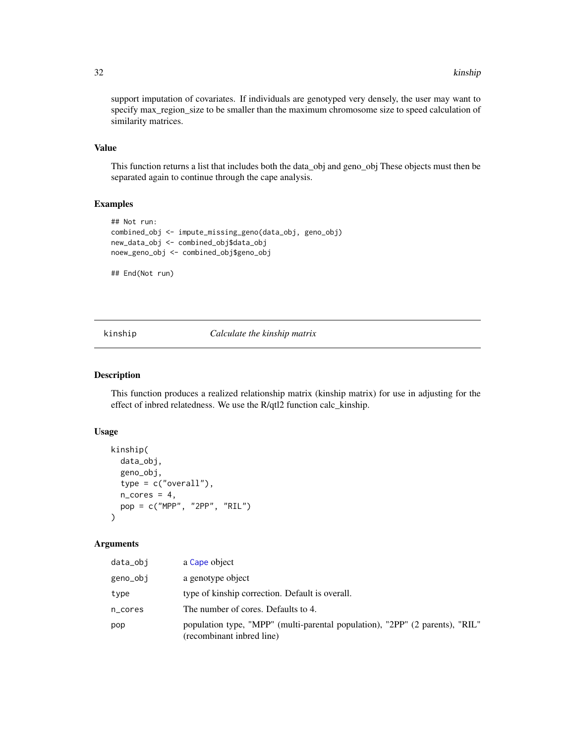support imputation of covariates. If individuals are genotyped very densely, the user may want to specify max_region_size to be smaller than the maximum chromosome size to speed calculation of similarity matrices.

### Value

This function returns a list that includes both the data_obj and geno_obj These objects must then be separated again to continue through the cape analysis.

### Examples

```
## Not run:
combined_obj <- impute_missing_geno(data_obj, geno_obj)
new_data_obj <- combined_obj$data_obj
noew_geno_obj <- combined_obj$geno_obj

## End(Not run)
```

---

## kinship *Calculate the kinship matrix*

---

### Description

This function produces a realized relationship matrix (kinship matrix) for use in adjusting for the effect of inbred relatedness. We use the R/qtl2 function calc_kinship.

### Usage

```
kinship(
  data_obj,
  geno_obj,
  type = c("overall"),
  n_cores = 4,
  pop = c("MPP", "2PP", "RIL")
)
```

### Arguments

| | |
|---|---|
| data_obj | a Cape object |
| geno_obj | a genotype object |
| type | type of kinship correction. Default is overall. |
| n_cores | The number of cores. Defaults to 4. |
| pop | population type, "MPP" (multi-parental population), "2PP" (2 parents), "RIL" (recombinant inbred line) |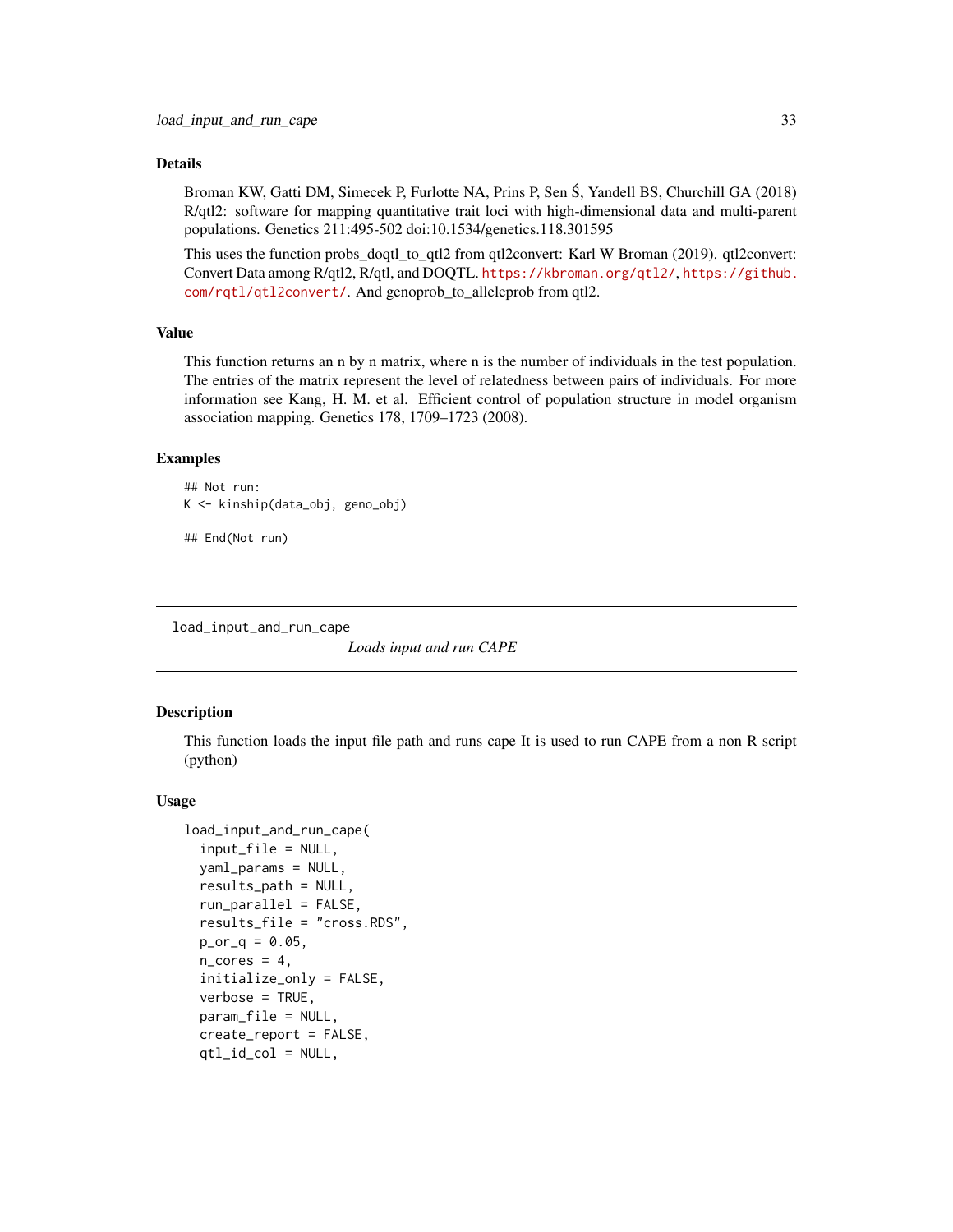### Details

Broman KW, Gatti DM, Simecek P, Furlotte NA, Prins P, Sen Ś, Yandell BS, Churchill GA (2018) R/qtl2: software for mapping quantitative trait loci with high-dimensional data and multi-parent populations. Genetics 211:495-502 doi:10.1534/genetics.118.301595

This uses the function probs_doqtl_to_qtl2 from qtl2convert: Karl W Broman (2019). qtl2convert: Convert Data among R/qtl2, R/qtl, and DOQTL. https://kbroman.org/qtl2/, https://github.com/rqtl/qtl2convert/. And genoprob_to_alleleprob from qtl2.

### Value

This function returns an n by n matrix, where n is the number of individuals in the test population. The entries of the matrix represent the level of relatedness between pairs of individuals. For more information see Kang, H. M. et al. Efficient control of population structure in model organism association mapping. Genetics 178, 1709–1723 (2008).

### Examples

```
## Not run:
K <- kinship(data_obj, geno_obj)

## End(Not run)
```

---

## load_input_and_run_cape

*Loads input and run CAPE*

---

### Description

This function loads the input file path and runs cape It is used to run CAPE from a non R script (python)

### Usage

```
load_input_and_run_cape(
  input_file = NULL,
  yaml_params = NULL,
  results_path = NULL,
  run_parallel = FALSE,
  results_file = "cross.RDS",
  p_or_q = 0.05,
  n_cores = 4,
  initialize_only = FALSE,
  verbose = TRUE,
  param_file = NULL,
  create_report = FALSE,
  qtl_id_col = NULL,
```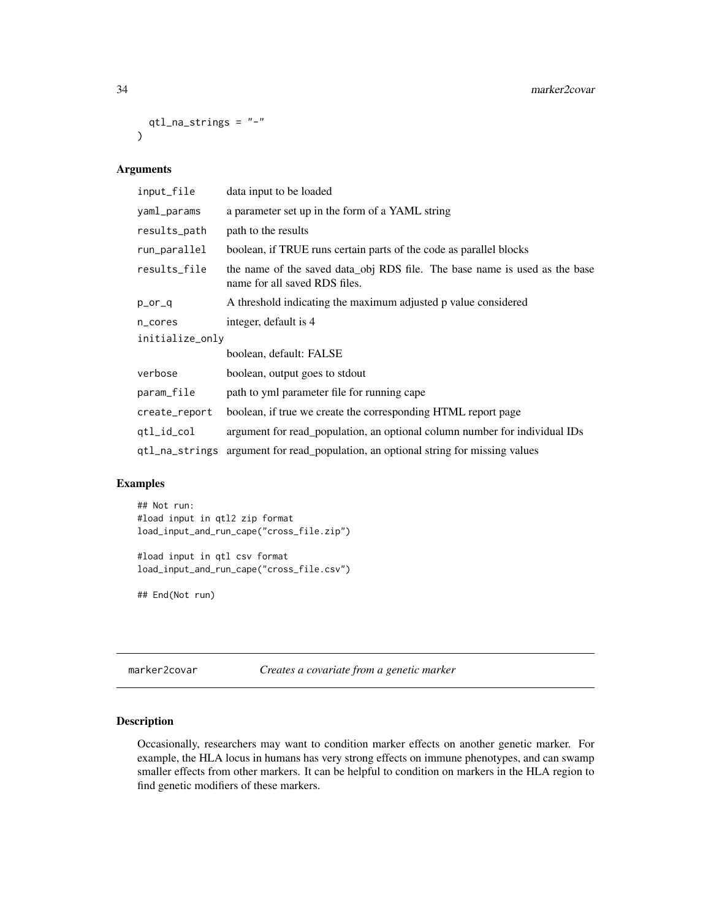```
  qtl_na_strings = "-"
)
```

### Arguments

| | |
|---|---|
| input_file | data input to be loaded |
| yaml_params | a parameter set up in the form of a YAML string |
| results_path | path to the results |
| run_parallel | boolean, if TRUE runs certain parts of the code as parallel blocks |
| results_file | the name of the saved data_obj RDS file. The base name is used as the base name for all saved RDS files. |
| p_or_q | A threshold indicating the maximum adjusted p value considered |
| n_cores | integer, default is 4 |
| initialize_only | boolean, default: FALSE |
| verbose | boolean, output goes to stdout |
| param_file | path to yml parameter file for running cape |
| create_report | boolean, if true we create the corresponding HTML report page |
| qtl_id_col | argument for read_population, an optional column number for individual IDs |
| qtl_na_strings | argument for read_population, an optional string for missing values |

### Examples

```
## Not run:
#load input in qtl2 zip format
load_input_and_run_cape("cross_file.zip")

#load input in qtl csv format
load_input_and_run_cape("cross_file.csv")

## End(Not run)
```

---

## marker2covar *Creates a covariate from a genetic marker*

---

### Description

Occasionally, researchers may want to condition marker effects on another genetic marker. For example, the HLA locus in humans has very strong effects on immune phenotypes, and can swamp smaller effects from other markers. It can be helpful to condition on markers in the HLA region to find genetic modifiers of these markers.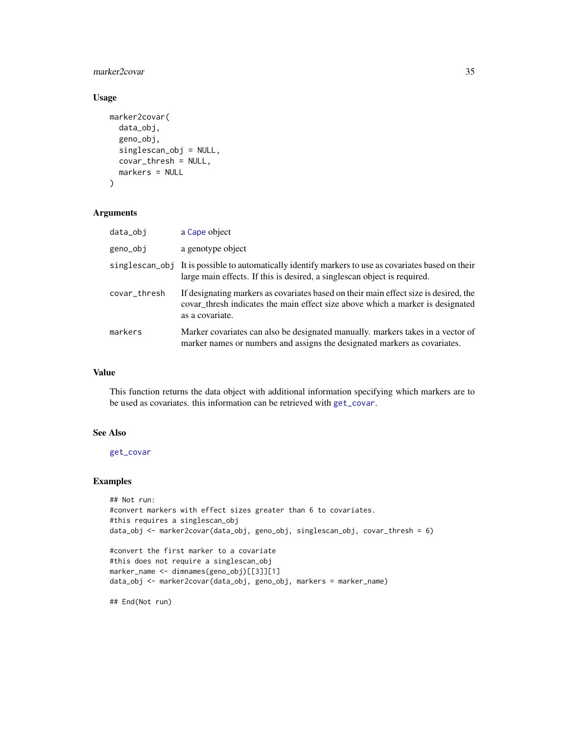### Usage

```
marker2covar(
  data_obj,
  geno_obj,
  singlescan_obj = NULL,
  covar_thresh = NULL,
  markers = NULL
)
```

### Arguments

| | |
|---|---|
| data_obj | a Cape object |
| geno_obj | a genotype object |
| singlescan_obj | It is possible to automatically identify markers to use as covariates based on their large main effects. If this is desired, a singlescan object is required. |
| covar_thresh | If designating markers as covariates based on their main effect size is desired, the covar_thresh indicates the main effect size above which a marker is designated as a covariate. |
| markers | Marker covariates can also be designated manually. markers takes in a vector of marker names or numbers and assigns the designated markers as covariates. |

### Value

This function returns the data object with additional information specifying which markers are to be used as covariates. this information can be retrieved with get_covar.

### See Also

get_covar

### Examples

```
## Not run:
#convert markers with effect sizes greater than 6 to covariates.
#this requires a singlescan_obj
data_obj <- marker2covar(data_obj, geno_obj, singlescan_obj, covar_thresh = 6)

#convert the first marker to a covariate
#this does not require a singlescan_obj
marker_name <- dimnames(geno_obj)[[3]][1]
data_obj <- marker2covar(data_obj, geno_obj, markers = marker_name)

## End(Not run)
```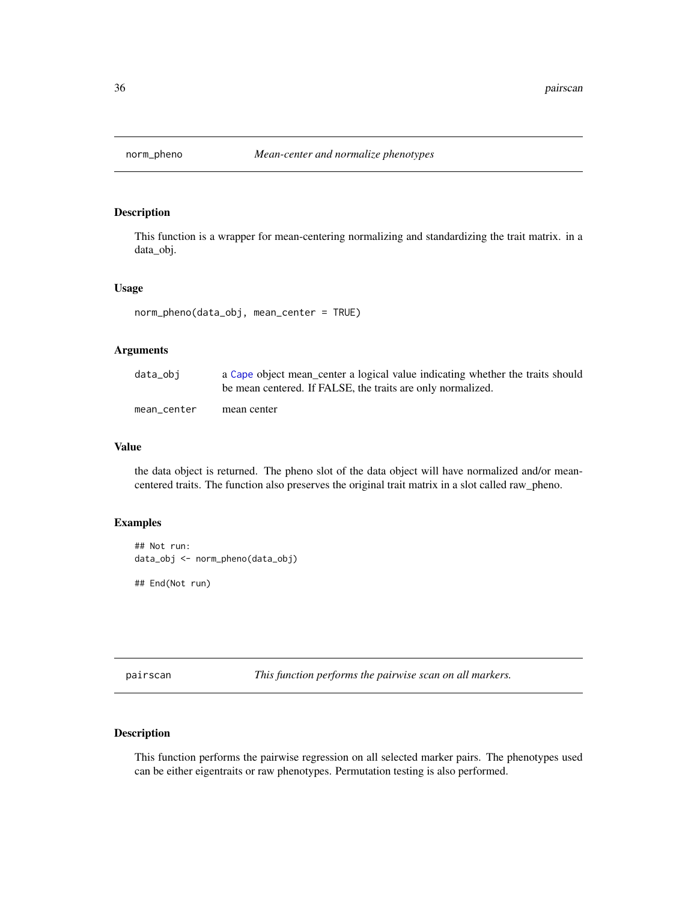## norm_pheno *Mean-center and normalize phenotypes*

### Description

This function is a wrapper for mean-centering normalizing and standardizing the trait matrix. in a data_obj.

### Usage

```
norm_pheno(data_obj, mean_center = TRUE)
```

### Arguments

| | |
|---|---|
| `data_obj` | a Cape object mean_center a logical value indicating whether the traits should be mean centered. If FALSE, the traits are only normalized. |
| `mean_center` | mean center |

### Value

the data object is returned. The pheno slot of the data object will have normalized and/or mean-centered traits. The function also preserves the original trait matrix in a slot called raw_pheno.

### Examples

```
## Not run:
data_obj <- norm_pheno(data_obj)

## End(Not run)
```

## pairscan *This function performs the pairwise scan on all markers.*

### Description

This function performs the pairwise regression on all selected marker pairs. The phenotypes used can be either eigentraits or raw phenotypes. Permutation testing is also performed.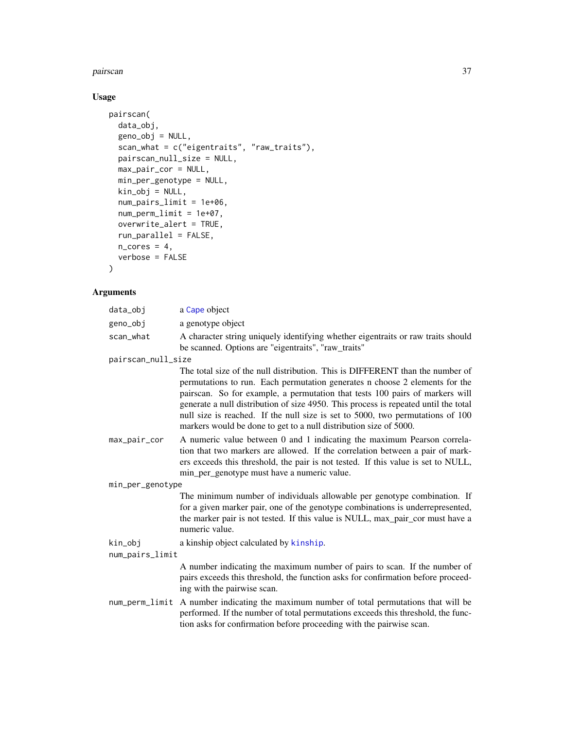## Usage

```
pairscan(
  data_obj,
  geno_obj = NULL,
  scan_what = c("eigentraits", "raw_traits"),
  pairscan_null_size = NULL,
  max_pair_cor = NULL,
  min_per_genotype = NULL,
  kin_obj = NULL,
  num_pairs_limit = 1e+06,
  num_perm_limit = 1e+07,
  overwrite_alert = TRUE,
  run_parallel = FALSE,
  n_cores = 4,
  verbose = FALSE
)
```

## Arguments

| | |
|---|---|
| data_obj | a Cape object |
| geno_obj | a genotype object |
| scan_what | A character string uniquely identifying whether eigentraits or raw traits should be scanned. Options are "eigentraits", "raw_traits" |
| pairscan_null_size | The total size of the null distribution. This is DIFFERENT than the number of permutations to run. Each permutation generates n choose 2 elements for the pairscan. So for example, a permutation that tests 100 pairs of markers will generate a null distribution of size 4950. This process is repeated until the total null size is reached. If the null size is set to 5000, two permutations of 100 markers would be done to get to a null distribution size of 5000. |
| max_pair_cor | A numeric value between 0 and 1 indicating the maximum Pearson correlation that two markers are allowed. If the correlation between a pair of markers exceeds this threshold, the pair is not tested. If this value is set to NULL, min_per_genotype must have a numeric value. |
| min_per_genotype | The minimum number of individuals allowable per genotype combination. If for a given marker pair, one of the genotype combinations is underrepresented, the marker pair is not tested. If this value is NULL, max_pair_cor must have a numeric value. |
| kin_obj | a kinship object calculated by kinship. |
| num_pairs_limit | A number indicating the maximum number of pairs to scan. If the number of pairs exceeds this threshold, the function asks for confirmation before proceeding with the pairwise scan. |
| num_perm_limit | A number indicating the maximum number of total permutations that will be performed. If the number of total permutations exceeds this threshold, the function asks for confirmation before proceeding with the pairwise scan. |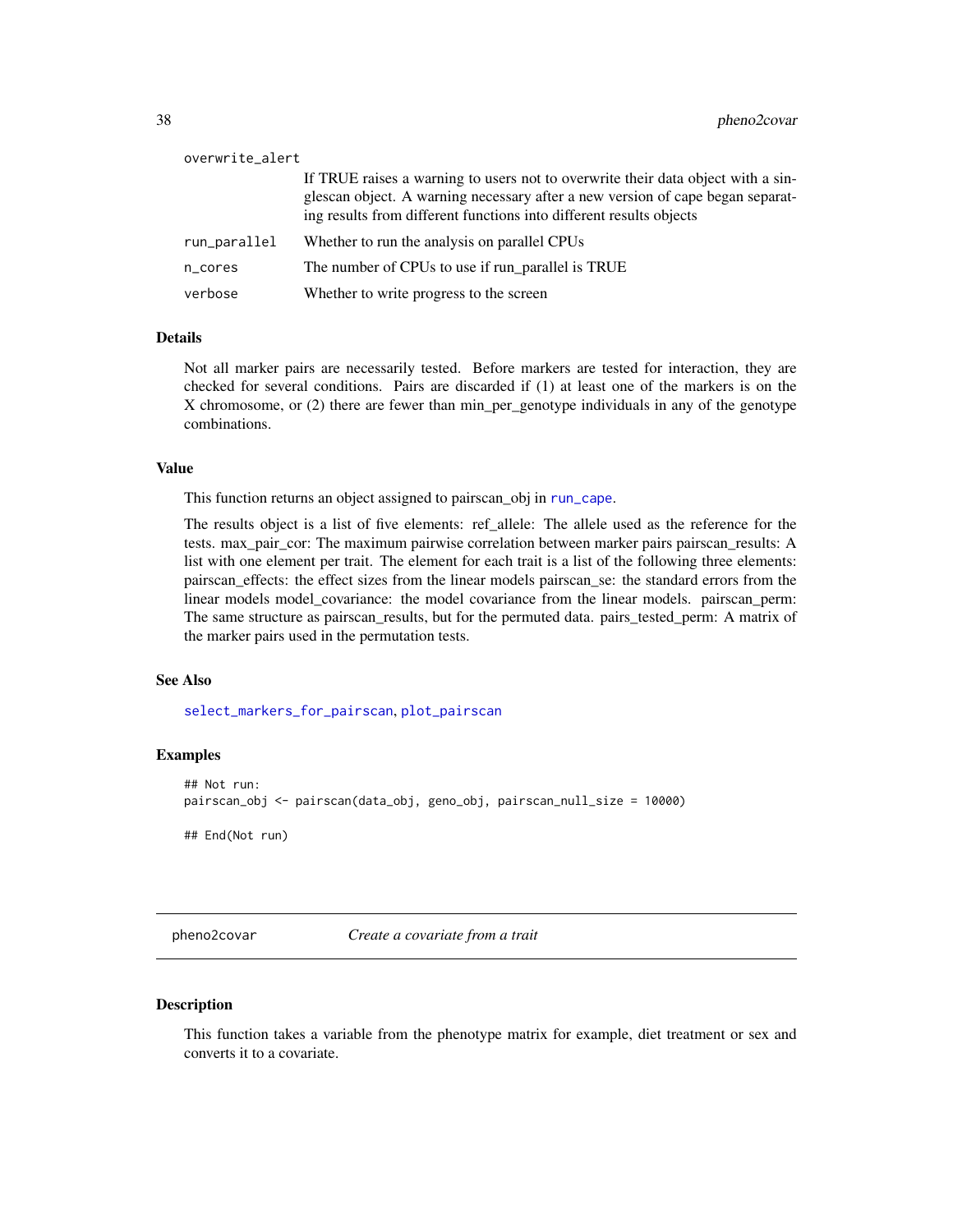| | |
|---|---|
| overwrite_alert | If TRUE raises a warning to users not to overwrite their data object with a singlescan object. A warning necessary after a new version of cape began separating results from different functions into different results objects |
| run_parallel | Whether to run the analysis on parallel CPUs |
| n_cores | The number of CPUs to use if run_parallel is TRUE |
| verbose | Whether to write progress to the screen |

### Details

Not all marker pairs are necessarily tested. Before markers are tested for interaction, they are checked for several conditions. Pairs are discarded if (1) at least one of the markers is on the X chromosome, or (2) there are fewer than min_per_genotype individuals in any of the genotype combinations.

### Value

This function returns an object assigned to pairscan_obj in run_cape.

The results object is a list of five elements: ref_allele: The allele used as the reference for the tests. max_pair_cor: The maximum pairwise correlation between marker pairs pairscan_results: A list with one element per trait. The element for each trait is a list of the following three elements: pairscan_effects: the effect sizes from the linear models pairscan_se: the standard errors from the linear models model_covariance: the model covariance from the linear models. pairscan_perm: The same structure as pairscan_results, but for the permuted data. pairs_tested_perm: A matrix of the marker pairs used in the permutation tests.

### See Also

select_markers_for_pairscan, plot_pairscan

### Examples

```
## Not run:
pairscan_obj <- pairscan(data_obj, geno_obj, pairscan_null_size = 10000)

## End(Not run)
```

---

## pheno2covar &nbsp;&nbsp;&nbsp;&nbsp; *Create a covariate from a trait*

### Description

This function takes a variable from the phenotype matrix for example, diet treatment or sex and converts it to a covariate.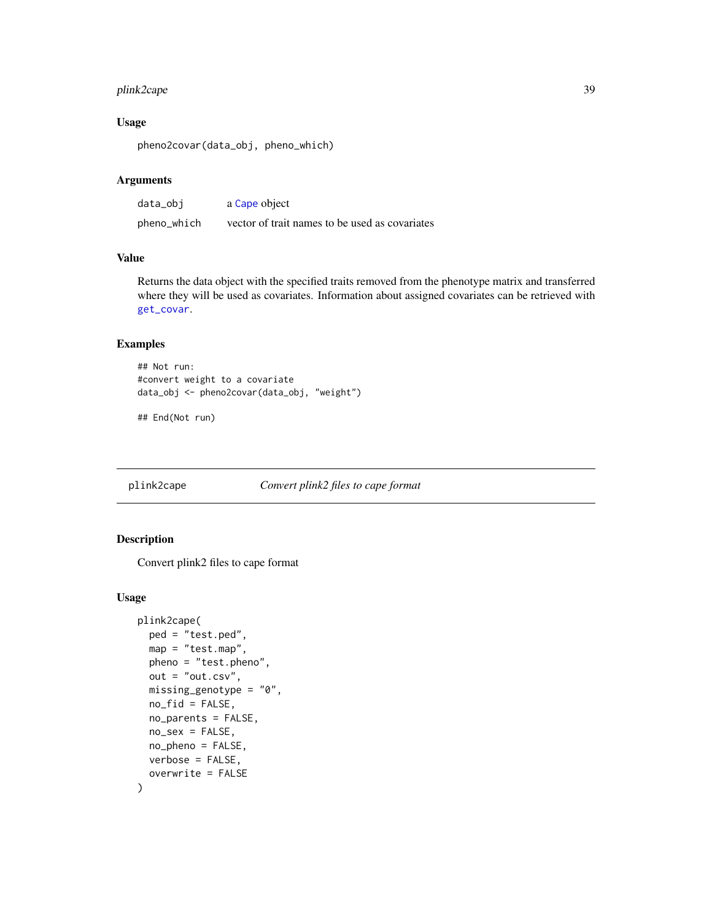### Usage

```
pheno2covar(data_obj, pheno_which)
```

### Arguments

| | |
|---|---|
| data_obj | a Cape object |
| pheno_which | vector of trait names to be used as covariates |

### Value

Returns the data object with the specified traits removed from the phenotype matrix and transferred where they will be used as covariates. Information about assigned covariates can be retrieved with get_covar.

### Examples

```
## Not run:
#convert weight to a covariate
data_obj <- pheno2covar(data_obj, "weight")

## End(Not run)
```

---

## plink2cape — *Convert plink2 files to cape format*

### Description

Convert plink2 files to cape format

### Usage

```
plink2cape(
  ped = "test.ped",
  map = "test.map",
  pheno = "test.pheno",
  out = "out.csv",
  missing_genotype = "0",
  no_fid = FALSE,
  no_parents = FALSE,
  no_sex = FALSE,
  no_pheno = FALSE,
  verbose = FALSE,
  overwrite = FALSE
)
```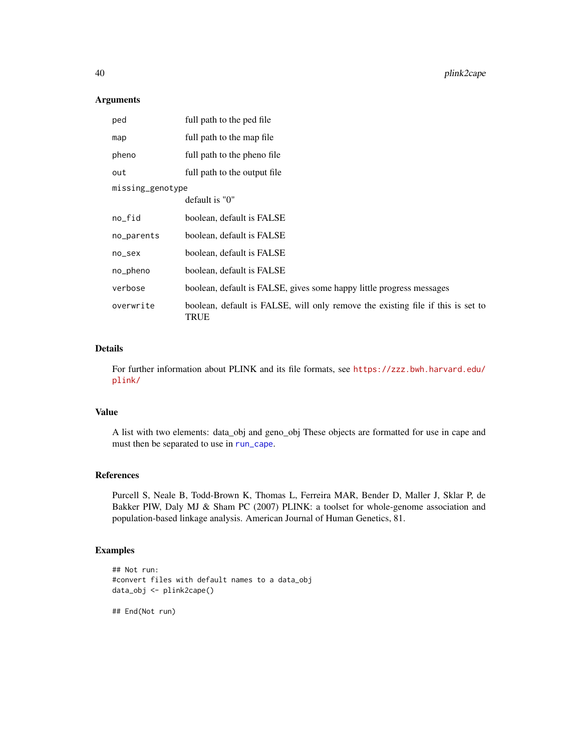### Arguments

| | |
|---|---|
| `ped` | full path to the ped file |
| `map` | full path to the map file |
| `pheno` | full path to the pheno file |
| `out` | full path to the output file |
| `missing_genotype` | default is "0" |
| `no_fid` | boolean, default is FALSE |
| `no_parents` | boolean, default is FALSE |
| `no_sex` | boolean, default is FALSE |
| `no_pheno` | boolean, default is FALSE |
| `verbose` | boolean, default is FALSE, gives some happy little progress messages |
| `overwrite` | boolean, default is FALSE, will only remove the existing file if this is set to TRUE |

### Details

For further information about PLINK and its file formats, see https://zzz.bwh.harvard.edu/plink/

### Value

A list with two elements: data_obj and geno_obj These objects are formatted for use in cape and must then be separated to use in run_cape.

### References

Purcell S, Neale B, Todd-Brown K, Thomas L, Ferreira MAR, Bender D, Maller J, Sklar P, de Bakker PIW, Daly MJ & Sham PC (2007) PLINK: a toolset for whole-genome association and population-based linkage analysis. American Journal of Human Genetics, 81.

### Examples

```
## Not run:
#convert files with default names to a data_obj
data_obj <- plink2cape()

## End(Not run)
```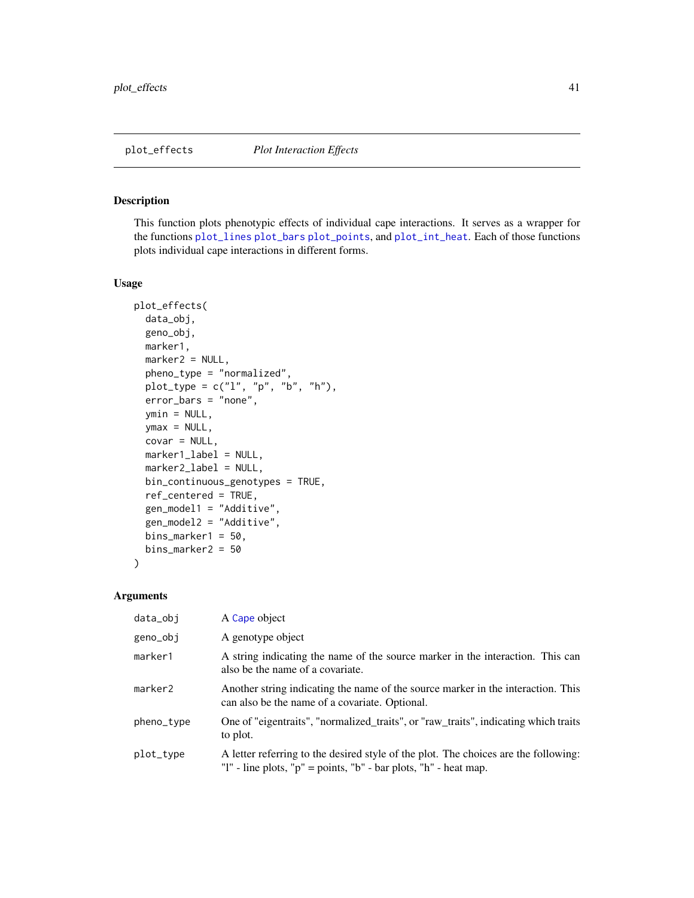plot_effects *Plot Interaction Effects*

## Description

This function plots phenotypic effects of individual cape interactions. It serves as a wrapper for the functions plot_lines plot_bars plot_points, and plot_int_heat. Each of those functions plots individual cape interactions in different forms.

## Usage

```
plot_effects(
  data_obj,
  geno_obj,
  marker1,
  marker2 = NULL,
  pheno_type = "normalized",
  plot_type = c("l", "p", "b", "h"),
  error_bars = "none",
  ymin = NULL,
  ymax = NULL,
  covar = NULL,
  marker1_label = NULL,
  marker2_label = NULL,
  bin_continuous_genotypes = TRUE,
  ref_centered = TRUE,
  gen_model1 = "Additive",
  gen_model2 = "Additive",
  bins_marker1 = 50,
  bins_marker2 = 50
)
```

## Arguments

| | |
|---|---|
| data_obj | A Cape object |
| geno_obj | A genotype object |
| marker1 | A string indicating the name of the source marker in the interaction. This can also be the name of a covariate. |
| marker2 | Another string indicating the name of the source marker in the interaction. This can also be the name of a covariate. Optional. |
| pheno_type | One of "eigentraits", "normalized_traits", or "raw_traits", indicating which traits to plot. |
| plot_type | A letter referring to the desired style of the plot. The choices are the following: "l" - line plots, "p" = points, "b" - bar plots, "h" - heat map. |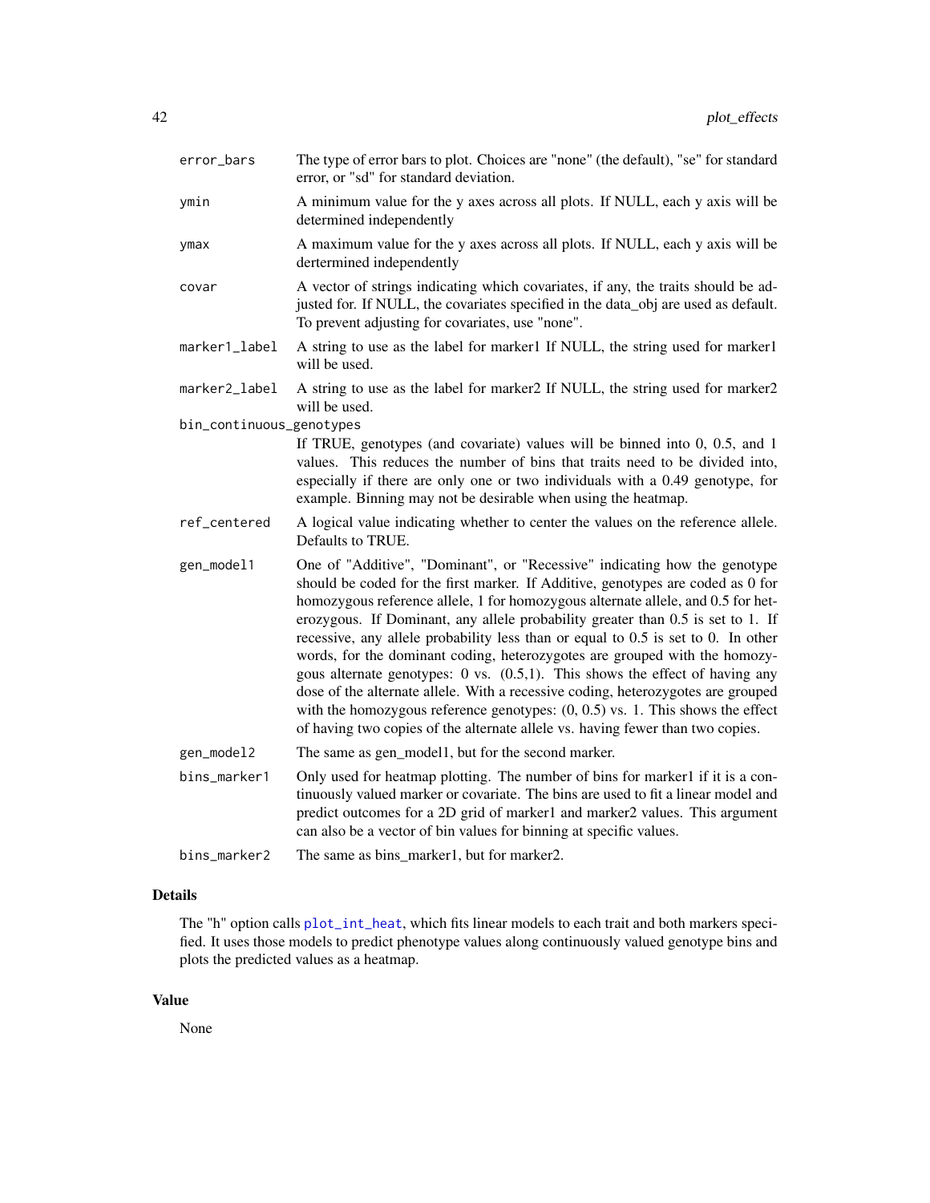| | |
|---|---|
| error_bars | The type of error bars to plot. Choices are "none" (the default), "se" for standard error, or "sd" for standard deviation. |
| ymin | A minimum value for the y axes across all plots. If NULL, each y axis will be determined independently |
| ymax | A maximum value for the y axes across all plots. If NULL, each y axis will be dertermined independently |
| covar | A vector of strings indicating which covariates, if any, the traits should be adjusted for. If NULL, the covariates specified in the data_obj are used as default. To prevent adjusting for covariates, use "none". |
| marker1_label | A string to use as the label for marker1 If NULL, the string used for marker1 will be used. |
| marker2_label | A string to use as the label for marker2 If NULL, the string used for marker2 will be used. |
| bin_continuous_genotypes | If TRUE, genotypes (and covariate) values will be binned into 0, 0.5, and 1 values. This reduces the number of bins that traits need to be divided into, especially if there are only one or two individuals with a 0.49 genotype, for example. Binning may not be desirable when using the heatmap. |
| ref_centered | A logical value indicating whether to center the values on the reference allele. Defaults to TRUE. |
| gen_model1 | One of "Additive", "Dominant", or "Recessive" indicating how the genotype should be coded for the first marker. If Additive, genotypes are coded as 0 for homozygous reference allele, 1 for homozygous alternate allele, and 0.5 for heterozygous. If Dominant, any allele probability greater than 0.5 is set to 1. If recessive, any allele probability less than or equal to 0.5 is set to 0. In other words, for the dominant coding, heterozygotes are grouped with the homozygous alternate genotypes: 0 vs. (0.5,1). This shows the effect of having any dose of the alternate allele. With a recessive coding, heterozygotes are grouped with the homozygous reference genotypes: (0, 0.5) vs. 1. This shows the effect of having two copies of the alternate allele vs. having fewer than two copies. |
| gen_model2 | The same as gen_model1, but for the second marker. |
| bins_marker1 | Only used for heatmap plotting. The number of bins for marker1 if it is a continuously valued marker or covariate. The bins are used to fit a linear model and predict outcomes for a 2D grid of marker1 and marker2 values. This argument can also be a vector of bin values for binning at specific values. |
| bins_marker2 | The same as bins_marker1, but for marker2. |

## Details

The "h" option calls plot_int_heat, which fits linear models to each trait and both markers specified. It uses those models to predict phenotype values along continuously valued genotype bins and plots the predicted values as a heatmap.

## Value

None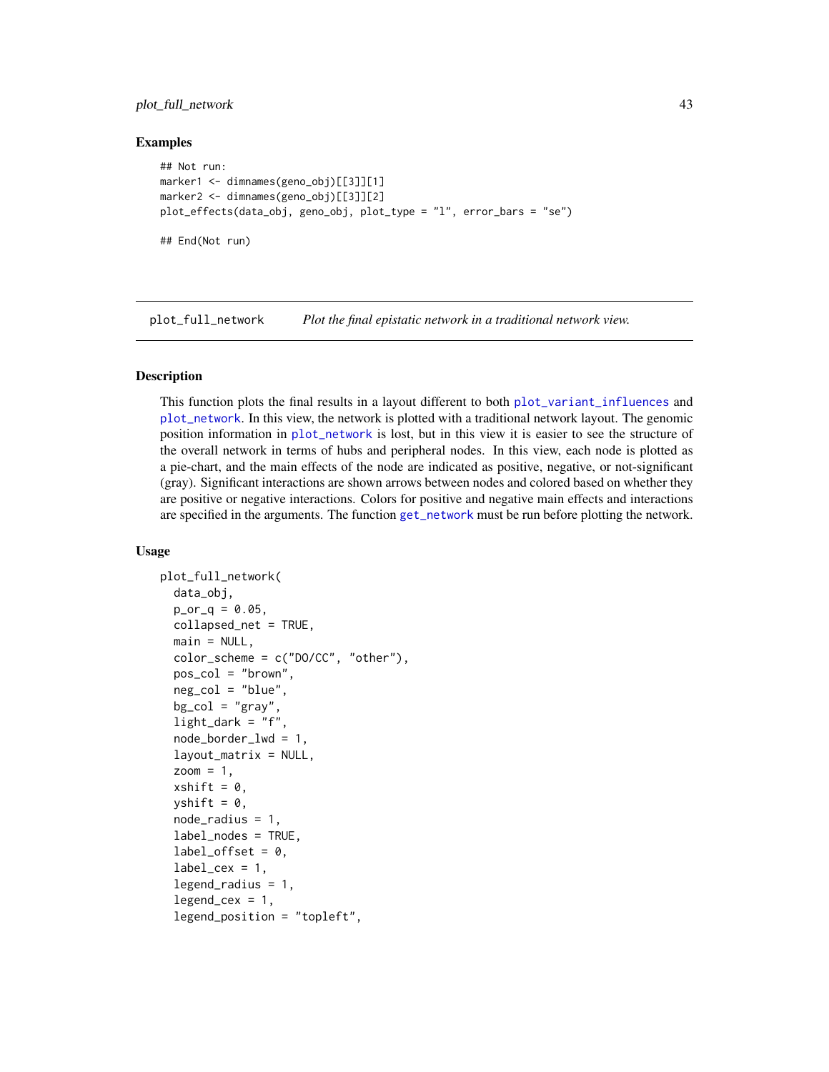### Examples

```
## Not run:
marker1 <- dimnames(geno_obj)[[3]][1]
marker2 <- dimnames(geno_obj)[[3]][2]
plot_effects(data_obj, geno_obj, plot_type = "l", error_bars = "se")

## End(Not run)
```

## plot_full_network    *Plot the final epistatic network in a traditional network view.*

### Description

This function plots the final results in a layout different to both plot_variant_influences and plot_network. In this view, the network is plotted with a traditional network layout. The genomic position information in plot_network is lost, but in this view it is easier to see the structure of the overall network in terms of hubs and peripheral nodes. In this view, each node is plotted as a pie-chart, and the main effects of the node are indicated as positive, negative, or not-significant (gray). Significant interactions are shown arrows between nodes and colored based on whether they are positive or negative interactions. Colors for positive and negative main effects and interactions are specified in the arguments. The function get_network must be run before plotting the network.

### Usage

```
plot_full_network(
  data_obj,
  p_or_q = 0.05,
  collapsed_net = TRUE,
  main = NULL,
  color_scheme = c("DO/CC", "other"),
  pos_col = "brown",
  neg_col = "blue",
  bg_col = "gray",
  light_dark = "f",
  node_border_lwd = 1,
  layout_matrix = NULL,
  zoom = 1,
  xshift = 0,
  yshift = 0,
  node_radius = 1,
  label_nodes = TRUE,
  label_offset = 0,
  label_cex = 1,
  legend_radius = 1,
  legend_cex = 1,
  legend_position = "topleft",
```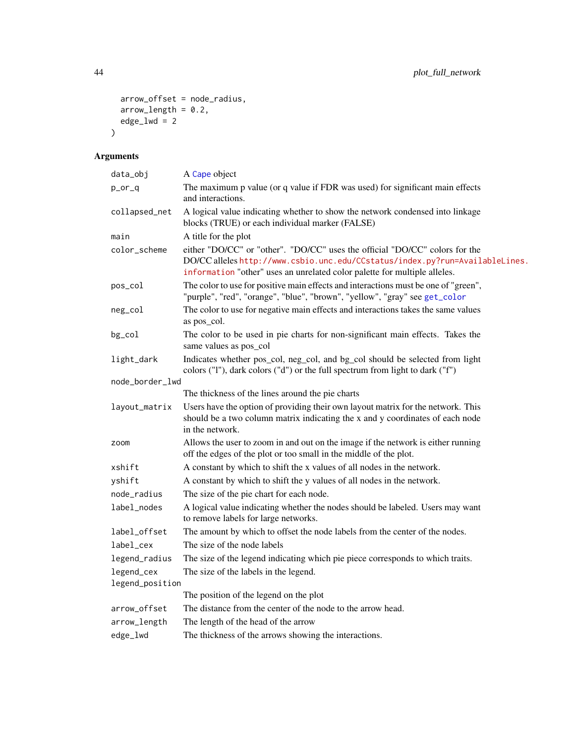```
  arrow_offset = node_radius,
  arrow_length = 0.2,
  edge_lwd = 2
)
```

## Arguments

| Argument | Description |
|---|---|
| data_obj | A Cape object |
| p_or_q | The maximum p value (or q value if FDR was used) for significant main effects and interactions. |
| collapsed_net | A logical value indicating whether to show the network condensed into linkage blocks (TRUE) or each individual marker (FALSE) |
| main | A title for the plot |
| color_scheme | either "DO/CC" or "other". "DO/CC" uses the official "DO/CC" colors for the DO/CC alleles http://www.csbio.unc.edu/CCstatus/index.py?run=AvailableLines.information "other" uses an unrelated color palette for multiple alleles. |
| pos_col | The color to use for positive main effects and interactions must be one of "green", "purple", "red", "orange", "blue", "brown", "yellow", "gray" see get_color |
| neg_col | The color to use for negative main effects and interactions takes the same values as pos_col. |
| bg_col | The color to be used in pie charts for non-significant main effects. Takes the same values as pos_col |
| light_dark | Indicates whether pos_col, neg_col, and bg_col should be selected from light colors ("l"), dark colors ("d") or the full spectrum from light to dark ("f") |
| node_border_lwd | The thickness of the lines around the pie charts |
| layout_matrix | Users have the option of providing their own layout matrix for the network. This should be a two column matrix indicating the x and y coordinates of each node in the network. |
| zoom | Allows the user to zoom in and out on the image if the network is either running off the edges of the plot or too small in the middle of the plot. |
| xshift | A constant by which to shift the x values of all nodes in the network. |
| yshift | A constant by which to shift the y values of all nodes in the network. |
| node_radius | The size of the pie chart for each node. |
| label_nodes | A logical value indicating whether the nodes should be labeled. Users may want to remove labels for large networks. |
| label_offset | The amount by which to offset the node labels from the center of the nodes. |
| label_cex | The size of the node labels |
| legend_radius | The size of the legend indicating which pie piece corresponds to which traits. |
| legend_cex | The size of the labels in the legend. |
| legend_position | The position of the legend on the plot |
| arrow_offset | The distance from the center of the node to the arrow head. |
| arrow_length | The length of the head of the arrow |
| edge_lwd | The thickness of the arrows showing the interactions. |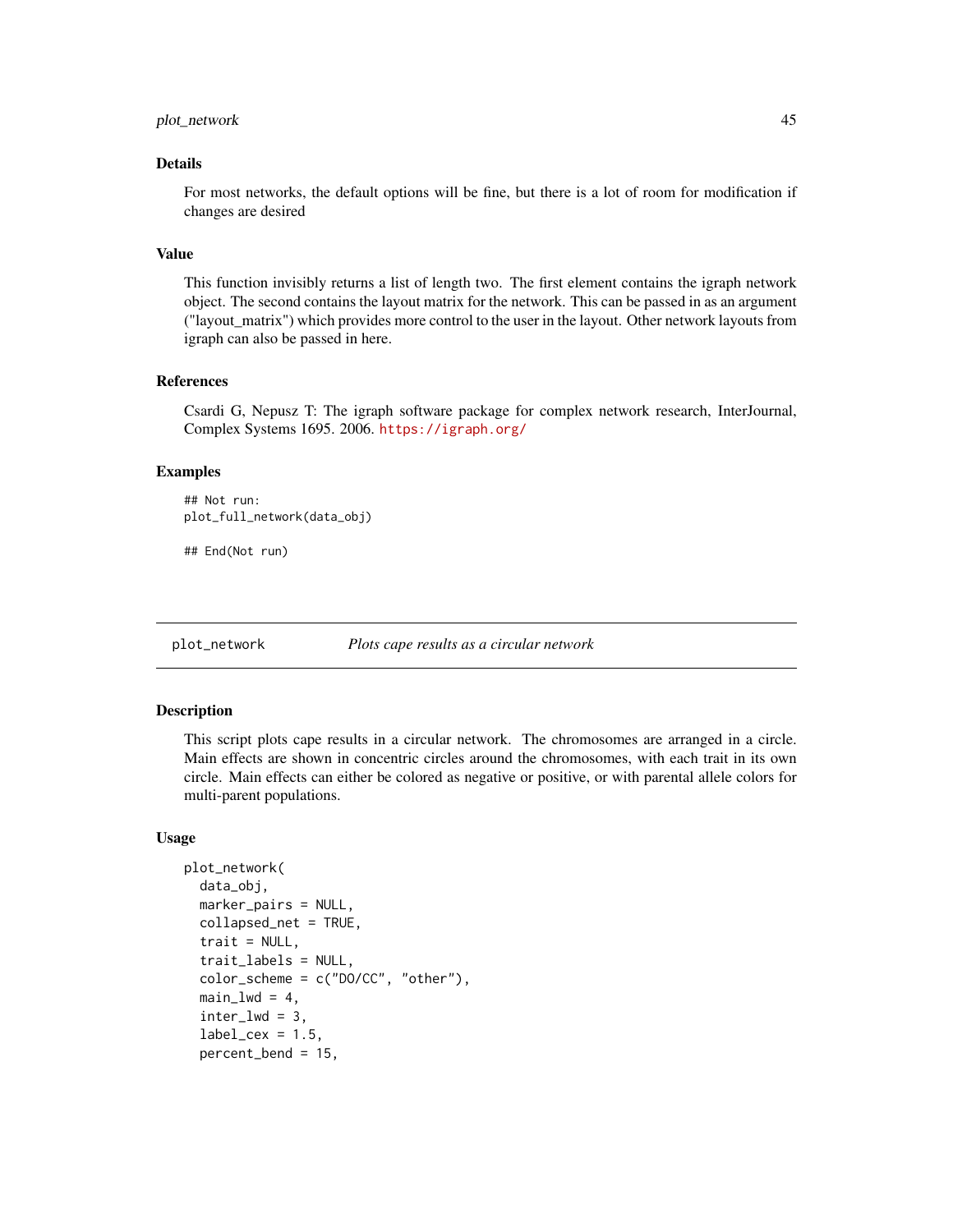### Details

For most networks, the default options will be fine, but there is a lot of room for modification if changes are desired

### Value

This function invisibly returns a list of length two. The first element contains the igraph network object. The second contains the layout matrix for the network. This can be passed in as an argument ("layout_matrix") which provides more control to the user in the layout. Other network layouts from igraph can also be passed in here.

### References

Csardi G, Nepusz T: The igraph software package for complex network research, InterJournal, Complex Systems 1695. 2006. https://igraph.org/

### Examples

```
## Not run:
plot_full_network(data_obj)

## End(Not run)
```

## plot_network — *Plots cape results as a circular network*

### Description

This script plots cape results in a circular network. The chromosomes are arranged in a circle. Main effects are shown in concentric circles around the chromosomes, with each trait in its own circle. Main effects can either be colored as negative or positive, or with parental allele colors for multi-parent populations.

### Usage

```
plot_network(
  data_obj,
  marker_pairs = NULL,
  collapsed_net = TRUE,
  trait = NULL,
  trait_labels = NULL,
  color_scheme = c("DO/CC", "other"),
  main_lwd = 4,
  inter_lwd = 3,
  label_cex = 1.5,
  percent_bend = 15,
```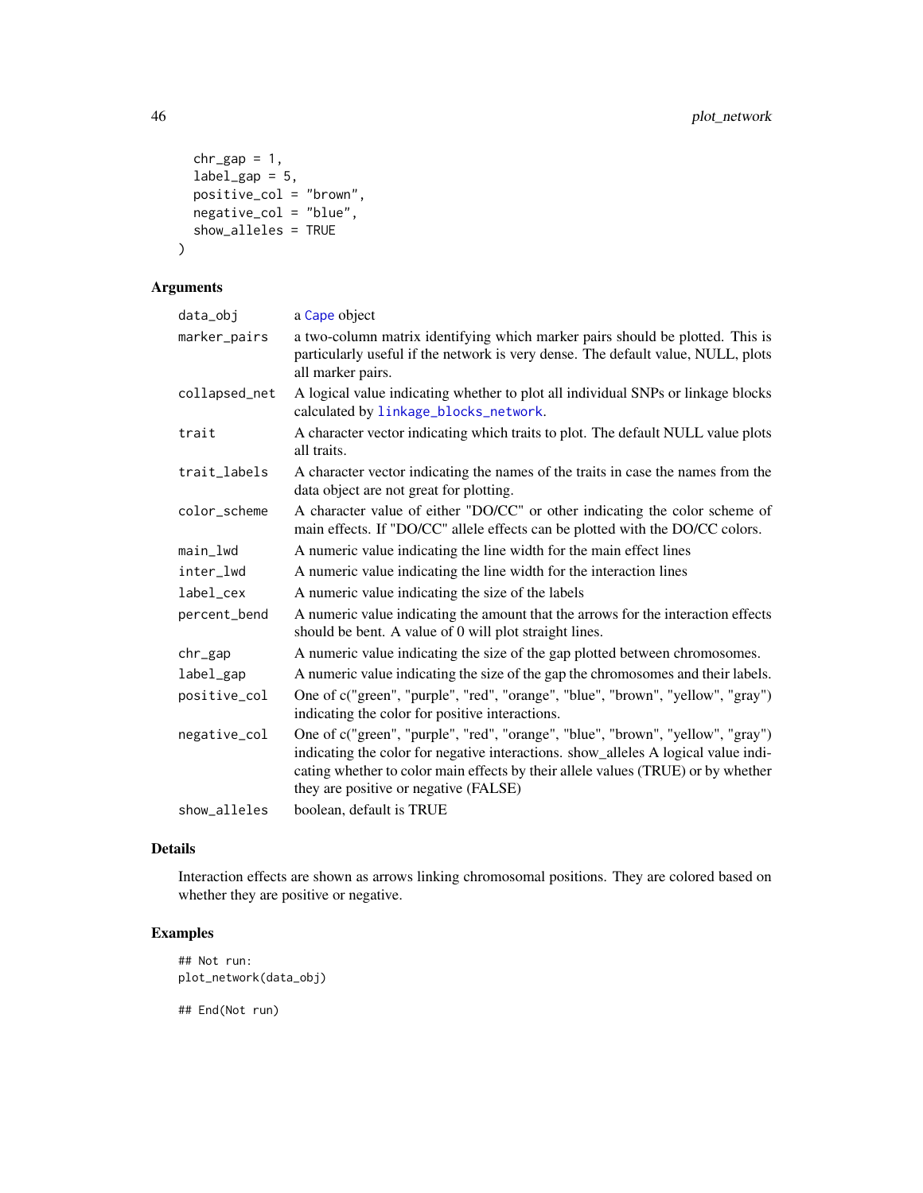```
  chr_gap = 1,
  label_gap = 5,
  positive_col = "brown",
  negative_col = "blue",
  show_alleles = TRUE
)
```

## Arguments

| | |
|---|---|
| data_obj | a Cape object |
| marker_pairs | a two-column matrix identifying which marker pairs should be plotted. This is particularly useful if the network is very dense. The default value, NULL, plots all marker pairs. |
| collapsed_net | A logical value indicating whether to plot all individual SNPs or linkage blocks calculated by linkage_blocks_network. |
| trait | A character vector indicating which traits to plot. The default NULL value plots all traits. |
| trait_labels | A character vector indicating the names of the traits in case the names from the data object are not great for plotting. |
| color_scheme | A character value of either "DO/CC" or other indicating the color scheme of main effects. If "DO/CC" allele effects can be plotted with the DO/CC colors. |
| main_lwd | A numeric value indicating the line width for the main effect lines |
| inter_lwd | A numeric value indicating the line width for the interaction lines |
| label_cex | A numeric value indicating the size of the labels |
| percent_bend | A numeric value indicating the amount that the arrows for the interaction effects should be bent. A value of 0 will plot straight lines. |
| chr_gap | A numeric value indicating the size of the gap plotted between chromosomes. |
| label_gap | A numeric value indicating the size of the gap the chromosomes and their labels. |
| positive_col | One of c("green", "purple", "red", "orange", "blue", "brown", "yellow", "gray") indicating the color for positive interactions. |
| negative_col | One of c("green", "purple", "red", "orange", "blue", "brown", "yellow", "gray") indicating the color for negative interactions. show_alleles A logical value indicating whether to color main effects by their allele values (TRUE) or by whether they are positive or negative (FALSE) |
| show_alleles | boolean, default is TRUE |

## Details

Interaction effects are shown as arrows linking chromosomal positions. They are colored based on whether they are positive or negative.

## Examples

```
## Not run:
plot_network(data_obj)

## End(Not run)
```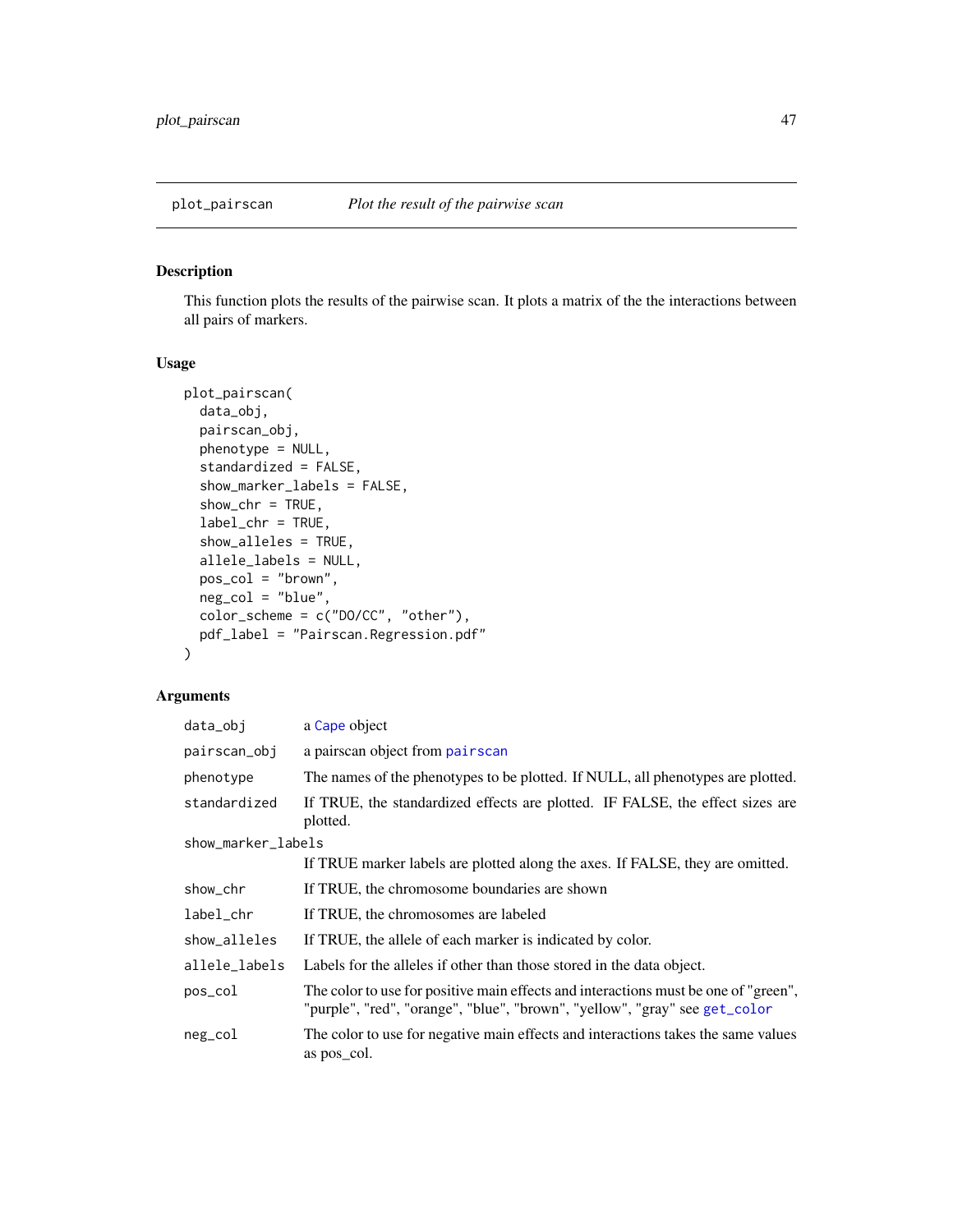## plot_pairscan *Plot the result of the pairwise scan*

### Description

This function plots the results of the pairwise scan. It plots a matrix of the the interactions between all pairs of markers.

### Usage

```
plot_pairscan(
  data_obj,
  pairscan_obj,
  phenotype = NULL,
  standardized = FALSE,
  show_marker_labels = FALSE,
  show_chr = TRUE,
  label_chr = TRUE,
  show_alleles = TRUE,
  allele_labels = NULL,
  pos_col = "brown",
  neg_col = "blue",
  color_scheme = c("DO/CC", "other"),
  pdf_label = "Pairscan.Regression.pdf"
)
```

### Arguments

| Argument | Description |
|---|---|
| `data_obj` | a `Cape` object |
| `pairscan_obj` | a pairscan object from `pairscan` |
| `phenotype` | The names of the phenotypes to be plotted. If NULL, all phenotypes are plotted. |
| `standardized` | If TRUE, the standardized effects are plotted. If FALSE, the effect sizes are plotted. |
| `show_marker_labels` | If TRUE marker labels are plotted along the axes. If FALSE, they are omitted. |
| `show_chr` | If TRUE, the chromosome boundaries are shown |
| `label_chr` | If TRUE, the chromosomes are labeled |
| `show_alleles` | If TRUE, the allele of each marker is indicated by color. |
| `allele_labels` | Labels for the alleles if other than those stored in the data object. |
| `pos_col` | The color to use for positive main effects and interactions must be one of "green", "purple", "red", "orange", "blue", "brown", "yellow", "gray" see `get_color` |
| `neg_col` | The color to use for negative main effects and interactions takes the same values as pos_col. |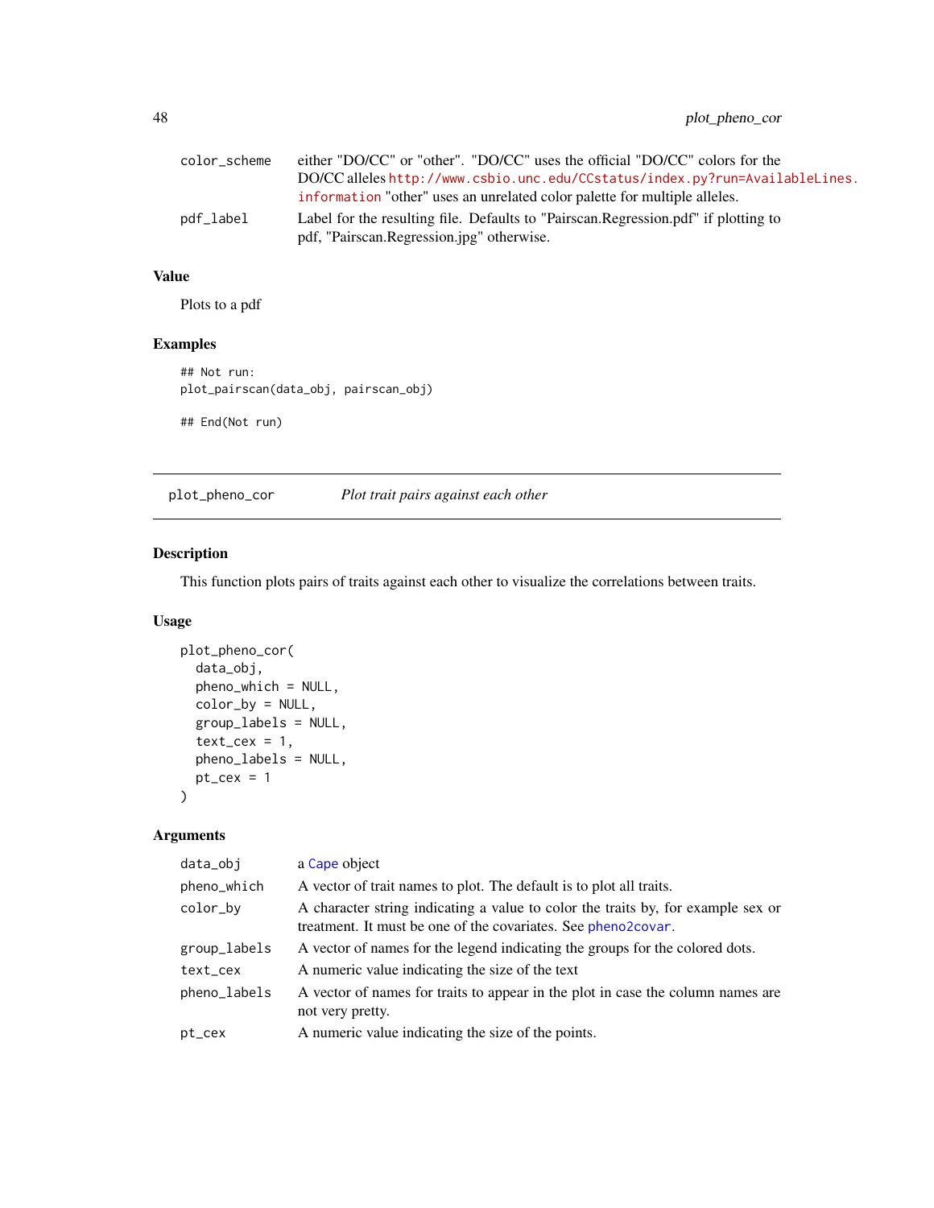| | |
|---|---|
| color_scheme | either "DO/CC" or "other". "DO/CC" uses the official "DO/CC" colors for the DO/CC alleles http://www.csbio.unc.edu/CCstatus/index.py?run=AvailableLines.information "other" uses an unrelated color palette for multiple alleles. |
| pdf_label | Label for the resulting file. Defaults to "Pairscan.Regression.pdf" if plotting to pdf, "Pairscan.Regression.jpg" otherwise. |

### Value

Plots to a pdf

### Examples

```
## Not run:
plot_pairscan(data_obj, pairscan_obj)

## End(Not run)
```

---

## plot_pheno_cor    *Plot trait pairs against each other*

### Description

This function plots pairs of traits against each other to visualize the correlations between traits.

### Usage

```
plot_pheno_cor(
  data_obj,
  pheno_which = NULL,
  color_by = NULL,
  group_labels = NULL,
  text_cex = 1,
  pheno_labels = NULL,
  pt_cex = 1
)
```

### Arguments

| | |
|---|---|
| data_obj | a Cape object |
| pheno_which | A vector of trait names to plot. The default is to plot all traits. |
| color_by | A character string indicating a value to color the traits by, for example sex or treatment. It must be one of the covariates. See pheno2covar. |
| group_labels | A vector of names for the legend indicating the groups for the colored dots. |
| text_cex | A numeric value indicating the size of the text |
| pheno_labels | A vector of names for traits to appear in the plot in case the column names are not very pretty. |
| pt_cex | A numeric value indicating the size of the points. |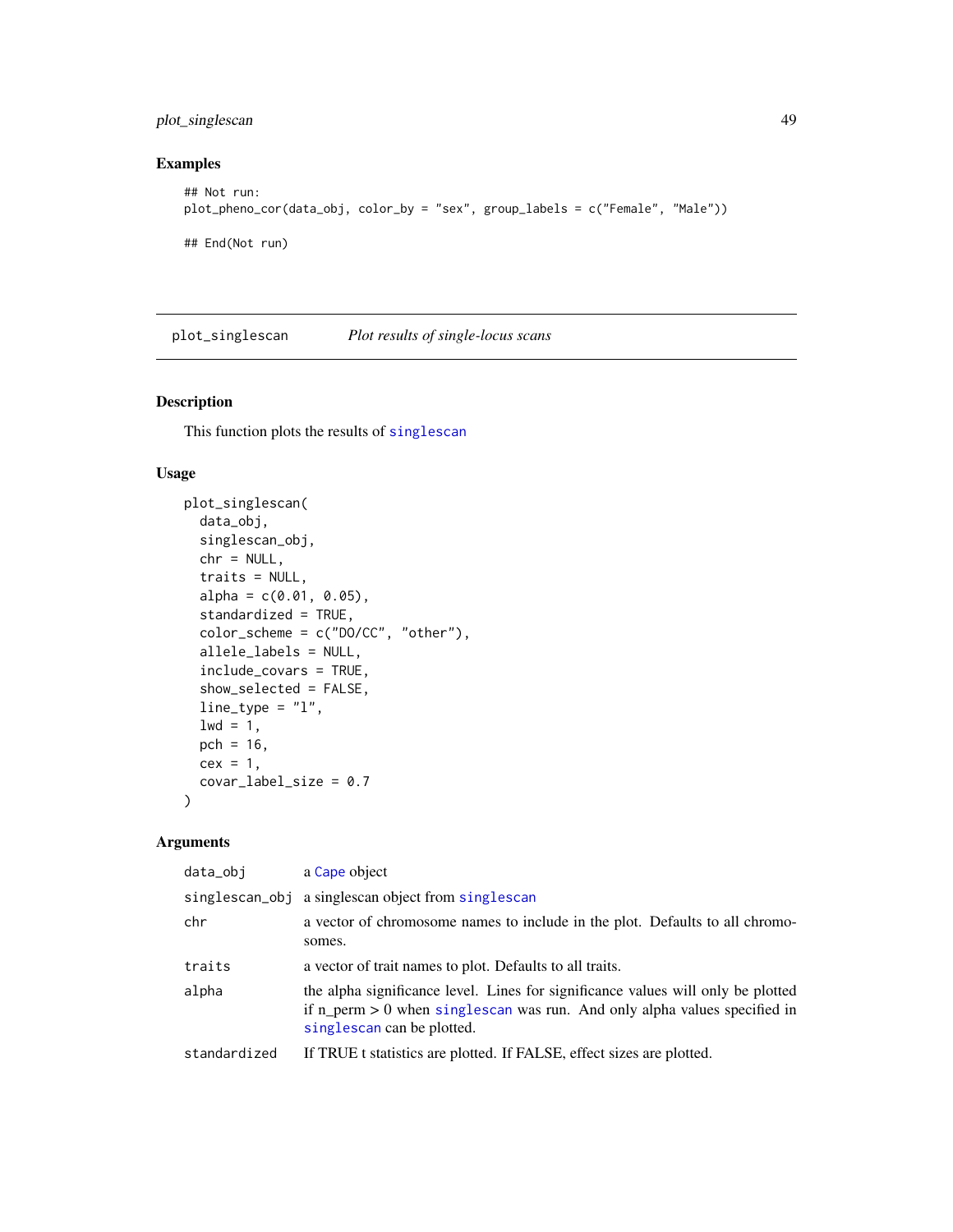## Examples

```
## Not run:
plot_pheno_cor(data_obj, color_by = "sex", group_labels = c("Female", "Male"))

## End(Not run)
```

---

# plot_singlescan *Plot results of single-locus scans*

---

## Description

This function plots the results of singlescan

## Usage

```
plot_singlescan(
  data_obj,
  singlescan_obj,
  chr = NULL,
  traits = NULL,
  alpha = c(0.01, 0.05),
  standardized = TRUE,
  color_scheme = c("DO/CC", "other"),
  allele_labels = NULL,
  include_covars = TRUE,
  show_selected = FALSE,
  line_type = "l",
  lwd = 1,
  pch = 16,
  cex = 1,
  covar_label_size = 0.7
)
```

## Arguments

| | |
|---|---|
| data_obj | a Cape object |
| singlescan_obj | a singlescan object from singlescan |
| chr | a vector of chromosome names to include in the plot. Defaults to all chromosomes. |
| traits | a vector of trait names to plot. Defaults to all traits. |
| alpha | the alpha significance level. Lines for significance values will only be plotted if n_perm > 0 when singlescan was run. And only alpha values specified in singlescan can be plotted. |
| standardized | If TRUE t statistics are plotted. If FALSE, effect sizes are plotted. |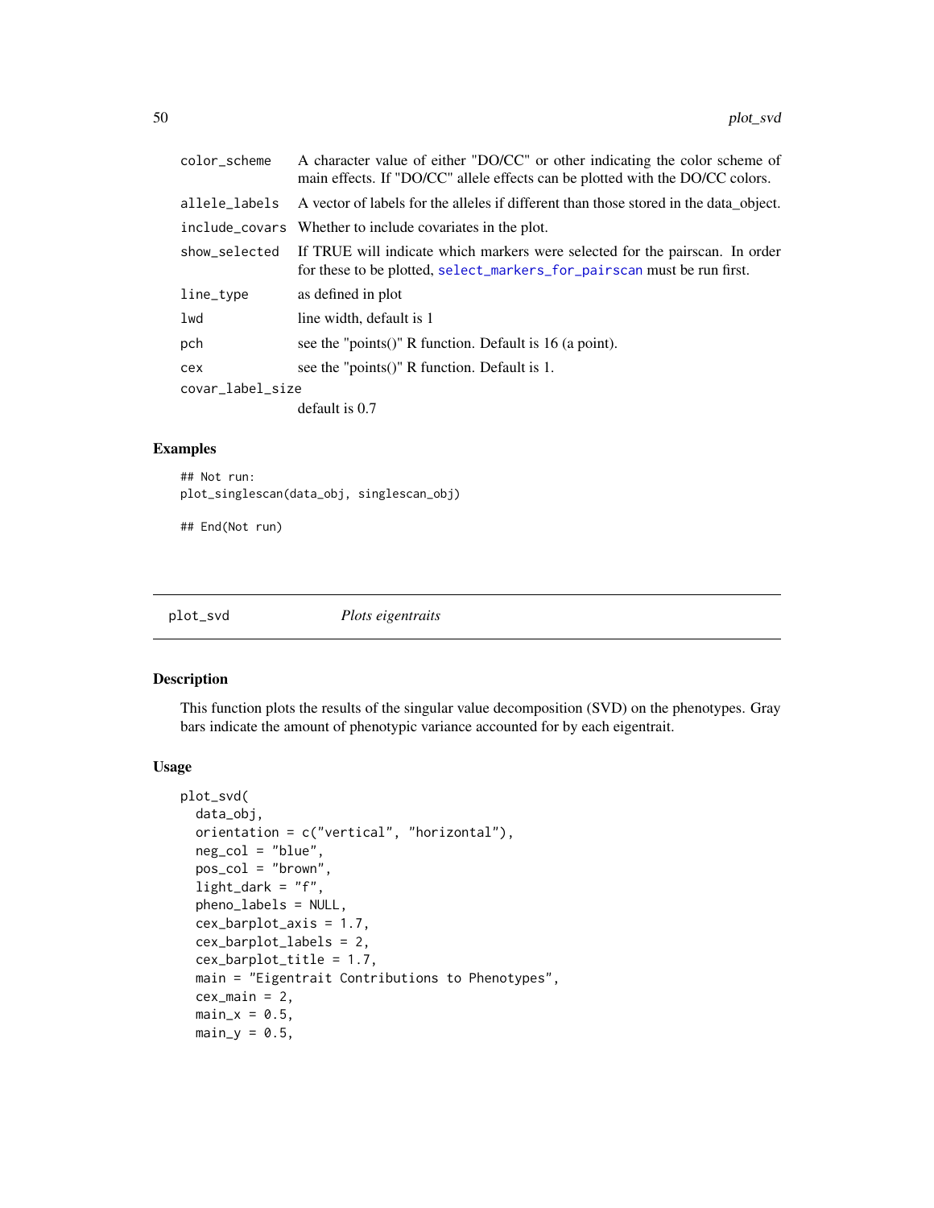| | |
|---|---|
| color_scheme | A character value of either "DO/CC" or other indicating the color scheme of main effects. If "DO/CC" allele effects can be plotted with the DO/CC colors. |
| allele_labels | A vector of labels for the alleles if different than those stored in the data_object. |
| include_covars | Whether to include covariates in the plot. |
| show_selected | If TRUE will indicate which markers were selected for the pairscan. In order for these to be plotted, select_markers_for_pairscan must be run first. |
| line_type | as defined in plot |
| lwd | line width, default is 1 |
| pch | see the "points()" R function. Default is 16 (a point). |
| cex | see the "points()" R function. Default is 1. |
| covar_label_size | default is 0.7 |

## Examples

```
## Not run:
plot_singlescan(data_obj, singlescan_obj)

## End(Not run)
```

---

## plot_svd *Plots eigentraits*

### Description

This function plots the results of the singular value decomposition (SVD) on the phenotypes. Gray bars indicate the amount of phenotypic variance accounted for by each eigentrait.

### Usage

```
plot_svd(
  data_obj,
  orientation = c("vertical", "horizontal"),
  neg_col = "blue",
  pos_col = "brown",
  light_dark = "f",
  pheno_labels = NULL,
  cex_barplot_axis = 1.7,
  cex_barplot_labels = 2,
  cex_barplot_title = 1.7,
  main = "Eigentrait Contributions to Phenotypes",
  cex_main = 2,
  main_x = 0.5,
  main_y = 0.5,
```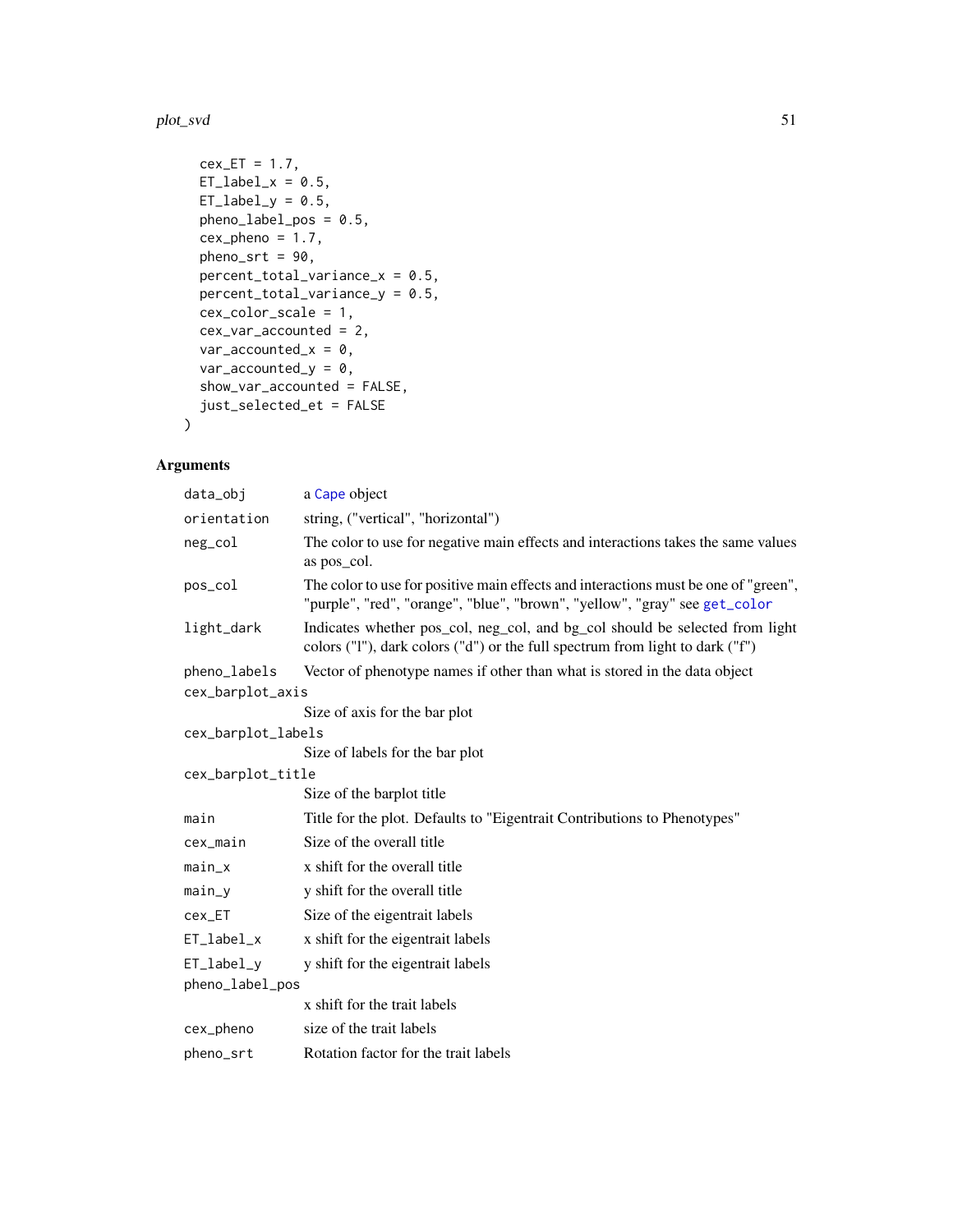```
  cex_ET = 1.7,
  ET_label_x = 0.5,
  ET_label_y = 0.5,
  pheno_label_pos = 0.5,
  cex_pheno = 1.7,
  pheno_srt = 90,
  percent_total_variance_x = 0.5,
  percent_total_variance_y = 0.5,
  cex_color_scale = 1,
  cex_var_accounted = 2,
  var_accounted_x = 0,
  var_accounted_y = 0,
  show_var_accounted = FALSE,
  just_selected_et = FALSE
)
```

## Arguments

| | |
|---|---|
| `data_obj` | a Cape object |
| `orientation` | string, ("vertical", "horizontal") |
| `neg_col` | The color to use for negative main effects and interactions takes the same values as pos_col. |
| `pos_col` | The color to use for positive main effects and interactions must be one of "green", "purple", "red", "orange", "blue", "brown", "yellow", "gray" see `get_color` |
| `light_dark` | Indicates whether pos_col, neg_col, and bg_col should be selected from light colors ("l"), dark colors ("d") or the full spectrum from light to dark ("f") |
| `pheno_labels` | Vector of phenotype names if other than what is stored in the data object |
| `cex_barplot_axis` | Size of axis for the bar plot |
| `cex_barplot_labels` | Size of labels for the bar plot |
| `cex_barplot_title` | Size of the barplot title |
| `main` | Title for the plot. Defaults to "Eigentrait Contributions to Phenotypes" |
| `cex_main` | Size of the overall title |
| `main_x` | x shift for the overall title |
| `main_y` | y shift for the overall title |
| `cex_ET` | Size of the eigentrait labels |
| `ET_label_x` | x shift for the eigentrait labels |
| `ET_label_y` | y shift for the eigentrait labels |
| `pheno_label_pos` | x shift for the trait labels |
| `cex_pheno` | size of the trait labels |
| `pheno_srt` | Rotation factor for the trait labels |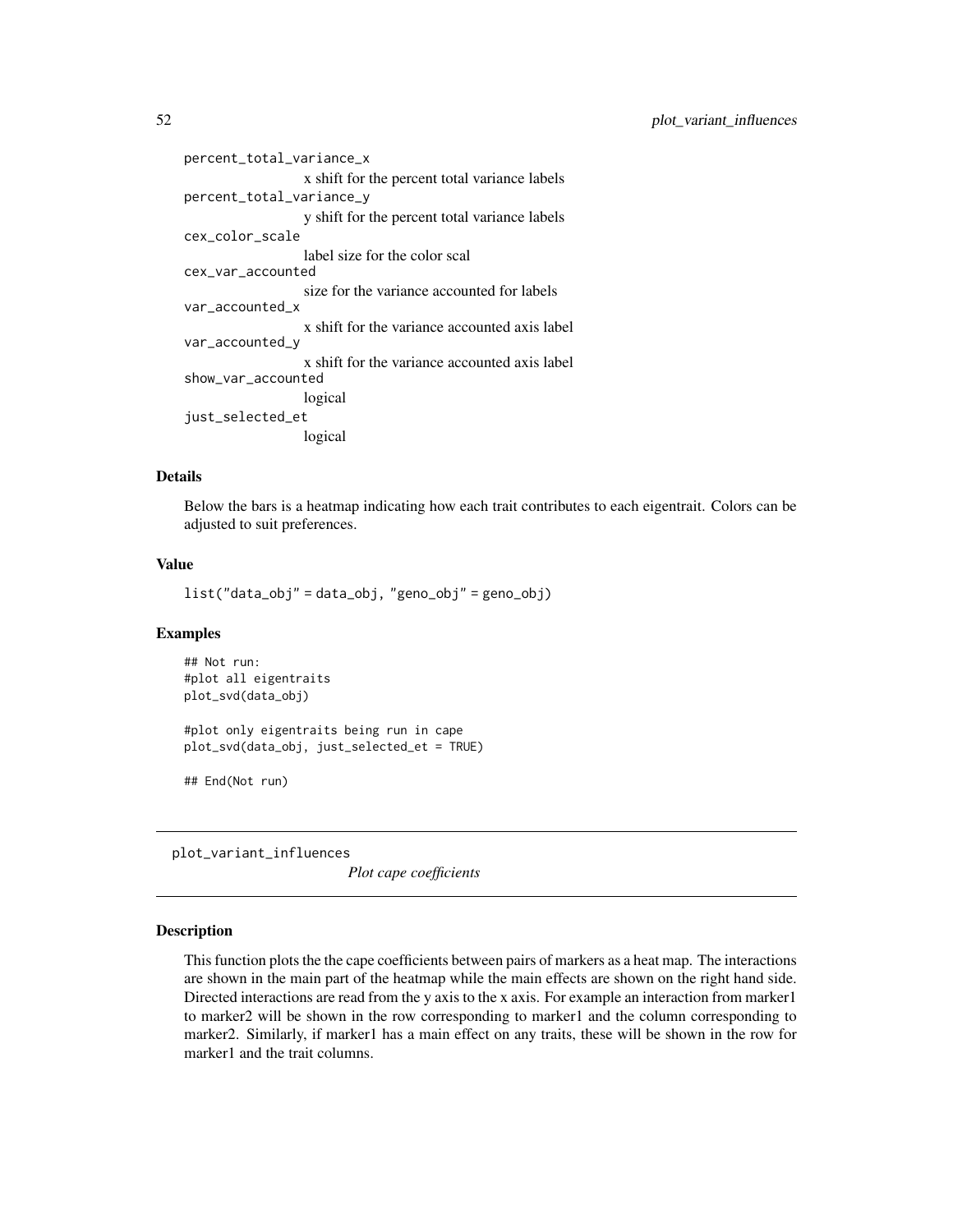percent_total_variance_x
: x shift for the percent total variance labels

percent_total_variance_y
: y shift for the percent total variance labels

cex_color_scale
: label size for the color scal

cex_var_accounted
: size for the variance accounted for labels

var_accounted_x
: x shift for the variance accounted axis label

var_accounted_y
: x shift for the variance accounted axis label

show_var_accounted
: logical

just_selected_et
: logical

### Details

Below the bars is a heatmap indicating how each trait contributes to each eigentrait. Colors can be adjusted to suit preferences.

### Value

```
list("data_obj" = data_obj, "geno_obj" = geno_obj)
```

### Examples

```
## Not run:
#plot all eigentraits
plot_svd(data_obj)

#plot only eigentraits being run in cape
plot_svd(data_obj, just_selected_et = TRUE)

## End(Not run)
```

---

## plot_variant_influences

*Plot cape coefficients*

---

### Description

This function plots the the cape coefficients between pairs of markers as a heat map. The interactions are shown in the main part of the heatmap while the main effects are shown on the right hand side. Directed interactions are read from the y axis to the x axis. For example an interaction from marker1 to marker2 will be shown in the row corresponding to marker1 and the column corresponding to marker2. Similarly, if marker1 has a main effect on any traits, these will be shown in the row for marker1 and the trait columns.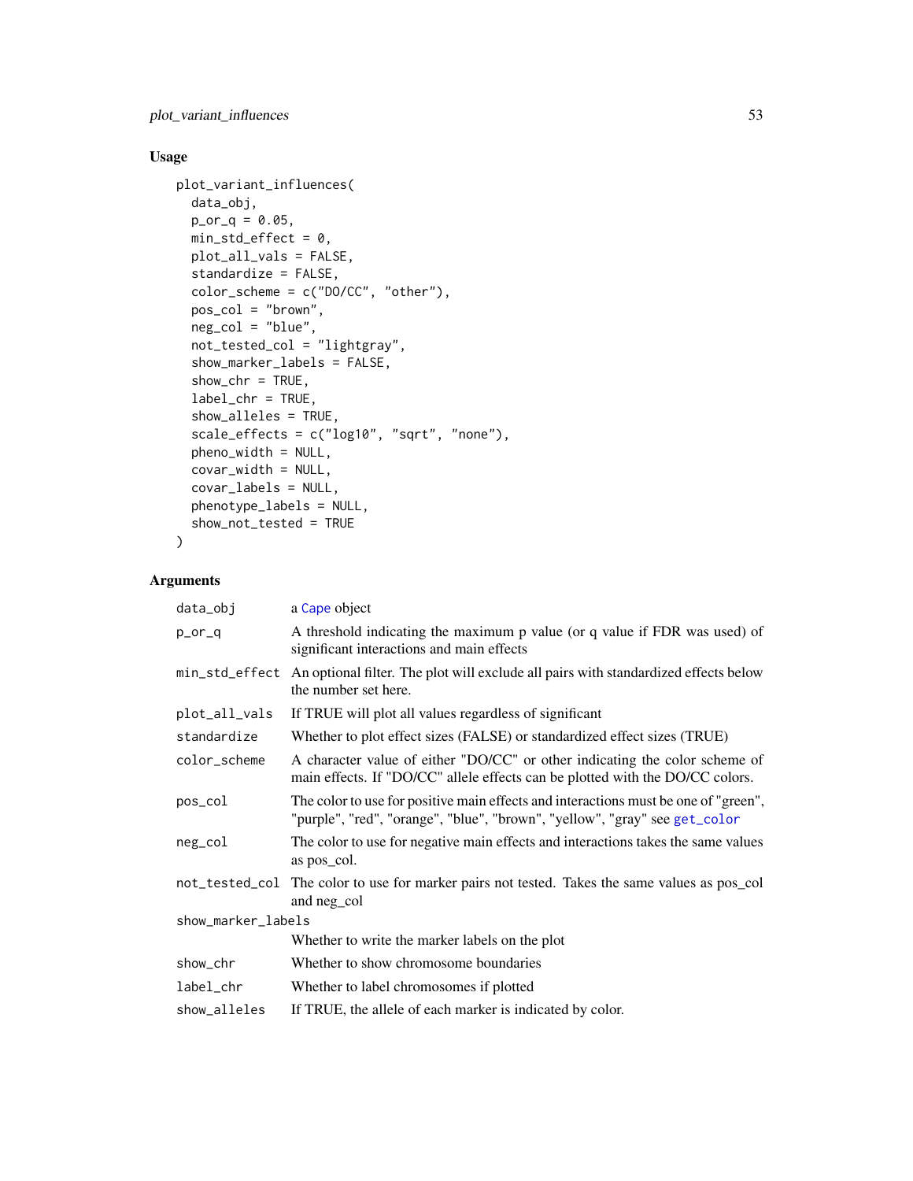## Usage

```
plot_variant_influences(
  data_obj,
  p_or_q = 0.05,
  min_std_effect = 0,
  plot_all_vals = FALSE,
  standardize = FALSE,
  color_scheme = c("DO/CC", "other"),
  pos_col = "brown",
  neg_col = "blue",
  not_tested_col = "lightgray",
  show_marker_labels = FALSE,
  show_chr = TRUE,
  label_chr = TRUE,
  show_alleles = TRUE,
  scale_effects = c("log10", "sqrt", "none"),
  pheno_width = NULL,
  covar_width = NULL,
  covar_labels = NULL,
  phenotype_labels = NULL,
  show_not_tested = TRUE
)
```

## Arguments

| Argument | Description |
|---|---|
| `data_obj` | a Cape object |
| `p_or_q` | A threshold indicating the maximum p value (or q value if FDR was used) of significant interactions and main effects |
| `min_std_effect` | An optional filter. The plot will exclude all pairs with standardized effects below the number set here. |
| `plot_all_vals` | If TRUE will plot all values regardless of significant |
| `standardize` | Whether to plot effect sizes (FALSE) or standardized effect sizes (TRUE) |
| `color_scheme` | A character value of either "DO/CC" or other indicating the color scheme of main effects. If "DO/CC" allele effects can be plotted with the DO/CC colors. |
| `pos_col` | The color to use for positive main effects and interactions must be one of "green", "purple", "red", "orange", "blue", "brown", "yellow", "gray" see `get_color` |
| `neg_col` | The color to use for negative main effects and interactions takes the same values as pos_col. |
| `not_tested_col` | The color to use for marker pairs not tested. Takes the same values as pos_col and neg_col |
| `show_marker_labels` | Whether to write the marker labels on the plot |
| `show_chr` | Whether to show chromosome boundaries |
| `label_chr` | Whether to label chromosomes if plotted |
| `show_alleles` | If TRUE, the allele of each marker is indicated by color. |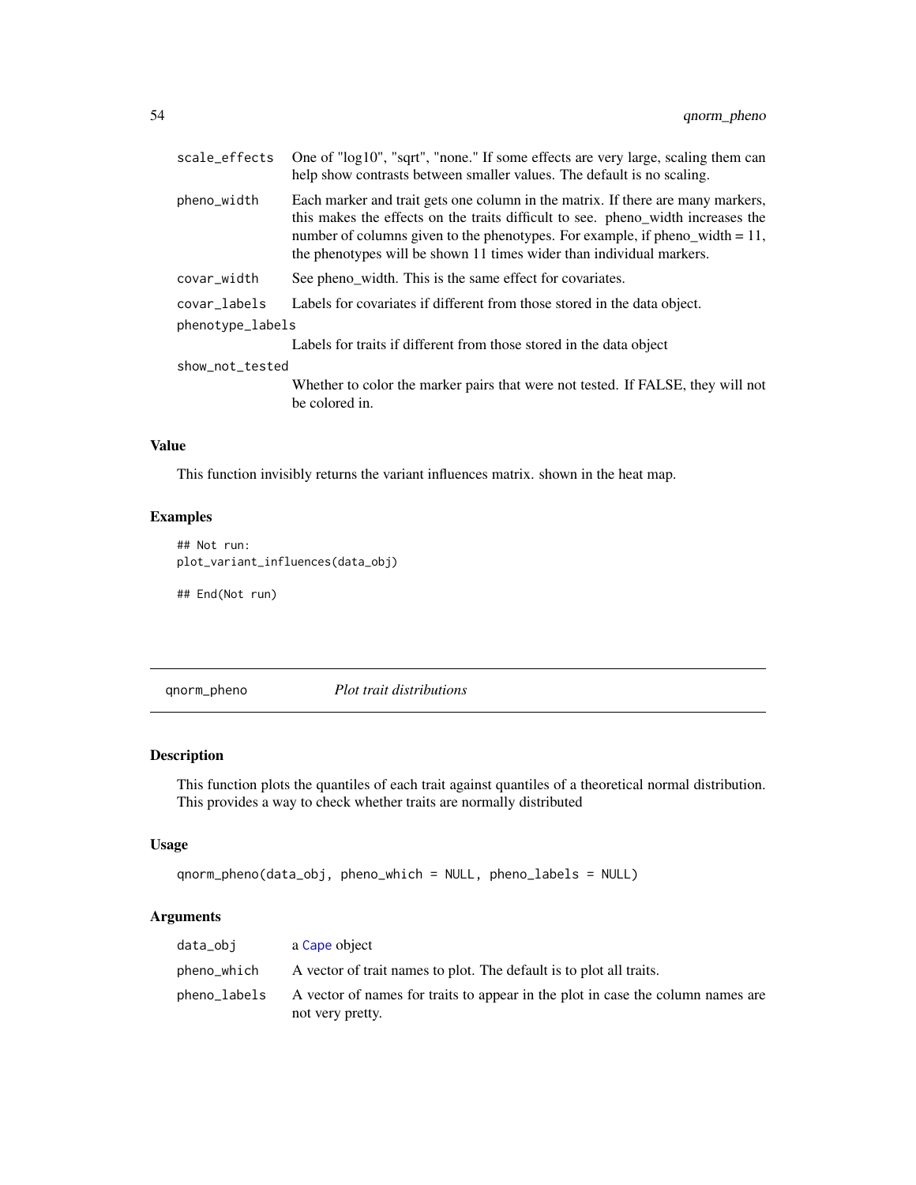| | |
|---|---|
| scale_effects | One of "log10", "sqrt", "none." If some effects are very large, scaling them can help show contrasts between smaller values. The default is no scaling. |
| pheno_width | Each marker and trait gets one column in the matrix. If there are many markers, this makes the effects on the traits difficult to see. pheno_width increases the number of columns given to the phenotypes. For example, if pheno_width = 11, the phenotypes will be shown 11 times wider than individual markers. |
| covar_width | See pheno_width. This is the same effect for covariates. |
| covar_labels | Labels for covariates if different from those stored in the data object. |
| phenotype_labels | Labels for traits if different from those stored in the data object |
| show_not_tested | Whether to color the marker pairs that were not tested. If FALSE, they will not be colored in. |

### Value

This function invisibly returns the variant influences matrix. shown in the heat map.

### Examples

```
## Not run:
plot_variant_influences(data_obj)

## End(Not run)
```

---

## qnorm_pheno    *Plot trait distributions*

---

### Description

This function plots the quantiles of each trait against quantiles of a theoretical normal distribution. This provides a way to check whether traits are normally distributed

### Usage

```
qnorm_pheno(data_obj, pheno_which = NULL, pheno_labels = NULL)
```

### Arguments

| | |
|---|---|
| data_obj | a Cape object |
| pheno_which | A vector of trait names to plot. The default is to plot all traits. |
| pheno_labels | A vector of names for traits to appear in the plot in case the column names are not very pretty. |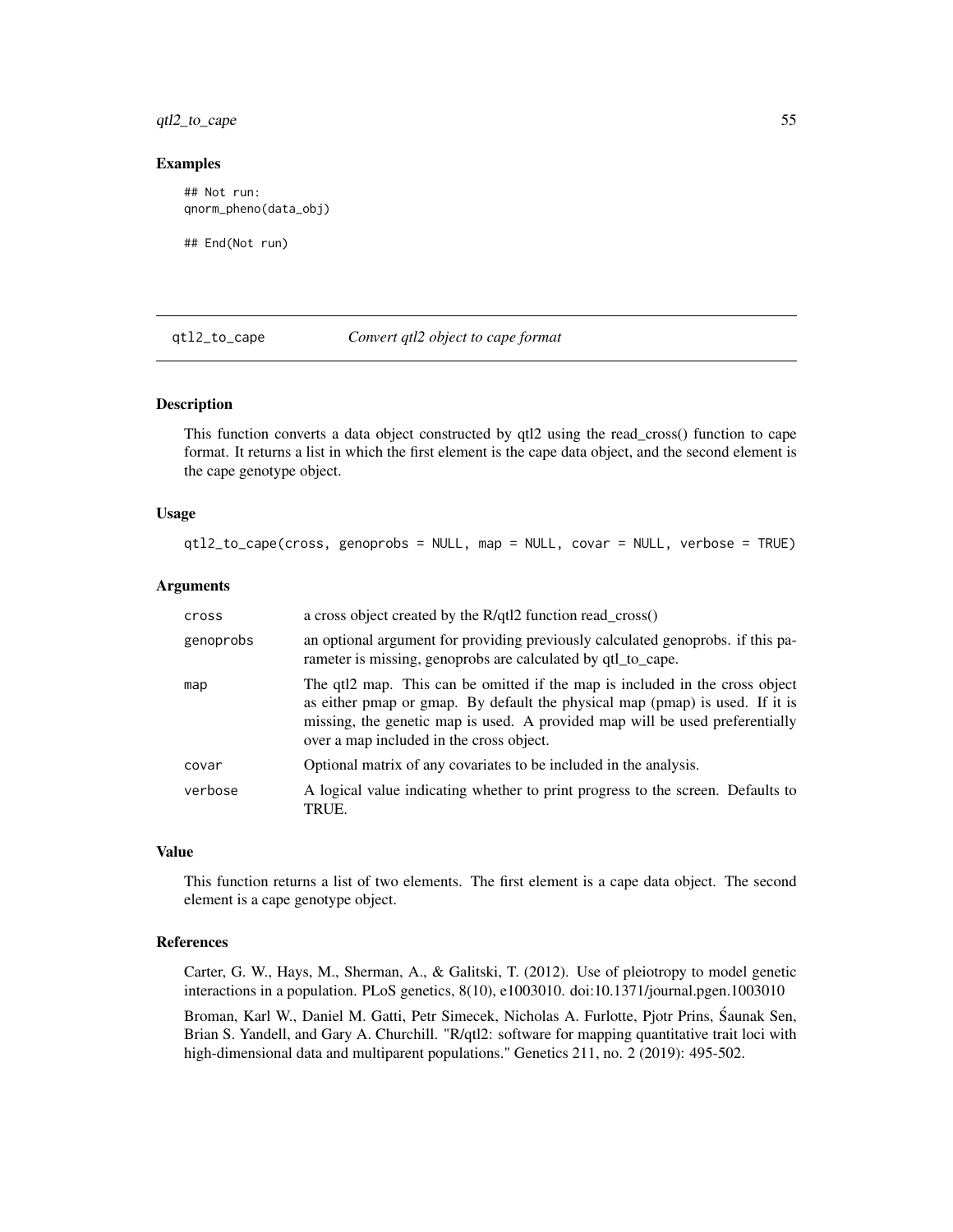## Examples

```
## Not run:
qnorm_pheno(data_obj)

## End(Not run)
```

---

# qtl2_to_cape — *Convert qtl2 object to cape format*

## Description

This function converts a data object constructed by qtl2 using the read_cross() function to cape format. It returns a list in which the first element is the cape data object, and the second element is the cape genotype object.

## Usage

```
qtl2_to_cape(cross, genoprobs = NULL, map = NULL, covar = NULL, verbose = TRUE)
```

## Arguments

| Argument | Description |
| --- | --- |
| cross | a cross object created by the R/qtl2 function read_cross() |
| genoprobs | an optional argument for providing previously calculated genoprobs. if this parameter is missing, genoprobs are calculated by qtl_to_cape. |
| map | The qtl2 map. This can be omitted if the map is included in the cross object as either pmap or gmap. By default the physical map (pmap) is used. If it is missing, the genetic map is used. A provided map will be used preferentially over a map included in the cross object. |
| covar | Optional matrix of any covariates to be included in the analysis. |
| verbose | A logical value indicating whether to print progress to the screen. Defaults to TRUE. |

## Value

This function returns a list of two elements. The first element is a cape data object. The second element is a cape genotype object.

## References

Carter, G. W., Hays, M., Sherman, A., & Galitski, T. (2012). Use of pleiotropy to model genetic interactions in a population. PLoS genetics, 8(10), e1003010. doi:10.1371/journal.pgen.1003010

Broman, Karl W., Daniel M. Gatti, Petr Simecek, Nicholas A. Furlotte, Pjotr Prins, Śaunak Sen, Brian S. Yandell, and Gary A. Churchill. "R/qtl2: software for mapping quantitative trait loci with high-dimensional data and multiparent populations." Genetics 211, no. 2 (2019): 495-502.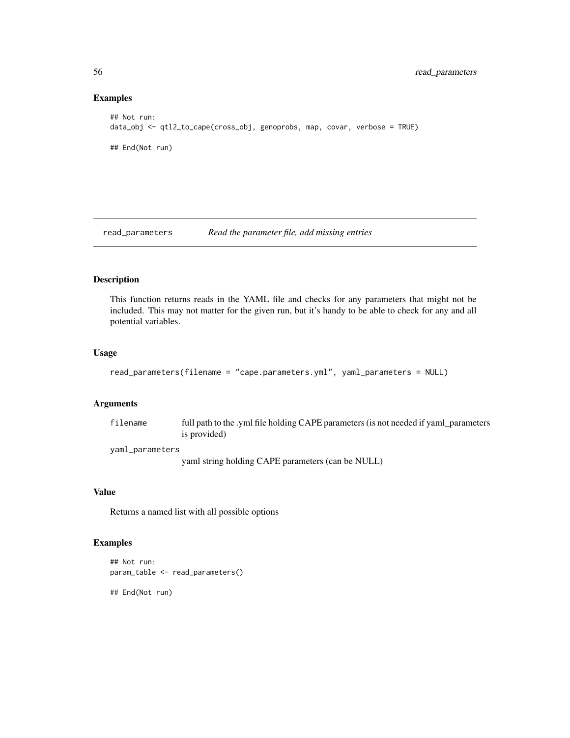## Examples

```
## Not run:
data_obj <- qtl2_to_cape(cross_obj, genoprobs, map, covar, verbose = TRUE)

## End(Not run)
```

---

# read_parameters — *Read the parameter file, add missing entries*

---

## Description

This function returns reads in the YAML file and checks for any parameters that might not be included. This may not matter for the given run, but it's handy to be able to check for any and all potential variables.

## Usage

```
read_parameters(filename = "cape.parameters.yml", yaml_parameters = NULL)
```

## Arguments

| | |
|---|---|
| `filename` | full path to the .yml file holding CAPE parameters (is not needed if yaml_parameters is provided) |
| `yaml_parameters` | yaml string holding CAPE parameters (can be NULL) |

## Value

Returns a named list with all possible options

## Examples

```
## Not run:
param_table <- read_parameters()

## End(Not run)
```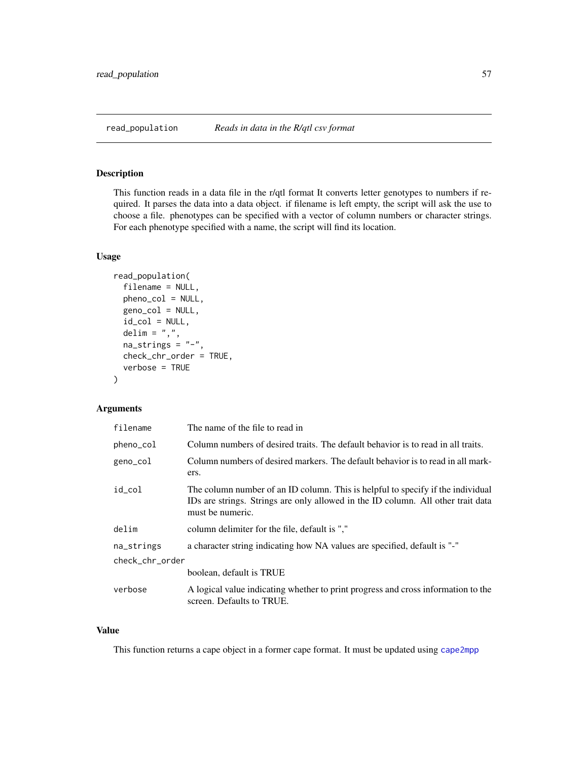## read_population — *Reads in data in the R/qtl csv format*

### Description

This function reads in a data file in the r/qtl format It converts letter genotypes to numbers if required. It parses the data into a data object. if filename is left empty, the script will ask the use to choose a file. phenotypes can be specified with a vector of column numbers or character strings. For each phenotype specified with a name, the script will find its location.

### Usage

```
read_population(
  filename = NULL,
  pheno_col = NULL,
  geno_col = NULL,
  id_col = NULL,
  delim = ",",
  na_strings = "-",
  check_chr_order = TRUE,
  verbose = TRUE
)
```

### Arguments

| Argument | Description |
|---|---|
| `filename` | The name of the file to read in |
| `pheno_col` | Column numbers of desired traits. The default behavior is to read in all traits. |
| `geno_col` | Column numbers of desired markers. The default behavior is to read in all markers. |
| `id_col` | The column number of an ID column. This is helpful to specify if the individual IDs are strings. Strings are only allowed in the ID column. All other trait data must be numeric. |
| `delim` | column delimiter for the file, default is "," |
| `na_strings` | a character string indicating how NA values are specified, default is "-" |
| `check_chr_order` | boolean, default is TRUE |
| `verbose` | A logical value indicating whether to print progress and cross information to the screen. Defaults to TRUE. |

### Value

This function returns a cape object in a former cape format. It must be updated using `cape2mpp`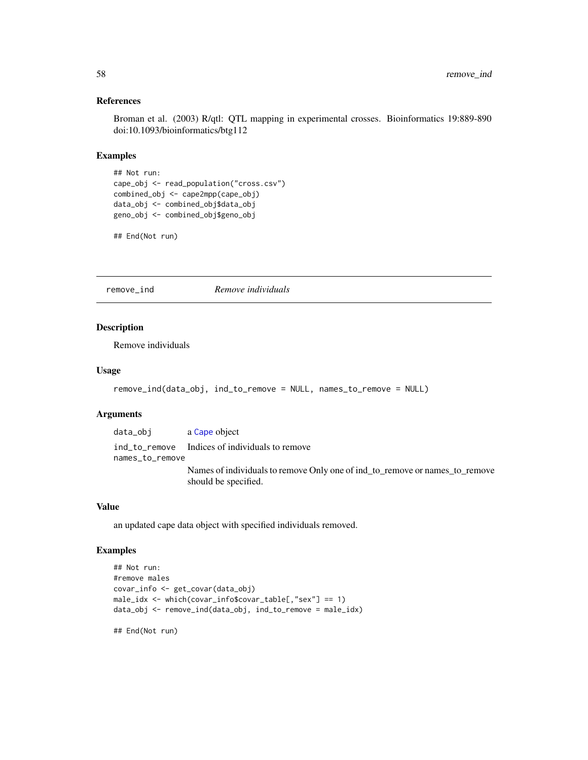### References

Broman et al. (2003) R/qtl: QTL mapping in experimental crosses. Bioinformatics 19:889-890 doi:10.1093/bioinformatics/btg112

### Examples

```
## Not run:
cape_obj <- read_population("cross.csv")
combined_obj <- cape2mpp(cape_obj)
data_obj <- combined_obj$data_obj
geno_obj <- combined_obj$geno_obj

## End(Not run)
```

## remove_ind — *Remove individuals*

### Description

Remove individuals

### Usage

```
remove_ind(data_obj, ind_to_remove = NULL, names_to_remove = NULL)
```

### Arguments

| | |
|---|---|
| data_obj | a Cape object |
| ind_to_remove | Indices of individuals to remove |
| names_to_remove | Names of individuals to remove Only one of ind_to_remove or names_to_remove should be specified. |

### Value

an updated cape data object with specified individuals removed.

### Examples

```
## Not run:
#remove males
covar_info <- get_covar(data_obj)
male_idx <- which(covar_info$covar_table[,"sex"] == 1)
data_obj <- remove_ind(data_obj, ind_to_remove = male_idx)

## End(Not run)
```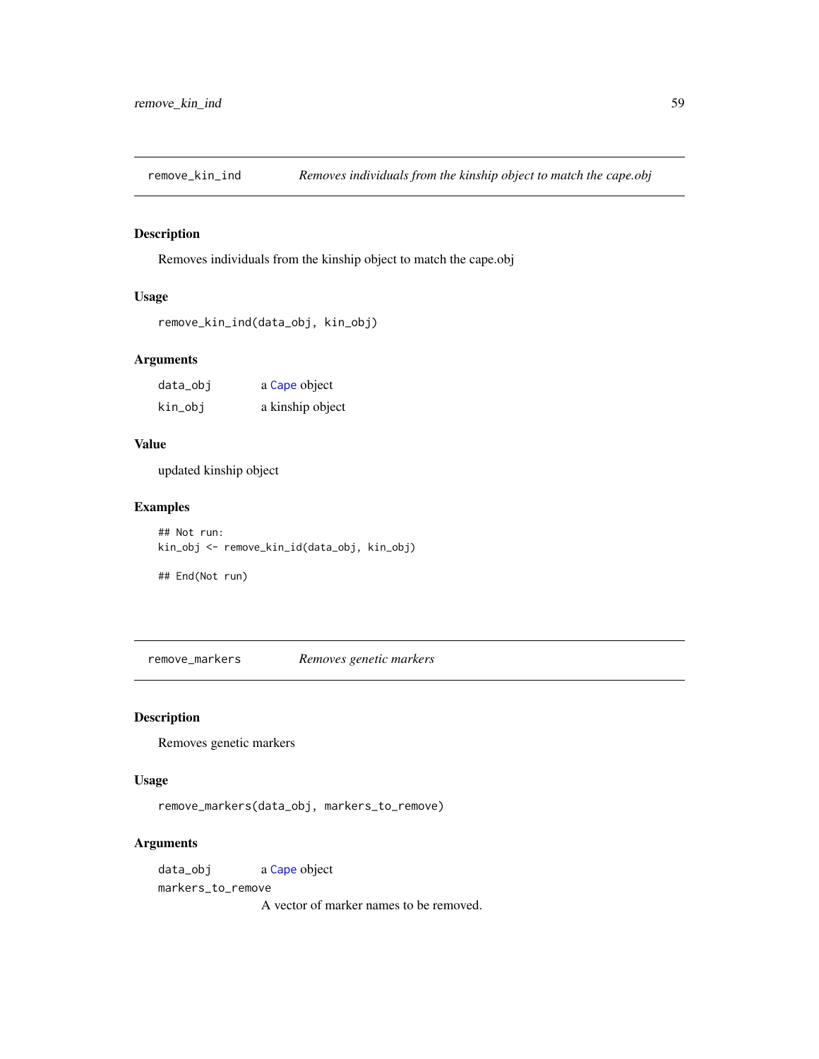## remove_kin_ind — *Removes individuals from the kinship object to match the cape.obj*

### Description

Removes individuals from the kinship object to match the cape.obj

### Usage

```
remove_kin_ind(data_obj, kin_obj)
```

### Arguments

| | |
|---|---|
| data_obj | a Cape object |
| kin_obj | a kinship object |

### Value

updated kinship object

### Examples

```
## Not run:
kin_obj <- remove_kin_id(data_obj, kin_obj)

## End(Not run)
```

## remove_markers — *Removes genetic markers*

### Description

Removes genetic markers

### Usage

```
remove_markers(data_obj, markers_to_remove)
```

### Arguments

| | |
|---|---|
| data_obj | a Cape object |
| markers_to_remove | A vector of marker names to be removed. |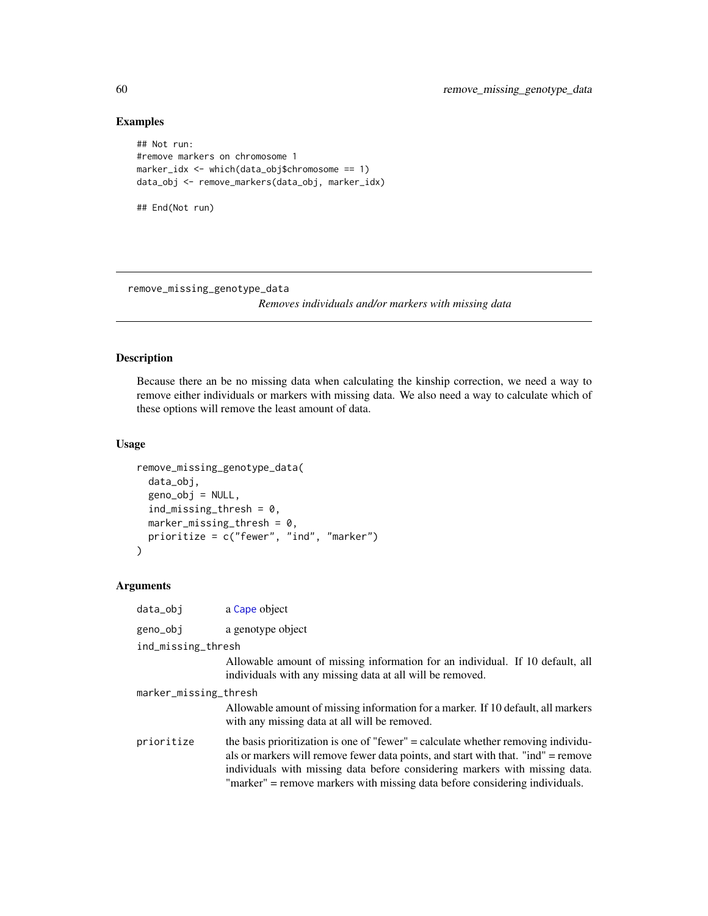## Examples

```
## Not run:
#remove markers on chromosome 1
marker_idx <- which(data_obj$chromosome == 1)
data_obj <- remove_markers(data_obj, marker_idx)

## End(Not run)
```

---

## remove_missing_genotype_data

*Removes individuals and/or markers with missing data*

---

### Description

Because there an be no missing data when calculating the kinship correction, we need a way to remove either individuals or markers with missing data. We also need a way to calculate which of these options will remove the least amount of data.

### Usage

```
remove_missing_genotype_data(
  data_obj,
  geno_obj = NULL,
  ind_missing_thresh = 0,
  marker_missing_thresh = 0,
  prioritize = c("fewer", "ind", "marker")
)
```

### Arguments

| | |
|---|---|
| data_obj | a Cape object |
| geno_obj | a genotype object |
| ind_missing_thresh | Allowable amount of missing information for an individual. If 10 default, all individuals with any missing data at all will be removed. |
| marker_missing_thresh | Allowable amount of missing information for a marker. If 10 default, all markers with any missing data at all will be removed. |
| prioritize | the basis prioritization is one of "fewer" = calculate whether removing individuals or markers will remove fewer data points, and start with that. "ind" = remove individuals with missing data before considering markers with missing data. "marker" = remove markers with missing data before considering individuals. |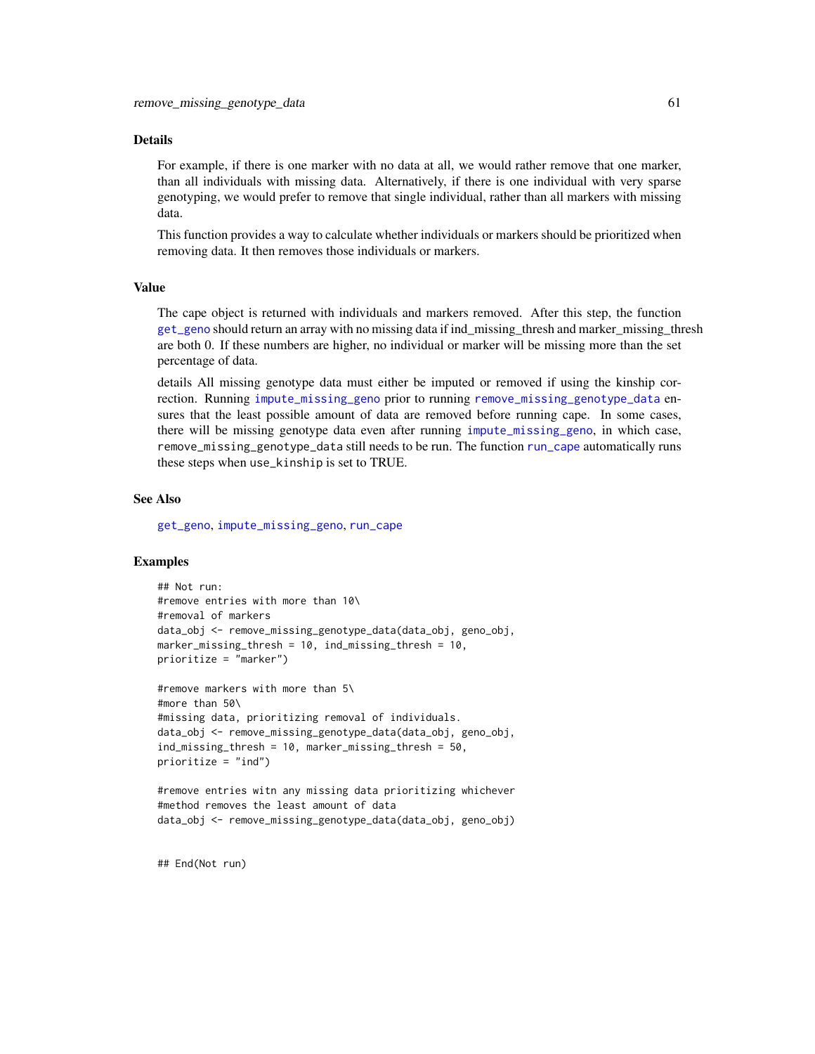## Details

For example, if there is one marker with no data at all, we would rather remove that one marker, than all individuals with missing data. Alternatively, if there is one individual with very sparse genotyping, we would prefer to remove that single individual, rather than all markers with missing data.

This function provides a way to calculate whether individuals or markers should be prioritized when removing data. It then removes those individuals or markers.

## Value

The cape object is returned with individuals and markers removed. After this step, the function `get_geno` should return an array with no missing data if ind_missing_thresh and marker_missing_thresh are both 0. If these numbers are higher, no individual or marker will be missing more than the set percentage of data.

details All missing genotype data must either be imputed or removed if using the kinship correction. Running `impute_missing_geno` prior to running `remove_missing_genotype_data` ensures that the least possible amount of data are removed before running cape. In some cases, there will be missing genotype data even after running `impute_missing_geno`, in which case, `remove_missing_genotype_data` still needs to be run. The function `run_cape` automatically runs these steps when `use_kinship` is set to TRUE.

## See Also

`get_geno`, `impute_missing_geno`, `run_cape`

## Examples

```
## Not run:
#remove entries with more than 10\
#removal of markers
data_obj <- remove_missing_genotype_data(data_obj, geno_obj,
marker_missing_thresh = 10, ind_missing_thresh = 10,
prioritize = "marker")

#remove markers with more than 5\
#more than 50\
#missing data, prioritizing removal of individuals.
data_obj <- remove_missing_genotype_data(data_obj, geno_obj,
ind_missing_thresh = 10, marker_missing_thresh = 50,
prioritize = "ind")

#remove entries witn any missing data prioritizing whichever
#method removes the least amount of data
data_obj <- remove_missing_genotype_data(data_obj, geno_obj)


## End(Not run)
```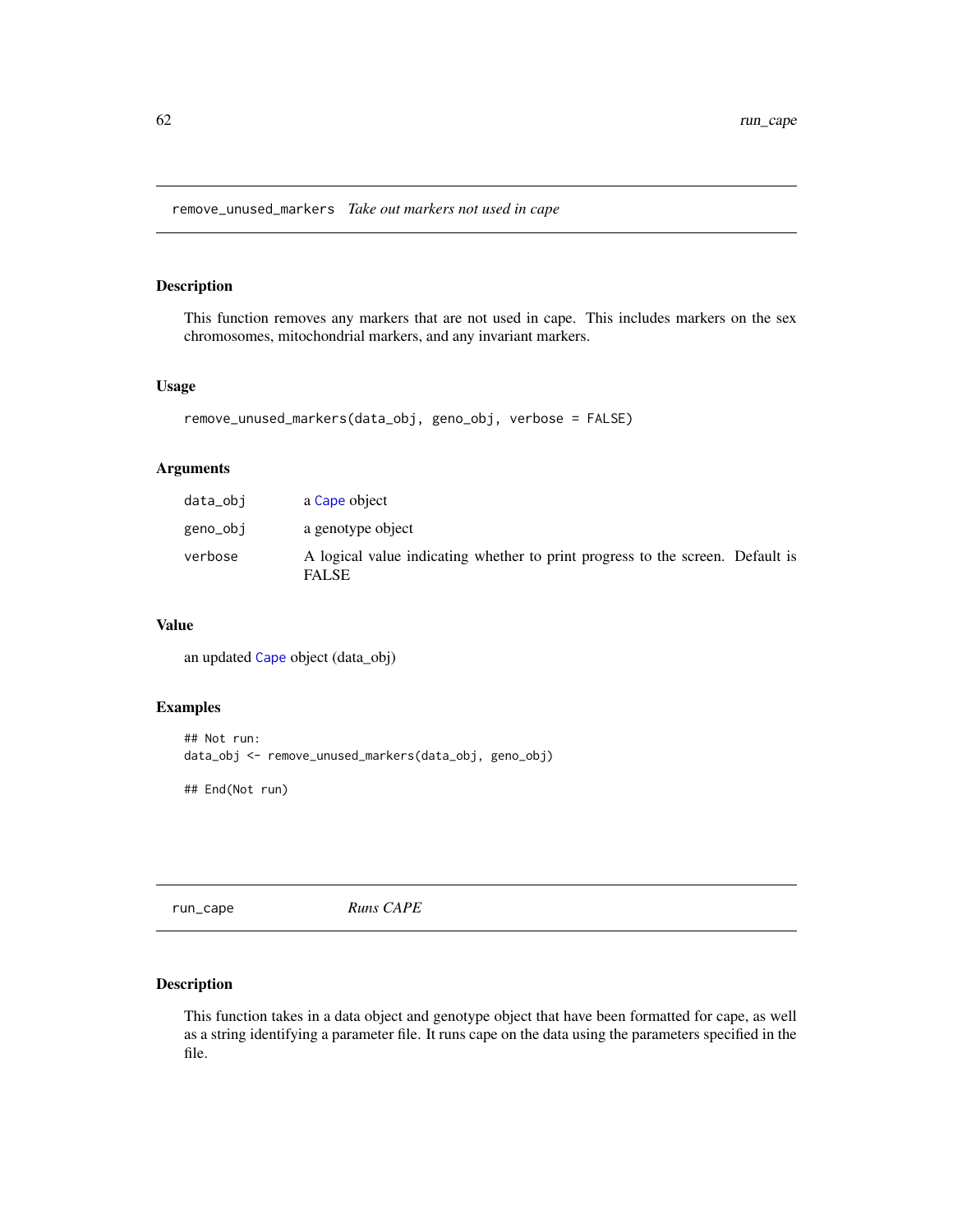## remove_unused_markers *Take out markers not used in cape*

### Description

This function removes any markers that are not used in cape. This includes markers on the sex chromosomes, mitochondrial markers, and any invariant markers.

### Usage

```
remove_unused_markers(data_obj, geno_obj, verbose = FALSE)
```

### Arguments

| | |
|---|---|
| data_obj | a Cape object |
| geno_obj | a genotype object |
| verbose | A logical value indicating whether to print progress to the screen. Default is FALSE |

### Value

an updated Cape object (data_obj)

### Examples

```
## Not run:
data_obj <- remove_unused_markers(data_obj, geno_obj)

## End(Not run)
```

## run_cape *Runs CAPE*

### Description

This function takes in a data object and genotype object that have been formatted for cape, as well as a string identifying a parameter file. It runs cape on the data using the parameters specified in the file.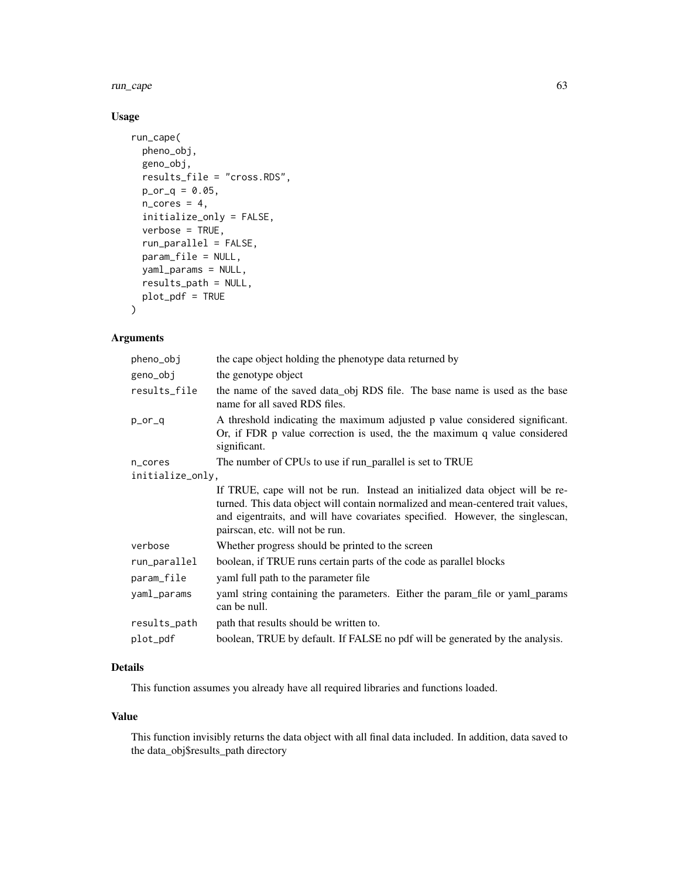## Usage

```
run_cape(
  pheno_obj,
  geno_obj,
  results_file = "cross.RDS",
  p_or_q = 0.05,
  n_cores = 4,
  initialize_only = FALSE,
  verbose = TRUE,
  run_parallel = FALSE,
  param_file = NULL,
  yaml_params = NULL,
  results_path = NULL,
  plot_pdf = TRUE
)
```

## Arguments

| | |
|---|---|
| pheno_obj | the cape object holding the phenotype data returned by |
| geno_obj | the genotype object |
| results_file | the name of the saved data_obj RDS file. The base name is used as the base name for all saved RDS files. |
| p_or_q | A threshold indicating the maximum adjusted p value considered significant. Or, if FDR p value correction is used, the the maximum q value considered significant. |
| n_cores | The number of CPUs to use if run_parallel is set to TRUE |
| initialize_only, | If TRUE, cape will not be run. Instead an initialized data object will be returned. This data object will contain normalized and mean-centered trait values, and eigentraits, and will have covariates specified. However, the singlescan, pairscan, etc. will not be run. |
| verbose | Whether progress should be printed to the screen |
| run_parallel | boolean, if TRUE runs certain parts of the code as parallel blocks |
| param_file | yaml full path to the parameter file |
| yaml_params | yaml string containing the parameters. Either the param_file or yaml_params can be null. |
| results_path | path that results should be written to. |
| plot_pdf | boolean, TRUE by default. If FALSE no pdf will be generated by the analysis. |

## Details

This function assumes you already have all required libraries and functions loaded.

## Value

This function invisibly returns the data object with all final data included. In addition, data saved to the data_obj$results_path directory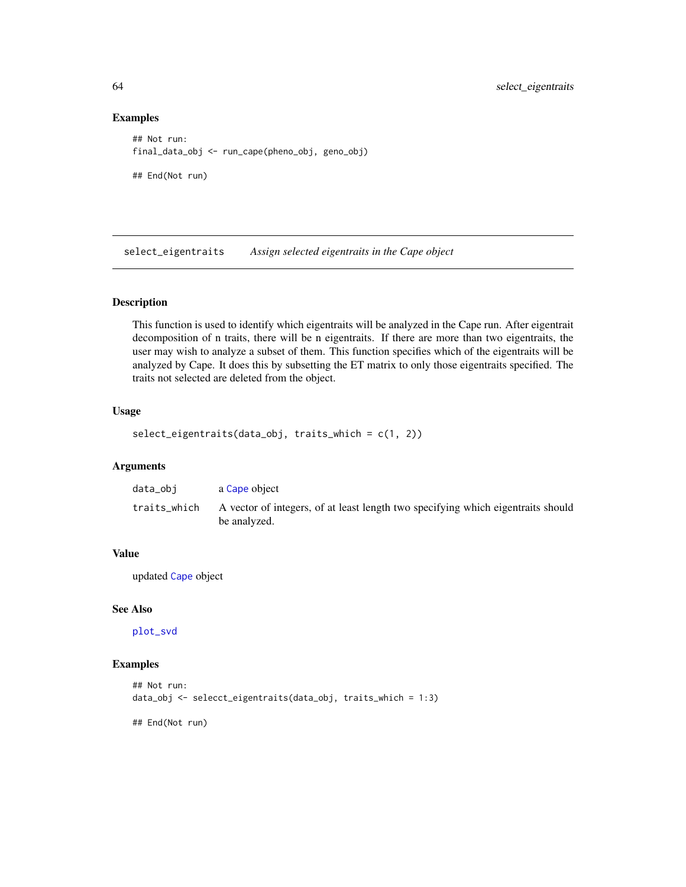## Examples

```
## Not run:
final_data_obj <- run_cape(pheno_obj, geno_obj)

## End(Not run)
```

---

# select_eigentraits *Assign selected eigentraits in the Cape object*

---

### Description

This function is used to identify which eigentraits will be analyzed in the Cape run. After eigentrait decomposition of n traits, there will be n eigentraits. If there are more than two eigentraits, the user may wish to analyze a subset of them. This function specifies which of the eigentraits will be analyzed by Cape. It does this by subsetting the ET matrix to only those eigentraits specified. The traits not selected are deleted from the object.

### Usage

```
select_eigentraits(data_obj, traits_which = c(1, 2))
```

### Arguments

| | |
|---|---|
| `data_obj` | a `Cape` object |
| `traits_which` | A vector of integers, of at least length two specifying which eigentraits should be analyzed. |

### Value

updated `Cape` object

### See Also

`plot_svd`

### Examples

```
## Not run:
data_obj <- selecct_eigentraits(data_obj, traits_which = 1:3)

## End(Not run)
```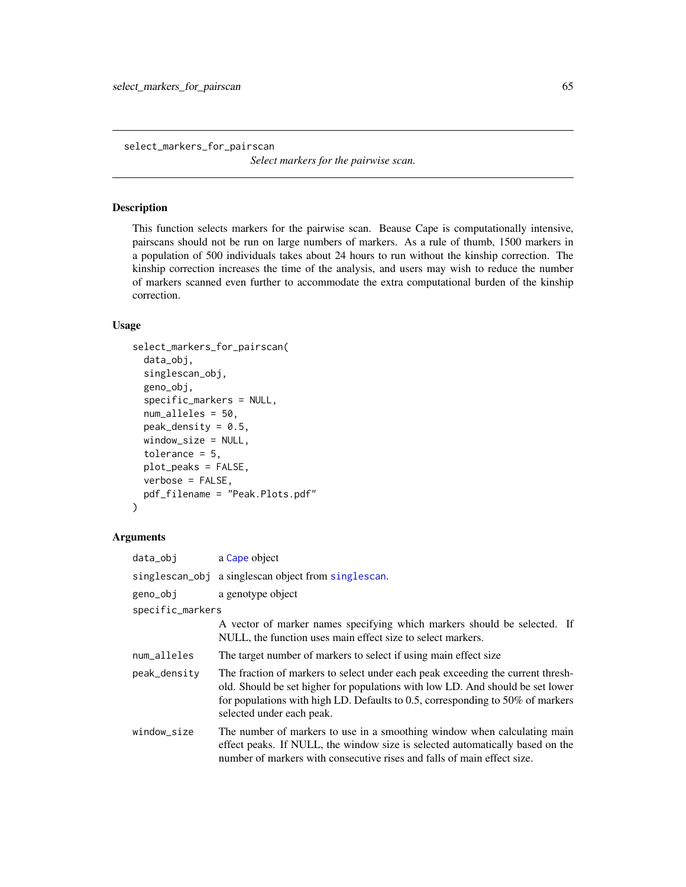# select_markers_for_pairscan

*Select markers for the pairwise scan.*

## Description

This function selects markers for the pairwise scan. Beause Cape is computationally intensive, pairscans should not be run on large numbers of markers. As a rule of thumb, 1500 markers in a population of 500 individuals takes about 24 hours to run without the kinship correction. The kinship correction increases the time of the analysis, and users may wish to reduce the number of markers scanned even further to accommodate the extra computational burden of the kinship correction.

## Usage

```
select_markers_for_pairscan(
  data_obj,
  singlescan_obj,
  geno_obj,
  specific_markers = NULL,
  num_alleles = 50,
  peak_density = 0.5,
  window_size = NULL,
  tolerance = 5,
  plot_peaks = FALSE,
  verbose = FALSE,
  pdf_filename = "Peak.Plots.pdf"
)
```

## Arguments

| | |
|---|---|
| `data_obj` | a Cape object |
| `singlescan_obj` | a singlescan object from singlescan. |
| `geno_obj` | a genotype object |
| `specific_markers` | A vector of marker names specifying which markers should be selected. If NULL, the function uses main effect size to select markers. |
| `num_alleles` | The target number of markers to select if using main effect size |
| `peak_density` | The fraction of markers to select under each peak exceeding the current threshold. Should be set higher for populations with low LD. And should be set lower for populations with high LD. Defaults to 0.5, corresponding to 50% of markers selected under each peak. |
| `window_size` | The number of markers to use in a smoothing window when calculating main effect peaks. If NULL, the window size is selected automatically based on the number of markers with consecutive rises and falls of main effect size. |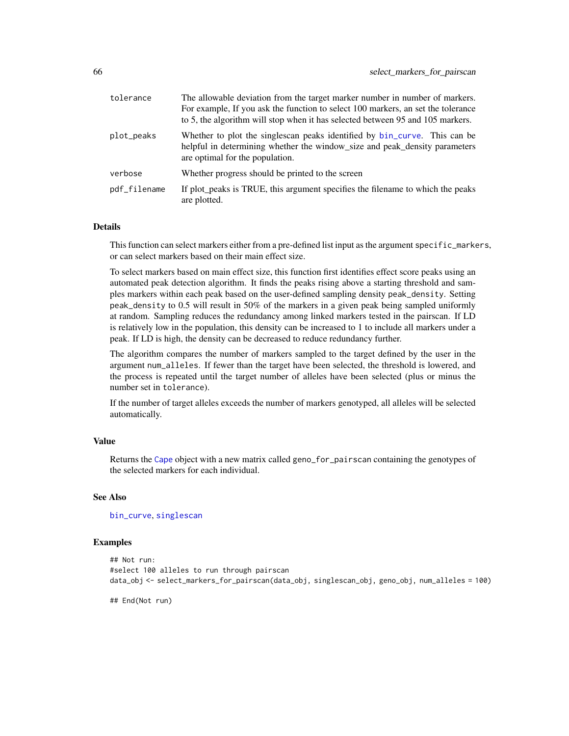| | |
|---|---|
| tolerance | The allowable deviation from the target marker number in number of markers. For example, If you ask the function to select 100 markers, an set the tolerance to 5, the algorithm will stop when it has selected between 95 and 105 markers. |
| plot_peaks | Whether to plot the singlescan peaks identified by bin_curve. This can be helpful in determining whether the window_size and peak_density parameters are optimal for the population. |
| verbose | Whether progress should be printed to the screen |
| pdf_filename | If plot_peaks is TRUE, this argument specifies the filename to which the peaks are plotted. |

## Details

This function can select markers either from a pre-defined list input as the argument specific_markers, or can select markers based on their main effect size.

To select markers based on main effect size, this function first identifies effect score peaks using an automated peak detection algorithm. It finds the peaks rising above a starting threshold and samples markers within each peak based on the user-defined sampling density peak_density. Setting peak_density to 0.5 will result in 50% of the markers in a given peak being sampled uniformly at random. Sampling reduces the redundancy among linked markers tested in the pairscan. If LD is relatively low in the population, this density can be increased to 1 to include all markers under a peak. If LD is high, the density can be decreased to reduce redundancy further.

The algorithm compares the number of markers sampled to the target defined by the user in the argument num_alleles. If fewer than the target have been selected, the threshold is lowered, and the process is repeated until the target number of alleles have been selected (plus or minus the number set in tolerance).

If the number of target alleles exceeds the number of markers genotyped, all alleles will be selected automatically.

## Value

Returns the Cape object with a new matrix called geno_for_pairscan containing the genotypes of the selected markers for each individual.

## See Also

bin_curve, singlescan

## Examples

```
## Not run:
#select 100 alleles to run through pairscan
data_obj <- select_markers_for_pairscan(data_obj, singlescan_obj, geno_obj, num_alleles = 100)

## End(Not run)
```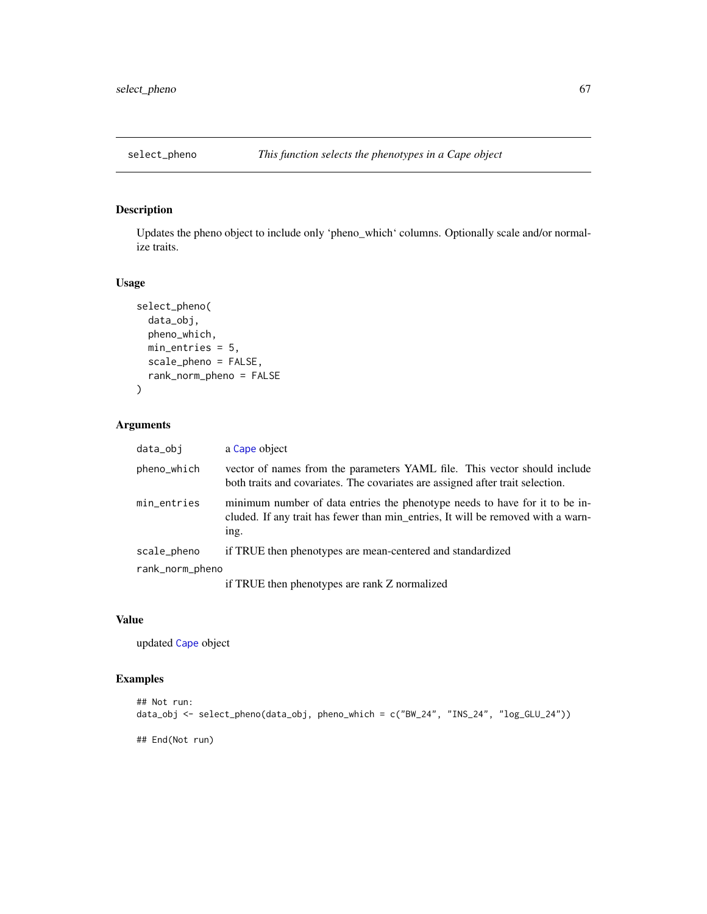# select_pheno — *This function selects the phenotypes in a Cape object*

## Description

Updates the pheno object to include only 'pheno_which' columns. Optionally scale and/or normalize traits.

## Usage

```
select_pheno(
  data_obj,
  pheno_which,
  min_entries = 5,
  scale_pheno = FALSE,
  rank_norm_pheno = FALSE
)
```

## Arguments

| Argument | Description |
|---|---|
| `data_obj` | a Cape object |
| `pheno_which` | vector of names from the parameters YAML file. This vector should include both traits and covariates. The covariates are assigned after trait selection. |
| `min_entries` | minimum number of data entries the phenotype needs to have for it to be included. If any trait has fewer than min_entries, It will be removed with a warning. |
| `scale_pheno` | if TRUE then phenotypes are mean-centered and standardized |
| `rank_norm_pheno` | if TRUE then phenotypes are rank Z normalized |

## Value

updated Cape object

## Examples

```
## Not run:
data_obj <- select_pheno(data_obj, pheno_which = c("BW_24", "INS_24", "log_GLU_24"))

## End(Not run)
```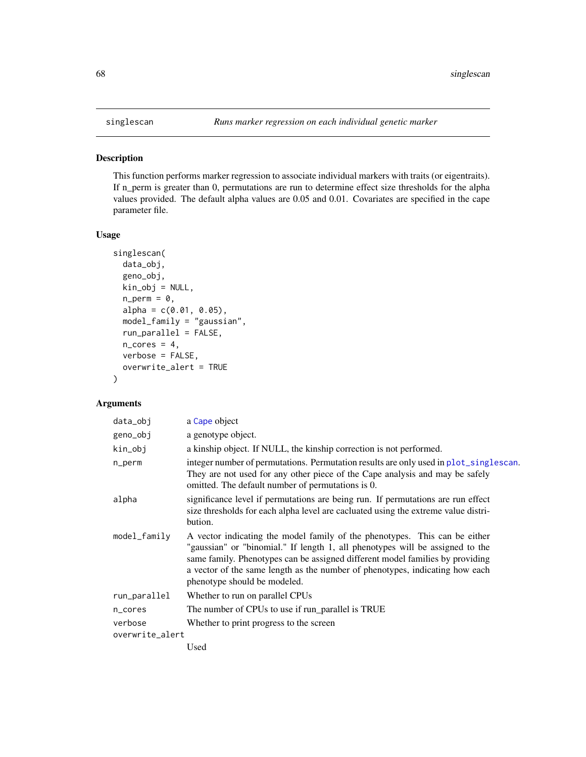## singlescan — *Runs marker regression on each individual genetic marker*

### Description

This function performs marker regression to associate individual markers with traits (or eigentraits). If n_perm is greater than 0, permutations are run to determine effect size thresholds for the alpha values provided. The default alpha values are 0.05 and 0.01. Covariates are specified in the cape parameter file.

### Usage

```
singlescan(
  data_obj,
  geno_obj,
  kin_obj = NULL,
  n_perm = 0,
  alpha = c(0.01, 0.05),
  model_family = "gaussian",
  run_parallel = FALSE,
  n_cores = 4,
  verbose = FALSE,
  overwrite_alert = TRUE
)
```

### Arguments

| | |
|---|---|
| `data_obj` | a Cape object |
| `geno_obj` | a genotype object. |
| `kin_obj` | a kinship object. If NULL, the kinship correction is not performed. |
| `n_perm` | integer number of permutations. Permutation results are only used in plot_singlescan. They are not used for any other piece of the Cape analysis and may be safely omitted. The default number of permutations is 0. |
| `alpha` | significance level if permutations are being run. If permutations are run effect size thresholds for each alpha level are cacluated using the extreme value distribution. |
| `model_family` | A vector indicating the model family of the phenotypes. This can be either "gaussian" or "binomial." If length 1, all phenotypes will be assigned to the same family. Phenotypes can be assigned different model families by providing a vector of the same length as the number of phenotypes, indicating how each phenotype should be modeled. |
| `run_parallel` | Whether to run on parallel CPUs |
| `n_cores` | The number of CPUs to use if run_parallel is TRUE |
| `verbose` | Whether to print progress to the screen |
| `overwrite_alert` | Used |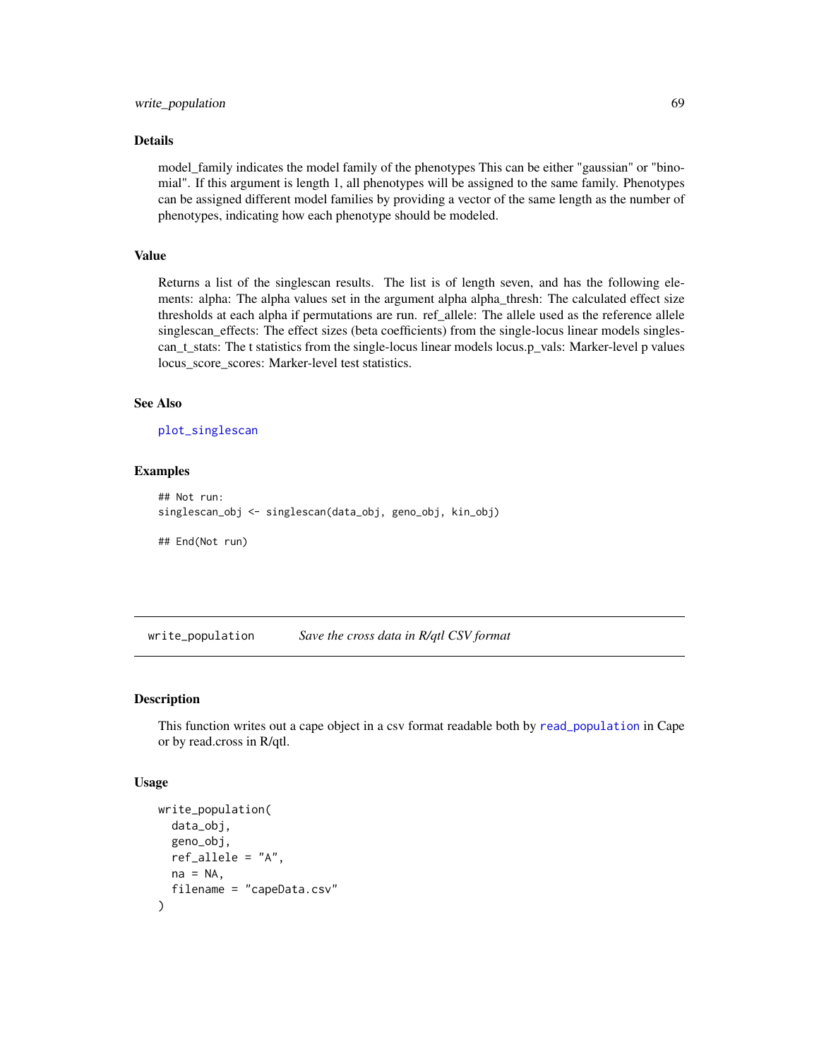## Details

model_family indicates the model family of the phenotypes This can be either "gaussian" or "binomial". If this argument is length 1, all phenotypes will be assigned to the same family. Phenotypes can be assigned different model families by providing a vector of the same length as the number of phenotypes, indicating how each phenotype should be modeled.

## Value

Returns a list of the singlescan results. The list is of length seven, and has the following elements: alpha: The alpha values set in the argument alpha alpha_thresh: The calculated effect size thresholds at each alpha if permutations are run. ref_allele: The allele used as the reference allele singlescan_effects: The effect sizes (beta coefficients) from the single-locus linear models singlescan_t_stats: The t statistics from the single-locus linear models locus.p_vals: Marker-level p values locus_score_scores: Marker-level test statistics.

## See Also

`plot_singlescan`

## Examples

```
## Not run:
singlescan_obj <- singlescan(data_obj, geno_obj, kin_obj)

## End(Not run)
```

---

# write_population    *Save the cross data in R/qtl CSV format*

## Description

This function writes out a cape object in a csv format readable both by `read_population` in Cape or by read.cross in R/qtl.

## Usage

```
write_population(
  data_obj,
  geno_obj,
  ref_allele = "A",
  na = NA,
  filename = "capeData.csv"
)
```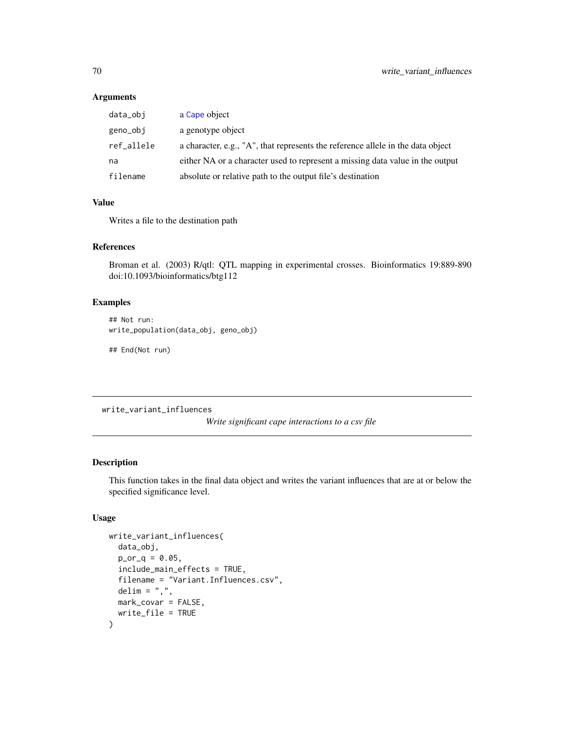### Arguments

| | |
|---|---|
| data_obj | a Cape object |
| geno_obj | a genotype object |
| ref_allele | a character, e.g., "A", that represents the reference allele in the data object |
| na | either NA or a character used to represent a missing data value in the output |
| filename | absolute or relative path to the output file's destination |

### Value

Writes a file to the destination path

### References

Broman et al. (2003) R/qtl: QTL mapping in experimental crosses. Bioinformatics 19:889-890 doi:10.1093/bioinformatics/btg112

### Examples

```
## Not run:
write_population(data_obj, geno_obj)

## End(Not run)
```

---

## write_variant_influences

*Write significant cape interactions to a csv file*

---

### Description

This function takes in the final data object and writes the variant influences that are at or below the specified significance level.

### Usage

```
write_variant_influences(
  data_obj,
  p_or_q = 0.05,
  include_main_effects = TRUE,
  filename = "Variant.Influences.csv",
  delim = ",",
  mark_covar = FALSE,
  write_file = TRUE
)
```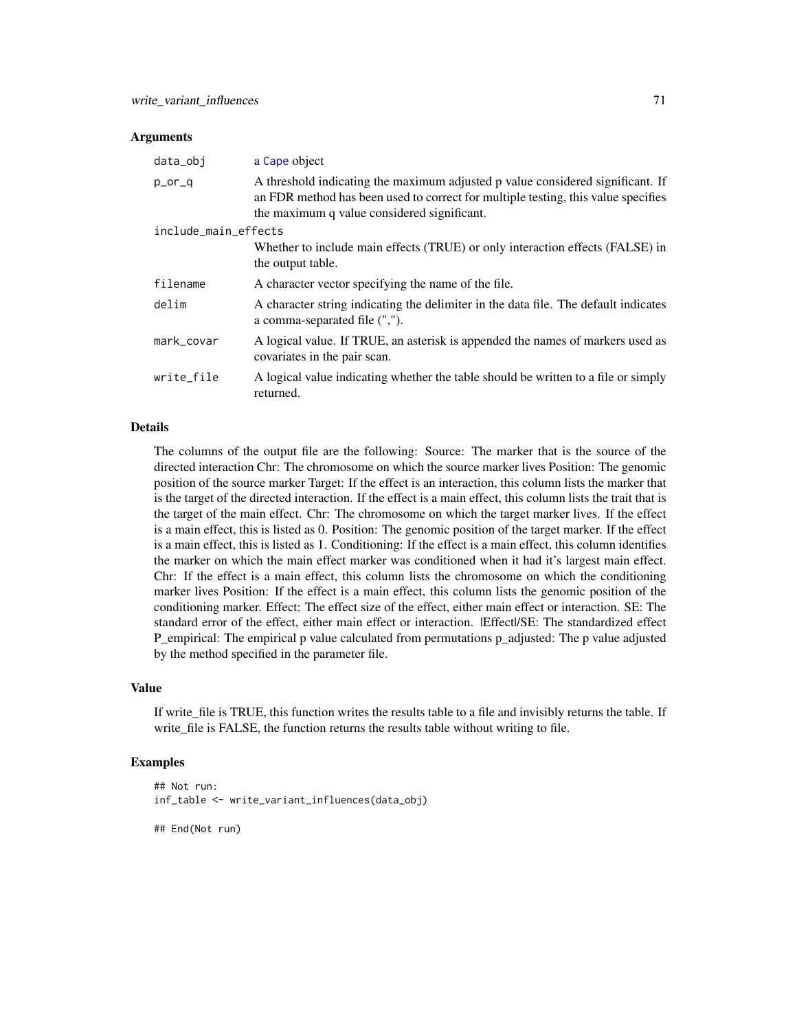### Arguments

| | |
|---|---|
| data_obj | a Cape object |
| p_or_q | A threshold indicating the maximum adjusted p value considered significant. If an FDR method has been used to correct for multiple testing, this value specifies the maximum q value considered significant. |
| include_main_effects | Whether to include main effects (TRUE) or only interaction effects (FALSE) in the output table. |
| filename | A character vector specifying the name of the file. |
| delim | A character string indicating the delimiter in the data file. The default indicates a comma-separated file (","). |
| mark_covar | A logical value. If TRUE, an asterisk is appended the names of markers used as covariates in the pair scan. |
| write_file | A logical value indicating whether the table should be written to a file or simply returned. |

### Details

The columns of the output file are the following: Source: The marker that is the source of the directed interaction Chr: The chromosome on which the source marker lives Position: The genomic position of the source marker Target: If the effect is an interaction, this column lists the marker that is the target of the directed interaction. If the effect is a main effect, this column lists the trait that is the target of the main effect. Chr: The chromosome on which the target marker lives. If the effect is a main effect, this is listed as 0. Position: The genomic position of the target marker. If the effect is a main effect, this is listed as 1. Conditioning: If the effect is a main effect, this column identifies the marker on which the main effect marker was conditioned when it had it's largest main effect. Chr: If the effect is a main effect, this column lists the chromosome on which the conditioning marker lives Position: If the effect is a main effect, this column lists the genomic position of the conditioning marker. Effect: The effect size of the effect, either main effect or interaction. SE: The standard error of the effect, either main effect or interaction. |Effect|/SE: The standardized effect P_empirical: The empirical p value calculated from permutations p_adjusted: The p value adjusted by the method specified in the parameter file.

### Value

If write_file is TRUE, this function writes the results table to a file and invisibly returns the table. If write_file is FALSE, the function returns the results table without writing to file.

### Examples

```
## Not run:
inf_table <- write_variant_influences(data_obj)

## End(Not run)
```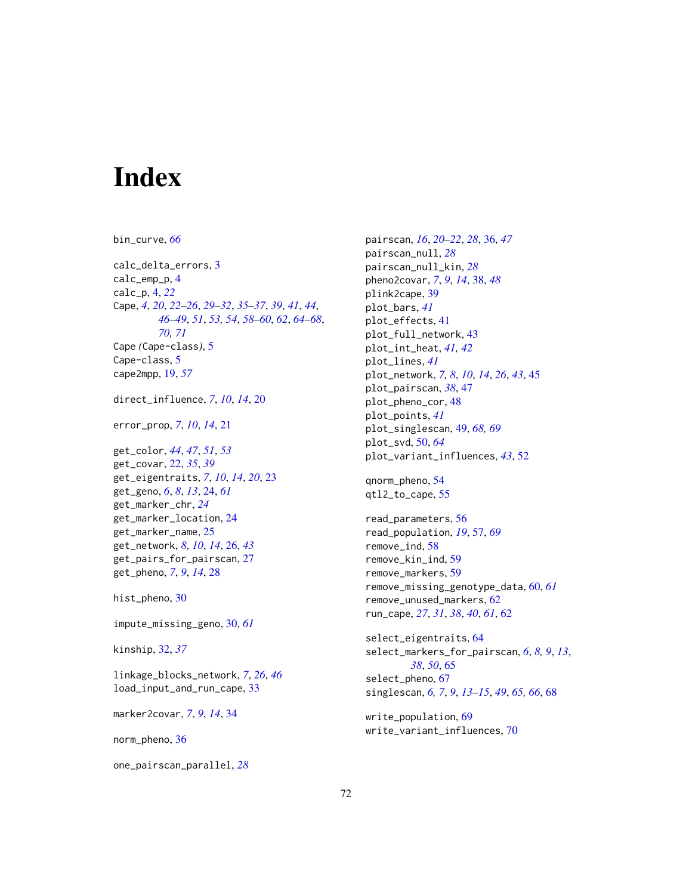# Index

bin_curve, *66*

calc_delta_errors, 3
calc_emp_p, 4
calc_p, 4, *22*
Cape, *4*, *20*, *22–26*, *29–32*, *35–37*, *39*, *41*, *44*, *46–49*, *51*, *53, 54*, *58–60*, *62*, *64–68*, *70, 71*
Cape (Cape-class), 5
Cape-class, 5
cape2mpp, 19, *57*

direct_influence, *7*, *10*, *14*, 20

error_prop, *7*, *10*, *14*, 21

get_color, *44*, *47*, *51*, *53*
get_covar, 22, *35*, *39*
get_eigentraits, *7*, *10*, *14*, *20*, 23
get_geno, *6*, *8*, *13*, 24, *61*
get_marker_chr, *24*
get_marker_location, 24
get_marker_name, 25
get_network, *8*, *10*, *14*, 26, *43*
get_pairs_for_pairscan, 27
get_pheno, *7*, *9*, *14*, 28

hist_pheno, 30

impute_missing_geno, 30, *61*

kinship, 32, *37*

linkage_blocks_network, *7*, *26*, *46*
load_input_and_run_cape, 33

marker2covar, *7*, *9*, *14*, 34

norm_pheno, 36

one_pairscan_parallel, *28*

pairscan, *16*, *20–22*, *28*, 36, *47*
pairscan_null, *28*
pairscan_null_kin, *28*
pheno2covar, *7*, *9*, *14*, 38, *48*
plink2cape, 39
plot_bars, *41*
plot_effects, 41
plot_full_network, 43
plot_int_heat, *41, 42*
plot_lines, *41*
plot_network, *7, 8*, *10*, *14*, *26*, *43*, 45
plot_pairscan, *38*, 47
plot_pheno_cor, 48
plot_points, *41*
plot_singlescan, 49, *68, 69*
plot_svd, 50, *64*
plot_variant_influences, *43*, 52

qnorm_pheno, 54
qtl2_to_cape, 55

read_parameters, 56
read_population, *19*, 57, *69*
remove_ind, 58
remove_kin_ind, 59
remove_markers, 59
remove_missing_genotype_data, 60, *61*
remove_unused_markers, 62
run_cape, *27*, *31*, *38*, *40*, *61*, 62

select_eigentraits, 64
select_markers_for_pairscan, *6*, *8, 9*, *13*, *38*, *50*, 65
select_pheno, 67
singlescan, *6, 7*, *9*, *13–15*, *49*, *65, 66*, 68

write_population, 69
write_variant_influences, 70